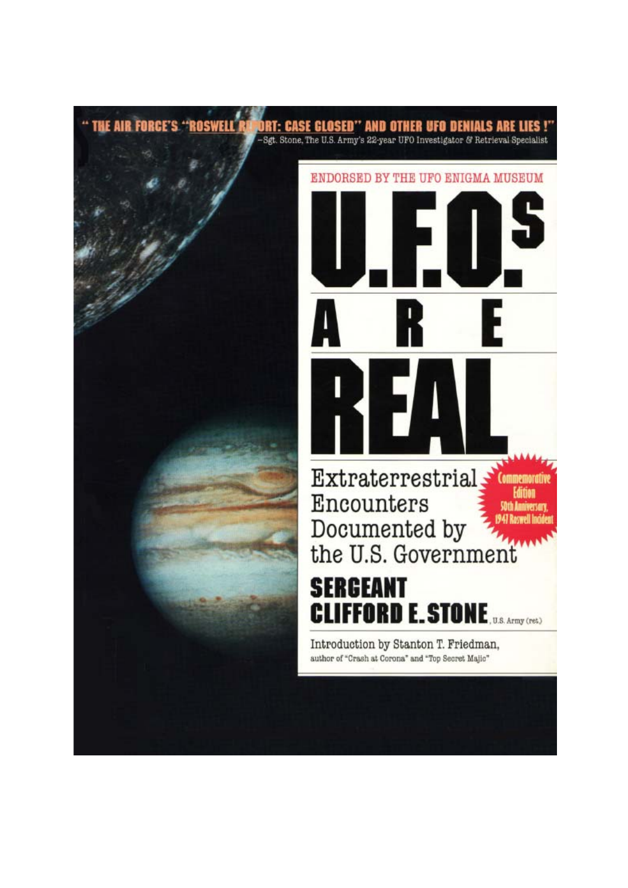" THE AIR FORCE'S "ROSWELL REPORT: CASE CLOSED" AND OTHER UFO DENIALS ARE LIES !"

—Sgt. Stone, The U.S. Army's 22-year UFO Investigator & Retrieval Specialist

ENDORSED BY THE UFO ENIGMA MUSEUM

# U.F.O.s ARE REAL

## Extraterrestrial Encounters Documented by the U.S. Government

Commemorative Edition 50th Anniversary, 1947 Roswell Incident

**SERGEANT CLIFFORD E. STONE**, U.S. Army (ret.)

Introduction by Stanton T. Friedman, author of "Crash at Corona" and "Top Secret Majic"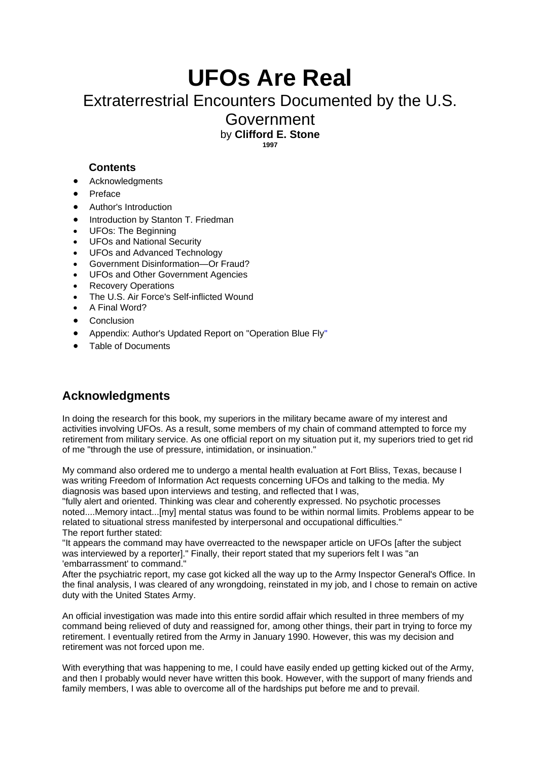# UFOs Are Real

Extraterrestrial Encounters Documented by the U.S. Government

by **Clifford E. Stone**

**1997**

### Contents

- Acknowledgments
- Preface
- Author's Introduction
- Introduction by Stanton T. Friedman
- UFOs: The Beginning
- UFOs and National Security
- UFOs and Advanced Technology
- Government Disinformation—Or Fraud?
- UFOs and Other Government Agencies
- Recovery Operations
- The U.S. Air Force's Self-inflicted Wound
- A Final Word?
- Conclusion
- Appendix: Author's Updated Report on "Operation Blue Fly"
- Table of Documents

## Acknowledgments

In doing the research for this book, my superiors in the military became aware of my interest and activities involving UFOs. As a result, some members of my chain of command attempted to force my retirement from military service. As one official report on my situation put it, my superiors tried to get rid of me "through the use of pressure, intimidation, or insinuation."

My command also ordered me to undergo a mental health evaluation at Fort Bliss, Texas, because I was writing Freedom of Information Act requests concerning UFOs and talking to the media. My diagnosis was based upon interviews and testing, and reflected that I was,

"fully alert and oriented. Thinking was clear and coherently expressed. No psychotic processes noted....Memory intact...[my] mental status was found to be within normal limits. Problems appear to be related to situational stress manifested by interpersonal and occupational difficulties."

The report further stated:

"It appears the command may have overreacted to the newspaper article on UFOs [after the subject was interviewed by a reporter]." Finally, their report stated that my superiors felt I was "an 'embarrassment' to command."

After the psychiatric report, my case got kicked all the way up to the Army Inspector General's Office. In the final analysis, I was cleared of any wrongdoing, reinstated in my job, and I chose to remain on active duty with the United States Army.

An official investigation was made into this entire sordid affair which resulted in three members of my command being relieved of duty and reassigned for, among other things, their part in trying to force my retirement. I eventually retired from the Army in January 1990. However, this was my decision and retirement was not forced upon me.

With everything that was happening to me, I could have easily ended up getting kicked out of the Army, and then I probably would never have written this book. However, with the support of many friends and family members, I was able to overcome all of the hardships put before me and to prevail.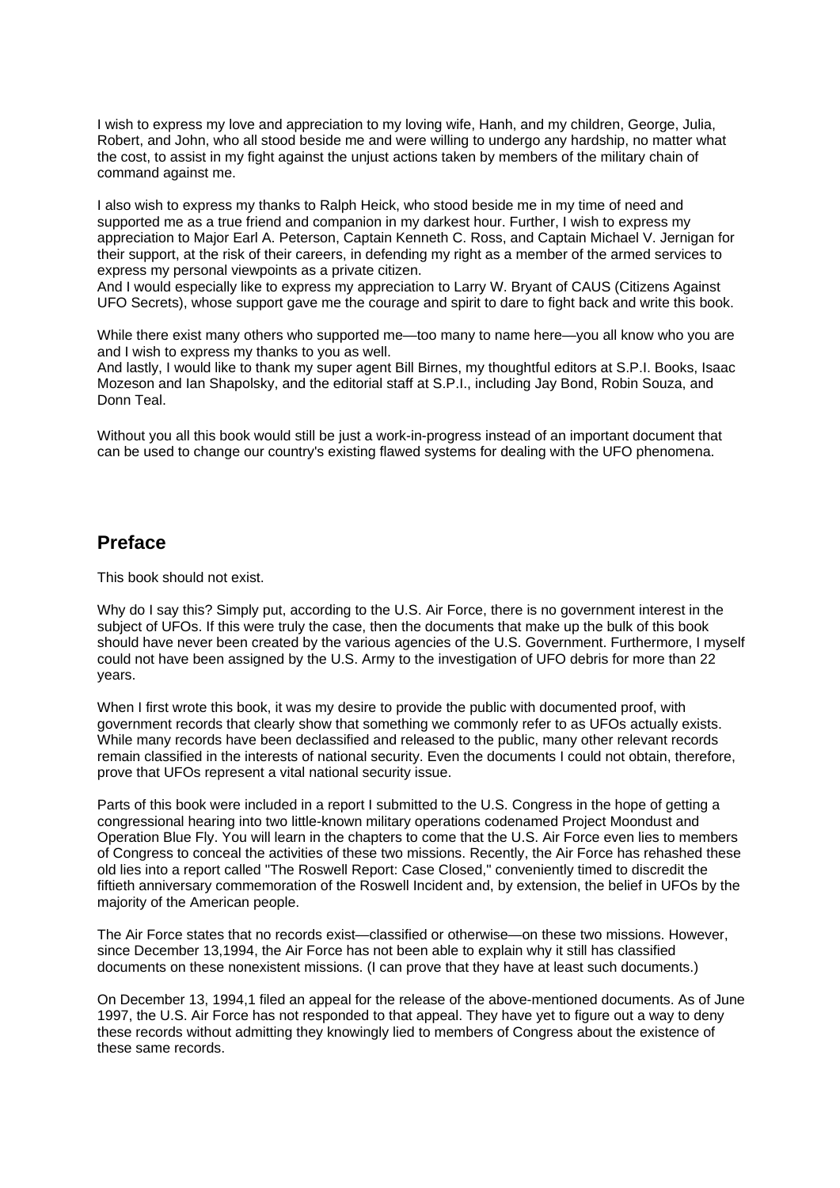I wish to express my love and appreciation to my loving wife, Hanh, and my children, George, Julia, Robert, and John, who all stood beside me and were willing to undergo any hardship, no matter what the cost, to assist in my fight against the unjust actions taken by members of the military chain of command against me.

I also wish to express my thanks to Ralph Heick, who stood beside me in my time of need and supported me as a true friend and companion in my darkest hour. Further, I wish to express my appreciation to Major Earl A. Peterson, Captain Kenneth C. Ross, and Captain Michael V. Jernigan for their support, at the risk of their careers, in defending my right as a member of the armed services to express my personal viewpoints as a private citizen.
And I would especially like to express my appreciation to Larry W. Bryant of CAUS (Citizens Against UFO Secrets), whose support gave me the courage and spirit to dare to fight back and write this book.

While there exist many others who supported me—too many to name here—you all know who you are and I wish to express my thanks to you as well.
And lastly, I would like to thank my super agent Bill Birnes, my thoughtful editors at S.P.I. Books, Isaac Mozeson and Ian Shapolsky, and the editorial staff at S.P.I., including Jay Bond, Robin Souza, and Donn Teal.

Without you all this book would still be just a work-in-progress instead of an important document that can be used to change our country's existing flawed systems for dealing with the UFO phenomena.

## Preface

This book should not exist.

Why do I say this? Simply put, according to the U.S. Air Force, there is no government interest in the subject of UFOs. If this were truly the case, then the documents that make up the bulk of this book should have never been created by the various agencies of the U.S. Government. Furthermore, I myself could not have been assigned by the U.S. Army to the investigation of UFO debris for more than 22 years.

When I first wrote this book, it was my desire to provide the public with documented proof, with government records that clearly show that something we commonly refer to as UFOs actually exists. While many records have been declassified and released to the public, many other relevant records remain classified in the interests of national security. Even the documents I could not obtain, therefore, prove that UFOs represent a vital national security issue.

Parts of this book were included in a report I submitted to the U.S. Congress in the hope of getting a congressional hearing into two little-known military operations codenamed Project Moondust and Operation Blue Fly. You will learn in the chapters to come that the U.S. Air Force even lies to members of Congress to conceal the activities of these two missions. Recently, the Air Force has rehashed these old lies into a report called "The Roswell Report: Case Closed," conveniently timed to discredit the fiftieth anniversary commemoration of the Roswell Incident and, by extension, the belief in UFOs by the majority of the American people.

The Air Force states that no records exist—classified or otherwise—on these two missions. However, since December 13,1994, the Air Force has not been able to explain why it still has classified documents on these nonexistent missions. (I can prove that they have at least such documents.)

On December 13, 1994,1 filed an appeal for the release of the above-mentioned documents. As of June 1997, the U.S. Air Force has not responded to that appeal. They have yet to figure out a way to deny these records without admitting they knowingly lied to members of Congress about the existence of these same records.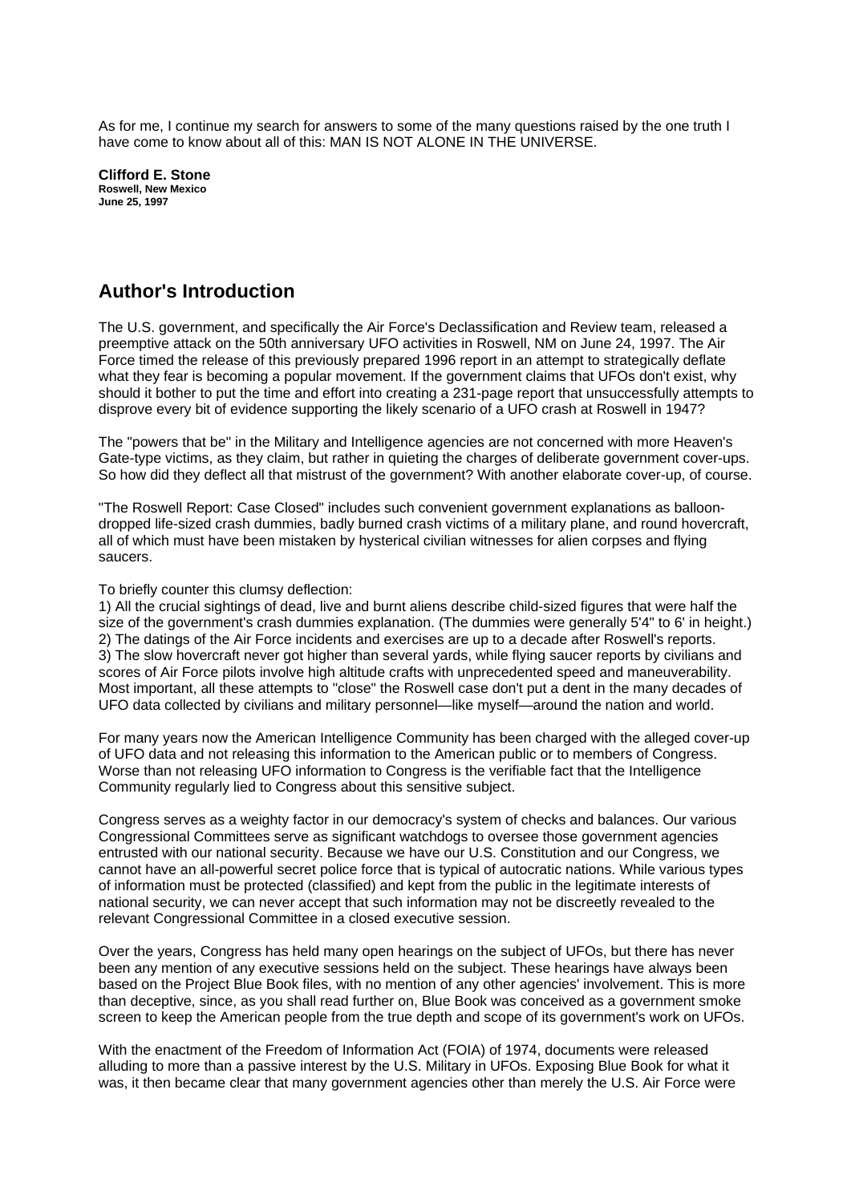As for me, I continue my search for answers to some of the many questions raised by the one truth I have come to know about all of this: MAN IS NOT ALONE IN THE UNIVERSE.

**Clifford E. Stone**
**Roswell, New Mexico**
**June 25, 1997**

## Author's Introduction

The U.S. government, and specifically the Air Force's Declassification and Review team, released a preemptive attack on the 50th anniversary UFO activities in Roswell, NM on June 24, 1997. The Air Force timed the release of this previously prepared 1996 report in an attempt to strategically deflate what they fear is becoming a popular movement. If the government claims that UFOs don't exist, why should it bother to put the time and effort into creating a 231-page report that unsuccessfully attempts to disprove every bit of evidence supporting the likely scenario of a UFO crash at Roswell in 1947?

The "powers that be" in the Military and Intelligence agencies are not concerned with more Heaven's Gate-type victims, as they claim, but rather in quieting the charges of deliberate government cover-ups. So how did they deflect all that mistrust of the government? With another elaborate cover-up, of course.

"The Roswell Report: Case Closed" includes such convenient government explanations as balloon-dropped life-sized crash dummies, badly burned crash victims of a military plane, and round hovercraft, all of which must have been mistaken by hysterical civilian witnesses for alien corpses and flying saucers.

To briefly counter this clumsy deflection:
1) All the crucial sightings of dead, live and burnt aliens describe child-sized figures that were half the size of the government's crash dummies explanation. (The dummies were generally 5'4" to 6' in height.)
2) The datings of the Air Force incidents and exercises are up to a decade after Roswell's reports.
3) The slow hovercraft never got higher than several yards, while flying saucer reports by civilians and scores of Air Force pilots involve high altitude crafts with unprecedented speed and maneuverability.
Most important, all these attempts to "close" the Roswell case don't put a dent in the many decades of UFO data collected by civilians and military personnel—like myself—around the nation and world.

For many years now the American Intelligence Community has been charged with the alleged cover-up of UFO data and not releasing this information to the American public or to members of Congress. Worse than not releasing UFO information to Congress is the verifiable fact that the Intelligence Community regularly lied to Congress about this sensitive subject.

Congress serves as a weighty factor in our democracy's system of checks and balances. Our various Congressional Committees serve as significant watchdogs to oversee those government agencies entrusted with our national security. Because we have our U.S. Constitution and our Congress, we cannot have an all-powerful secret police force that is typical of autocratic nations. While various types of information must be protected (classified) and kept from the public in the legitimate interests of national security, we can never accept that such information may not be discreetly revealed to the relevant Congressional Committee in a closed executive session.

Over the years, Congress has held many open hearings on the subject of UFOs, but there has never been any mention of any executive sessions held on the subject. These hearings have always been based on the Project Blue Book files, with no mention of any other agencies' involvement. This is more than deceptive, since, as you shall read further on, Blue Book was conceived as a government smoke screen to keep the American people from the true depth and scope of its government's work on UFOs.

With the enactment of the Freedom of Information Act (FOIA) of 1974, documents were released alluding to more than a passive interest by the U.S. Military in UFOs. Exposing Blue Book for what it was, it then became clear that many government agencies other than merely the U.S. Air Force were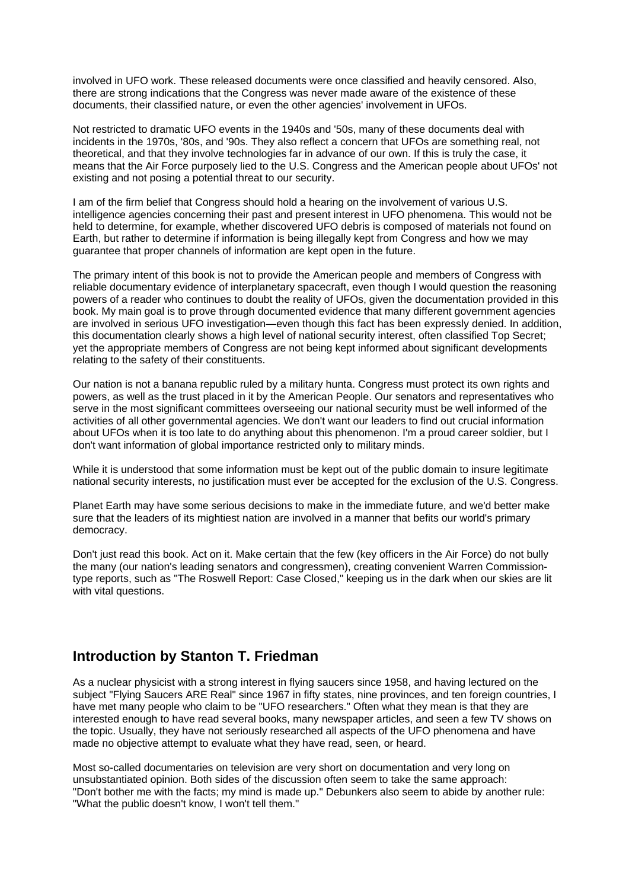involved in UFO work. These released documents were once classified and heavily censored. Also, there are strong indications that the Congress was never made aware of the existence of these documents, their classified nature, or even the other agencies' involvement in UFOs.

Not restricted to dramatic UFO events in the 1940s and '50s, many of these documents deal with incidents in the 1970s, '80s, and '90s. They also reflect a concern that UFOs are something real, not theoretical, and that they involve technologies far in advance of our own. If this is truly the case, it means that the Air Force purposely lied to the U.S. Congress and the American people about UFOs' not existing and not posing a potential threat to our security.

I am of the firm belief that Congress should hold a hearing on the involvement of various U.S. intelligence agencies concerning their past and present interest in UFO phenomena. This would not be held to determine, for example, whether discovered UFO debris is composed of materials not found on Earth, but rather to determine if information is being illegally kept from Congress and how we may guarantee that proper channels of information are kept open in the future.

The primary intent of this book is not to provide the American people and members of Congress with reliable documentary evidence of interplanetary spacecraft, even though I would question the reasoning powers of a reader who continues to doubt the reality of UFOs, given the documentation provided in this book. My main goal is to prove through documented evidence that many different government agencies are involved in serious UFO investigation—even though this fact has been expressly denied. In addition, this documentation clearly shows a high level of national security interest, often classified Top Secret; yet the appropriate members of Congress are not being kept informed about significant developments relating to the safety of their constituents.

Our nation is not a banana republic ruled by a military hunta. Congress must protect its own rights and powers, as well as the trust placed in it by the American People. Our senators and representatives who serve in the most significant committees overseeing our national security must be well informed of the activities of all other governmental agencies. We don't want our leaders to find out crucial information about UFOs when it is too late to do anything about this phenomenon. I'm a proud career soldier, but I don't want information of global importance restricted only to military minds.

While it is understood that some information must be kept out of the public domain to insure legitimate national security interests, no justification must ever be accepted for the exclusion of the U.S. Congress.

Planet Earth may have some serious decisions to make in the immediate future, and we'd better make sure that the leaders of its mightiest nation are involved in a manner that befits our world's primary democracy.

Don't just read this book. Act on it. Make certain that the few (key officers in the Air Force) do not bully the many (our nation's leading senators and congressmen), creating convenient Warren Commission-type reports, such as "The Roswell Report: Case Closed," keeping us in the dark when our skies are lit with vital questions.

## Introduction by Stanton T. Friedman

As a nuclear physicist with a strong interest in flying saucers since 1958, and having lectured on the subject "Flying Saucers ARE Real" since 1967 in fifty states, nine provinces, and ten foreign countries, I have met many people who claim to be "UFO researchers." Often what they mean is that they are interested enough to have read several books, many newspaper articles, and seen a few TV shows on the topic. Usually, they have not seriously researched all aspects of the UFO phenomena and have made no objective attempt to evaluate what they have read, seen, or heard.

Most so-called documentaries on television are very short on documentation and very long on unsubstantiated opinion. Both sides of the discussion often seem to take the same approach: "Don't bother me with the facts; my mind is made up." Debunkers also seem to abide by another rule: "What the public doesn't know, I won't tell them."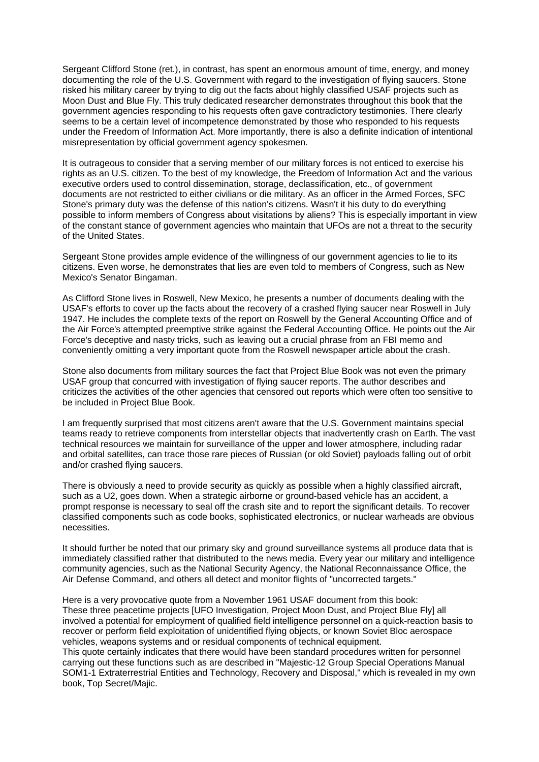Sergeant Clifford Stone (ret.), in contrast, has spent an enormous amount of time, energy, and money documenting the role of the U.S. Government with regard to the investigation of flying saucers. Stone risked his military career by trying to dig out the facts about highly classified USAF projects such as Moon Dust and Blue Fly. This truly dedicated researcher demonstrates throughout this book that the government agencies responding to his requests often gave contradictory testimonies. There clearly seems to be a certain level of incompetence demonstrated by those who responded to his requests under the Freedom of Information Act. More importantly, there is also a definite indication of intentional misrepresentation by official government agency spokesmen.

It is outrageous to consider that a serving member of our military forces is not enticed to exercise his rights as an U.S. citizen. To the best of my knowledge, the Freedom of Information Act and the various executive orders used to control dissemination, storage, declassification, etc., of government documents are not restricted to either civilians or die military. As an officer in the Armed Forces, SFC Stone's primary duty was the defense of this nation's citizens. Wasn't it his duty to do everything possible to inform members of Congress about visitations by aliens? This is especially important in view of the constant stance of government agencies who maintain that UFOs are not a threat to the security of the United States.

Sergeant Stone provides ample evidence of the willingness of our government agencies to lie to its citizens. Even worse, he demonstrates that lies are even told to members of Congress, such as New Mexico's Senator Bingaman.

As Clifford Stone lives in Roswell, New Mexico, he presents a number of documents dealing with the USAF's efforts to cover up the facts about the recovery of a crashed flying saucer near Roswell in July 1947. He includes the complete texts of the report on Roswell by the General Accounting Office and of the Air Force's attempted preemptive strike against the Federal Accounting Office. He points out the Air Force's deceptive and nasty tricks, such as leaving out a crucial phrase from an FBI memo and conveniently omitting a very important quote from the Roswell newspaper article about the crash.

Stone also documents from military sources the fact that Project Blue Book was not even the primary USAF group that concurred with investigation of flying saucer reports. The author describes and criticizes the activities of the other agencies that censored out reports which were often too sensitive to be included in Project Blue Book.

I am frequently surprised that most citizens aren't aware that the U.S. Government maintains special teams ready to retrieve components from interstellar objects that inadvertently crash on Earth. The vast technical resources we maintain for surveillance of the upper and lower atmosphere, including radar and orbital satellites, can trace those rare pieces of Russian (or old Soviet) payloads falling out of orbit and/or crashed flying saucers.

There is obviously a need to provide security as quickly as possible when a highly classified aircraft, such as a U2, goes down. When a strategic airborne or ground-based vehicle has an accident, a prompt response is necessary to seal off the crash site and to report the significant details. To recover classified components such as code books, sophisticated electronics, or nuclear warheads are obvious necessities.

It should further be noted that our primary sky and ground surveillance systems all produce data that is immediately classified rather that distributed to the news media. Every year our military and intelligence community agencies, such as the National Security Agency, the National Reconnaissance Office, the Air Defense Command, and others all detect and monitor flights of "uncorrected targets."

Here is a very provocative quote from a November 1961 USAF document from this book:
These three peacetime projects [UFO Investigation, Project Moon Dust, and Project Blue Fly] all involved a potential for employment of qualified field intelligence personnel on a quick-reaction basis to recover or perform field exploitation of unidentified flying objects, or known Soviet Bloc aerospace vehicles, weapons systems and or residual components of technical equipment.
This quote certainly indicates that there would have been standard procedures written for personnel carrying out these functions such as are described in "Majestic-12 Group Special Operations Manual SOM1-1 Extraterrestrial Entities and Technology, Recovery and Disposal," which is revealed in my own book, Top Secret/Majic.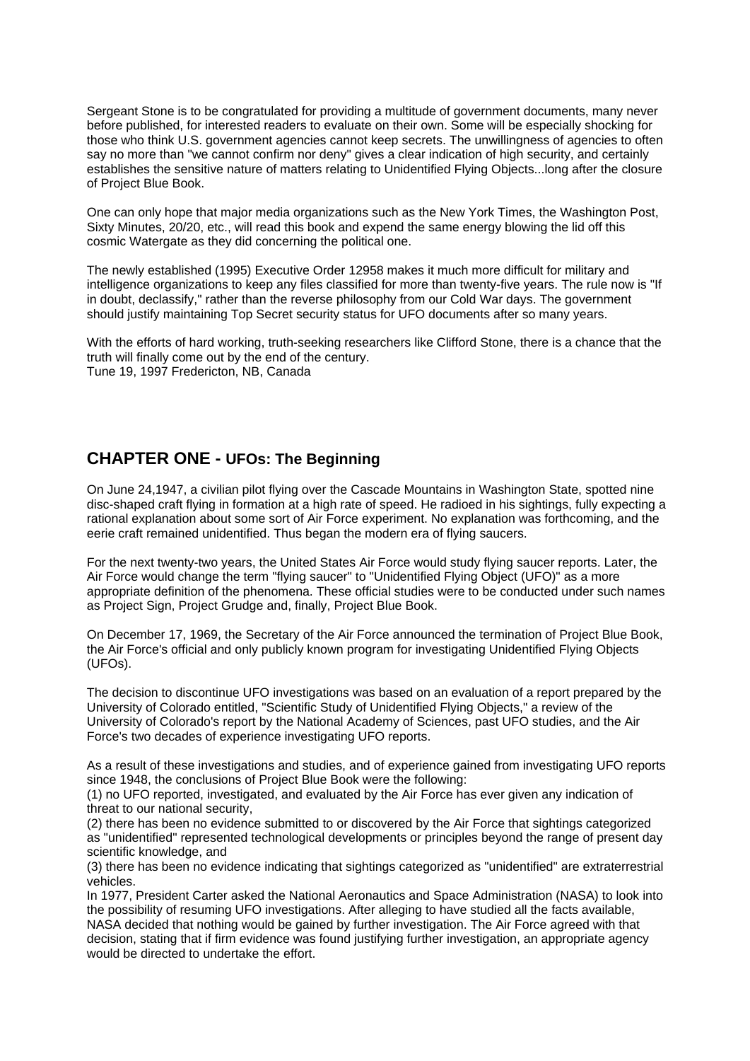Sergeant Stone is to be congratulated for providing a multitude of government documents, many never before published, for interested readers to evaluate on their own. Some will be especially shocking for those who think U.S. government agencies cannot keep secrets. The unwillingness of agencies to often say no more than "we cannot confirm nor deny" gives a clear indication of high security, and certainly establishes the sensitive nature of matters relating to Unidentified Flying Objects...long after the closure of Project Blue Book.

One can only hope that major media organizations such as the New York Times, the Washington Post, Sixty Minutes, 20/20, etc., will read this book and expend the same energy blowing the lid off this cosmic Watergate as they did concerning the political one.

The newly established (1995) Executive Order 12958 makes it much more difficult for military and intelligence organizations to keep any files classified for more than twenty-five years. The rule now is "If in doubt, declassify," rather than the reverse philosophy from our Cold War days. The government should justify maintaining Top Secret security status for UFO documents after so many years.

With the efforts of hard working, truth-seeking researchers like Clifford Stone, there is a chance that the truth will finally come out by the end of the century.
Tune 19, 1997 Fredericton, NB, Canada

## CHAPTER ONE - UFOs: The Beginning

On June 24,1947, a civilian pilot flying over the Cascade Mountains in Washington State, spotted nine disc-shaped craft flying in formation at a high rate of speed. He radioed in his sightings, fully expecting a rational explanation about some sort of Air Force experiment. No explanation was forthcoming, and the eerie craft remained unidentified. Thus began the modern era of flying saucers.

For the next twenty-two years, the United States Air Force would study flying saucer reports. Later, the Air Force would change the term "flying saucer" to "Unidentified Flying Object (UFO)" as a more appropriate definition of the phenomena. These official studies were to be conducted under such names as Project Sign, Project Grudge and, finally, Project Blue Book.

On December 17, 1969, the Secretary of the Air Force announced the termination of Project Blue Book, the Air Force's official and only publicly known program for investigating Unidentified Flying Objects (UFOs).

The decision to discontinue UFO investigations was based on an evaluation of a report prepared by the University of Colorado entitled, "Scientific Study of Unidentified Flying Objects," a review of the University of Colorado's report by the National Academy of Sciences, past UFO studies, and the Air Force's two decades of experience investigating UFO reports.

As a result of these investigations and studies, and of experience gained from investigating UFO reports since 1948, the conclusions of Project Blue Book were the following:
(1) no UFO reported, investigated, and evaluated by the Air Force has ever given any indication of threat to our national security,
(2) there has been no evidence submitted to or discovered by the Air Force that sightings categorized as "unidentified" represented technological developments or principles beyond the range of present day scientific knowledge, and
(3) there has been no evidence indicating that sightings categorized as "unidentified" are extraterrestrial vehicles.
In 1977, President Carter asked the National Aeronautics and Space Administration (NASA) to look into the possibility of resuming UFO investigations. After alleging to have studied all the facts available, NASA decided that nothing would be gained by further investigation. The Air Force agreed with that decision, stating that if firm evidence was found justifying further investigation, an appropriate agency would be directed to undertake the effort.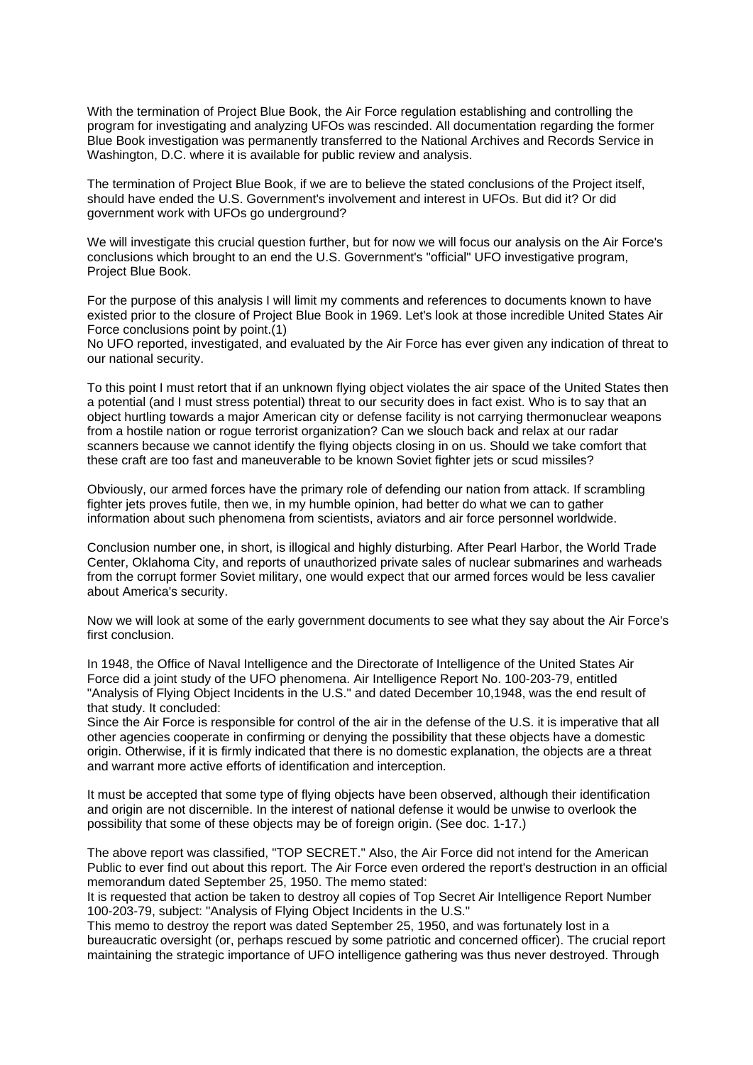With the termination of Project Blue Book, the Air Force regulation establishing and controlling the program for investigating and analyzing UFOs was rescinded. All documentation regarding the former Blue Book investigation was permanently transferred to the National Archives and Records Service in Washington, D.C. where it is available for public review and analysis.

The termination of Project Blue Book, if we are to believe the stated conclusions of the Project itself, should have ended the U.S. Government's involvement and interest in UFOs. But did it? Or did government work with UFOs go underground?

We will investigate this crucial question further, but for now we will focus our analysis on the Air Force's conclusions which brought to an end the U.S. Government's "official" UFO investigative program, Project Blue Book.

For the purpose of this analysis I will limit my comments and references to documents known to have existed prior to the closure of Project Blue Book in 1969. Let's look at those incredible United States Air Force conclusions point by point.(1)

No UFO reported, investigated, and evaluated by the Air Force has ever given any indication of threat to our national security.

To this point I must retort that if an unknown flying object violates the air space of the United States then a potential (and I must stress potential) threat to our security does in fact exist. Who is to say that an object hurtling towards a major American city or defense facility is not carrying thermonuclear weapons from a hostile nation or rogue terrorist organization? Can we slouch back and relax at our radar scanners because we cannot identify the flying objects closing in on us. Should we take comfort that these craft are too fast and maneuverable to be known Soviet fighter jets or scud missiles?

Obviously, our armed forces have the primary role of defending our nation from attack. If scrambling fighter jets proves futile, then we, in my humble opinion, had better do what we can to gather information about such phenomena from scientists, aviators and air force personnel worldwide.

Conclusion number one, in short, is illogical and highly disturbing. After Pearl Harbor, the World Trade Center, Oklahoma City, and reports of unauthorized private sales of nuclear submarines and warheads from the corrupt former Soviet military, one would expect that our armed forces would be less cavalier about America's security.

Now we will look at some of the early government documents to see what they say about the Air Force's first conclusion.

In 1948, the Office of Naval Intelligence and the Directorate of Intelligence of the United States Air Force did a joint study of the UFO phenomena. Air Intelligence Report No. 100-203-79, entitled "Analysis of Flying Object Incidents in the U.S." and dated December 10,1948, was the end result of that study. It concluded:

Since the Air Force is responsible for control of the air in the defense of the U.S. it is imperative that all other agencies cooperate in confirming or denying the possibility that these objects have a domestic origin. Otherwise, if it is firmly indicated that there is no domestic explanation, the objects are a threat and warrant more active efforts of identification and interception.

It must be accepted that some type of flying objects have been observed, although their identification and origin are not discernible. In the interest of national defense it would be unwise to overlook the possibility that some of these objects may be of foreign origin. (See doc. 1-17.)

The above report was classified, "TOP SECRET." Also, the Air Force did not intend for the American Public to ever find out about this report. The Air Force even ordered the report's destruction in an official memorandum dated September 25, 1950. The memo stated:

It is requested that action be taken to destroy all copies of Top Secret Air Intelligence Report Number 100-203-79, subject: "Analysis of Flying Object Incidents in the U.S."

This memo to destroy the report was dated September 25, 1950, and was fortunately lost in a bureaucratic oversight (or, perhaps rescued by some patriotic and concerned officer). The crucial report maintaining the strategic importance of UFO intelligence gathering was thus never destroyed. Through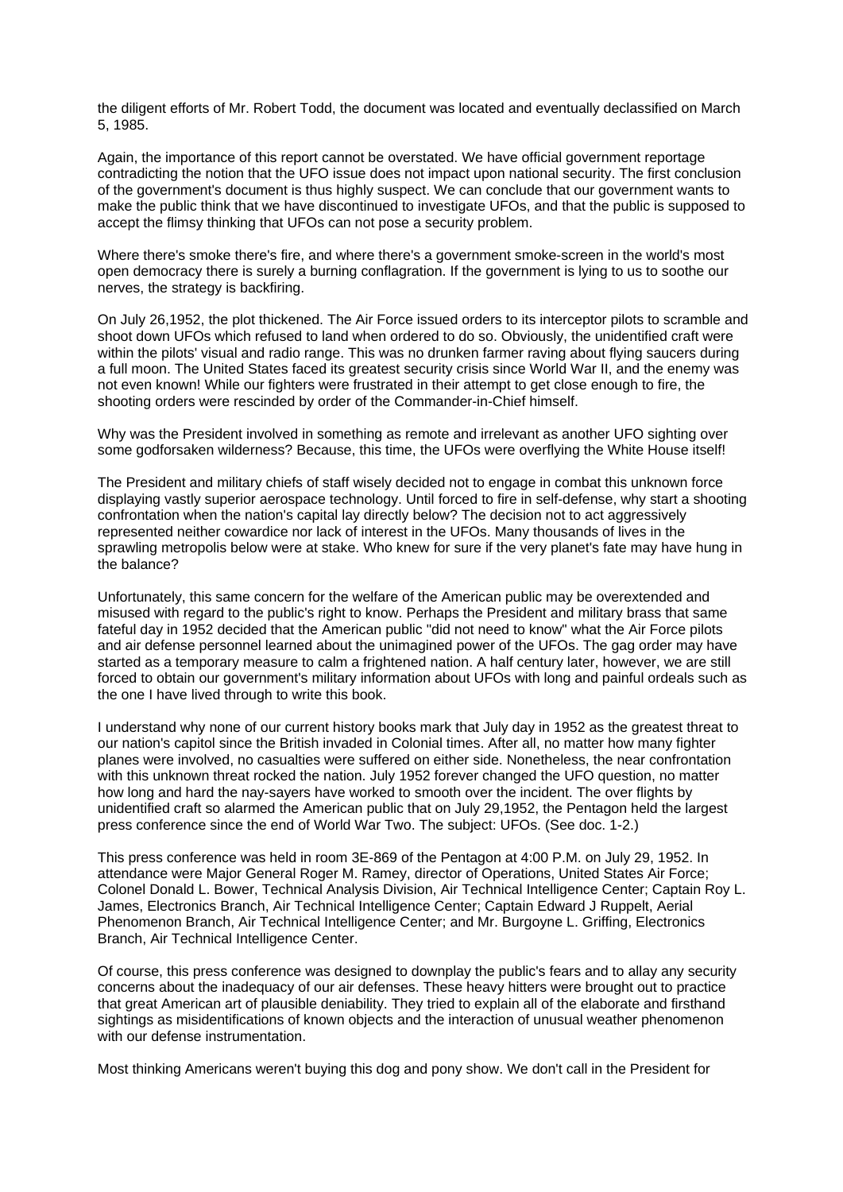the diligent efforts of Mr. Robert Todd, the document was located and eventually declassified on March 5, 1985.

Again, the importance of this report cannot be overstated. We have official government reportage contradicting the notion that the UFO issue does not impact upon national security. The first conclusion of the government's document is thus highly suspect. We can conclude that our government wants to make the public think that we have discontinued to investigate UFOs, and that the public is supposed to accept the flimsy thinking that UFOs can not pose a security problem.

Where there's smoke there's fire, and where there's a government smoke-screen in the world's most open democracy there is surely a burning conflagration. If the government is lying to us to soothe our nerves, the strategy is backfiring.

On July 26,1952, the plot thickened. The Air Force issued orders to its interceptor pilots to scramble and shoot down UFOs which refused to land when ordered to do so. Obviously, the unidentified craft were within the pilots' visual and radio range. This was no drunken farmer raving about flying saucers during a full moon. The United States faced its greatest security crisis since World War II, and the enemy was not even known! While our fighters were frustrated in their attempt to get close enough to fire, the shooting orders were rescinded by order of the Commander-in-Chief himself.

Why was the President involved in something as remote and irrelevant as another UFO sighting over some godforsaken wilderness? Because, this time, the UFOs were overflying the White House itself!

The President and military chiefs of staff wisely decided not to engage in combat this unknown force displaying vastly superior aerospace technology. Until forced to fire in self-defense, why start a shooting confrontation when the nation's capital lay directly below? The decision not to act aggressively represented neither cowardice nor lack of interest in the UFOs. Many thousands of lives in the sprawling metropolis below were at stake. Who knew for sure if the very planet's fate may have hung in the balance?

Unfortunately, this same concern for the welfare of the American public may be overextended and misused with regard to the public's right to know. Perhaps the President and military brass that same fateful day in 1952 decided that the American public "did not need to know" what the Air Force pilots and air defense personnel learned about the unimagined power of the UFOs. The gag order may have started as a temporary measure to calm a frightened nation. A half century later, however, we are still forced to obtain our government's military information about UFOs with long and painful ordeals such as the one I have lived through to write this book.

I understand why none of our current history books mark that July day in 1952 as the greatest threat to our nation's capitol since the British invaded in Colonial times. After all, no matter how many fighter planes were involved, no casualties were suffered on either side. Nonetheless, the near confrontation with this unknown threat rocked the nation. July 1952 forever changed the UFO question, no matter how long and hard the nay-sayers have worked to smooth over the incident. The over flights by unidentified craft so alarmed the American public that on July 29,1952, the Pentagon held the largest press conference since the end of World War Two. The subject: UFOs. (See doc. 1-2.)

This press conference was held in room 3E-869 of the Pentagon at 4:00 P.M. on July 29, 1952. In attendance were Major General Roger M. Ramey, director of Operations, United States Air Force; Colonel Donald L. Bower, Technical Analysis Division, Air Technical Intelligence Center; Captain Roy L. James, Electronics Branch, Air Technical Intelligence Center; Captain Edward J Ruppelt, Aerial Phenomenon Branch, Air Technical Intelligence Center; and Mr. Burgoyne L. Griffing, Electronics Branch, Air Technical Intelligence Center.

Of course, this press conference was designed to downplay the public's fears and to allay any security concerns about the inadequacy of our air defenses. These heavy hitters were brought out to practice that great American art of plausible deniability. They tried to explain all of the elaborate and firsthand sightings as misidentifications of known objects and the interaction of unusual weather phenomenon with our defense instrumentation.

Most thinking Americans weren't buying this dog and pony show. We don't call in the President for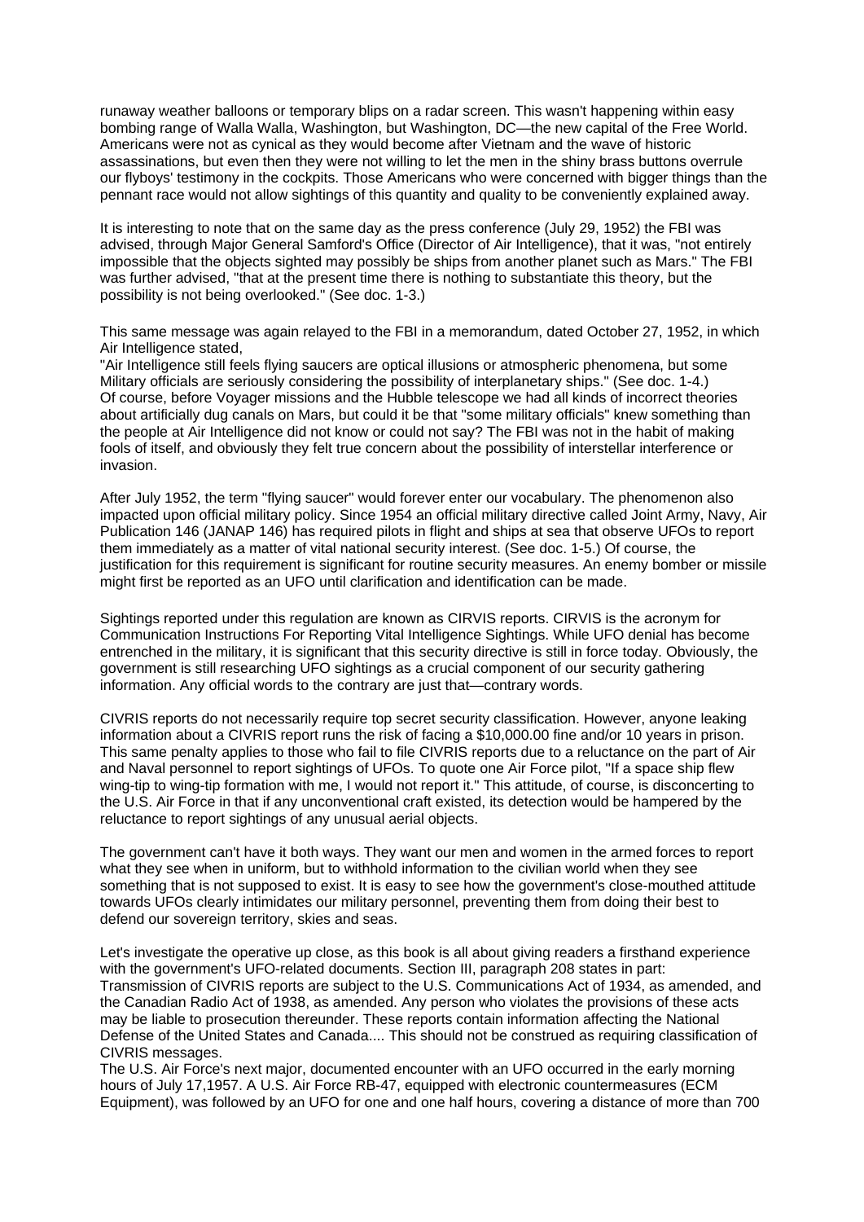runaway weather balloons or temporary blips on a radar screen. This wasn't happening within easy bombing range of Walla Walla, Washington, but Washington, DC—the new capital of the Free World. Americans were not as cynical as they would become after Vietnam and the wave of historic assassinations, but even then they were not willing to let the men in the shiny brass buttons overrule our flyboys' testimony in the cockpits. Those Americans who were concerned with bigger things than the pennant race would not allow sightings of this quantity and quality to be conveniently explained away.

It is interesting to note that on the same day as the press conference (July 29, 1952) the FBI was advised, through Major General Samford's Office (Director of Air Intelligence), that it was, "not entirely impossible that the objects sighted may possibly be ships from another planet such as Mars." The FBI was further advised, "that at the present time there is nothing to substantiate this theory, but the possibility is not being overlooked." (See doc. 1-3.)

This same message was again relayed to the FBI in a memorandum, dated October 27, 1952, in which Air Intelligence stated,

"Air Intelligence still feels flying saucers are optical illusions or atmospheric phenomena, but some Military officials are seriously considering the possibility of interplanetary ships." (See doc. 1-4.)

Of course, before Voyager missions and the Hubble telescope we had all kinds of incorrect theories about artificially dug canals on Mars, but could it be that "some military officials" knew something than the people at Air Intelligence did not know or could not say? The FBI was not in the habit of making fools of itself, and obviously they felt true concern about the possibility of interstellar interference or invasion.

After July 1952, the term "flying saucer" would forever enter our vocabulary. The phenomenon also impacted upon official military policy. Since 1954 an official military directive called Joint Army, Navy, Air Publication 146 (JANAP 146) has required pilots in flight and ships at sea that observe UFOs to report them immediately as a matter of vital national security interest. (See doc. 1-5.) Of course, the justification for this requirement is significant for routine security measures. An enemy bomber or missile might first be reported as an UFO until clarification and identification can be made.

Sightings reported under this regulation are known as CIRVIS reports. CIRVIS is the acronym for Communication Instructions For Reporting Vital Intelligence Sightings. While UFO denial has become entrenched in the military, it is significant that this security directive is still in force today. Obviously, the government is still researching UFO sightings as a crucial component of our security gathering information. Any official words to the contrary are just that—contrary words.

CIVRIS reports do not necessarily require top secret security classification. However, anyone leaking information about a CIVRIS report runs the risk of facing a $10,000.00 fine and/or 10 years in prison. This same penalty applies to those who fail to file CIVRIS reports due to a reluctance on the part of Air and Naval personnel to report sightings of UFOs. To quote one Air Force pilot, "If a space ship flew wing-tip to wing-tip formation with me, I would not report it." This attitude, of course, is disconcerting to the U.S. Air Force in that if any unconventional craft existed, its detection would be hampered by the reluctance to report sightings of any unusual aerial objects.

The government can't have it both ways. They want our men and women in the armed forces to report what they see when in uniform, but to withhold information to the civilian world when they see something that is not supposed to exist. It is easy to see how the government's close-mouthed attitude towards UFOs clearly intimidates our military personnel, preventing them from doing their best to defend our sovereign territory, skies and seas.

Let's investigate the operative up close, as this book is all about giving readers a firsthand experience with the government's UFO-related documents. Section III, paragraph 208 states in part:

Transmission of CIVRIS reports are subject to the U.S. Communications Act of 1934, as amended, and the Canadian Radio Act of 1938, as amended. Any person who violates the provisions of these acts may be liable to prosecution thereunder. These reports contain information affecting the National Defense of the United States and Canada.... This should not be construed as requiring classification of CIVRIS messages.

The U.S. Air Force's next major, documented encounter with an UFO occurred in the early morning hours of July 17,1957. A U.S. Air Force RB-47, equipped with electronic countermeasures (ECM Equipment), was followed by an UFO for one and one half hours, covering a distance of more than 700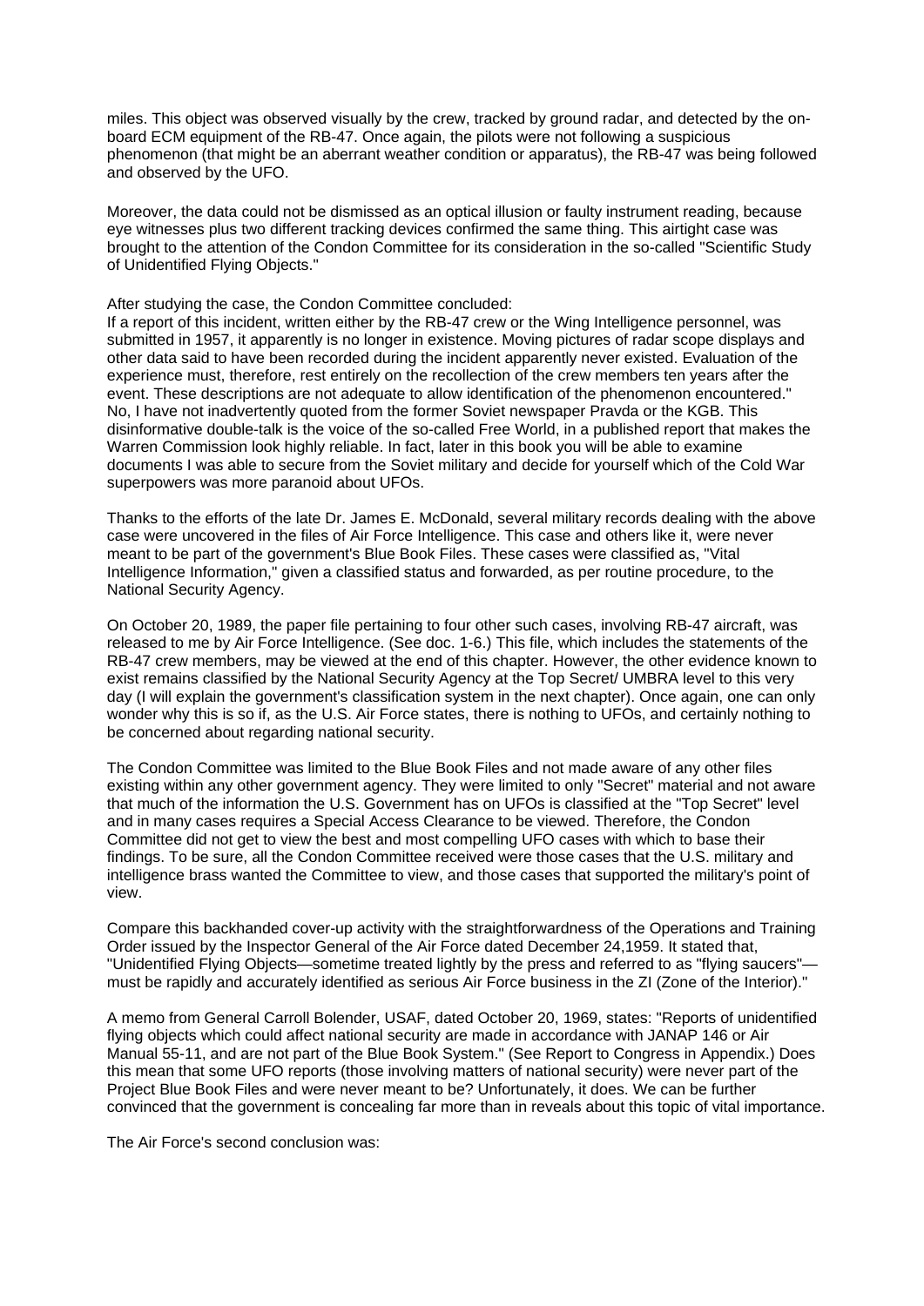miles. This object was observed visually by the crew, tracked by ground radar, and detected by the on-board ECM equipment of the RB-47. Once again, the pilots were not following a suspicious phenomenon (that might be an aberrant weather condition or apparatus), the RB-47 was being followed and observed by the UFO.

Moreover, the data could not be dismissed as an optical illusion or faulty instrument reading, because eye witnesses plus two different tracking devices confirmed the same thing. This airtight case was brought to the attention of the Condon Committee for its consideration in the so-called "Scientific Study of Unidentified Flying Objects."

After studying the case, the Condon Committee concluded:
If a report of this incident, written either by the RB-47 crew or the Wing Intelligence personnel, was submitted in 1957, it apparently is no longer in existence. Moving pictures of radar scope displays and other data said to have been recorded during the incident apparently never existed. Evaluation of the experience must, therefore, rest entirely on the recollection of the crew members ten years after the event. These descriptions are not adequate to allow identification of the phenomenon encountered."
No, I have not inadvertently quoted from the former Soviet newspaper Pravda or the KGB. This disinformative double-talk is the voice of the so-called Free World, in a published report that makes the Warren Commission look highly reliable. In fact, later in this book you will be able to examine documents I was able to secure from the Soviet military and decide for yourself which of the Cold War superpowers was more paranoid about UFOs.

Thanks to the efforts of the late Dr. James E. McDonald, several military records dealing with the above case were uncovered in the files of Air Force Intelligence. This case and others like it, were never meant to be part of the government's Blue Book Files. These cases were classified as, "Vital Intelligence Information," given a classified status and forwarded, as per routine procedure, to the National Security Agency.

On October 20, 1989, the paper file pertaining to four other such cases, involving RB-47 aircraft, was released to me by Air Force Intelligence. (See doc. 1-6.) This file, which includes the statements of the RB-47 crew members, may be viewed at the end of this chapter. However, the other evidence known to exist remains classified by the National Security Agency at the Top Secret/ UMBRA level to this very day (I will explain the government's classification system in the next chapter). Once again, one can only wonder why this is so if, as the U.S. Air Force states, there is nothing to UFOs, and certainly nothing to be concerned about regarding national security.

The Condon Committee was limited to the Blue Book Files and not made aware of any other files existing within any other government agency. They were limited to only "Secret" material and not aware that much of the information the U.S. Government has on UFOs is classified at the "Top Secret" level and in many cases requires a Special Access Clearance to be viewed. Therefore, the Condon Committee did not get to view the best and most compelling UFO cases with which to base their findings. To be sure, all the Condon Committee received were those cases that the U.S. military and intelligence brass wanted the Committee to view, and those cases that supported the military's point of view.

Compare this backhanded cover-up activity with the straightforwardness of the Operations and Training Order issued by the Inspector General of the Air Force dated December 24,1959. It stated that, "Unidentified Flying Objects—sometime treated lightly by the press and referred to as "flying saucers"—must be rapidly and accurately identified as serious Air Force business in the ZI (Zone of the Interior)."

A memo from General Carroll Bolender, USAF, dated October 20, 1969, states: "Reports of unidentified flying objects which could affect national security are made in accordance with JANAP 146 or Air Manual 55-11, and are not part of the Blue Book System." (See Report to Congress in Appendix.) Does this mean that some UFO reports (those involving matters of national security) were never part of the Project Blue Book Files and were never meant to be? Unfortunately, it does. We can be further convinced that the government is concealing far more than in reveals about this topic of vital importance.

The Air Force's second conclusion was: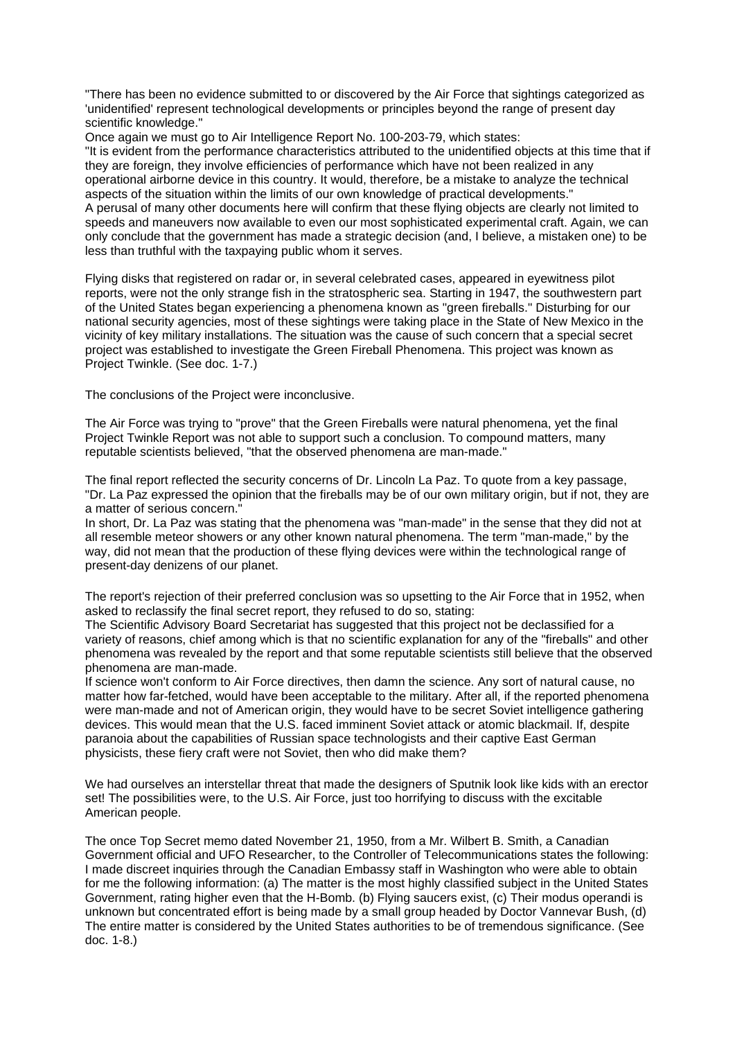"There has been no evidence submitted to or discovered by the Air Force that sightings categorized as 'unidentified' represent technological developments or principles beyond the range of present day scientific knowledge."
Once again we must go to Air Intelligence Report No. 100-203-79, which states:
"It is evident from the performance characteristics attributed to the unidentified objects at this time that if they are foreign, they involve efficiencies of performance which have not been realized in any operational airborne device in this country. It would, therefore, be a mistake to analyze the technical aspects of the situation within the limits of our own knowledge of practical developments."
A perusal of many other documents here will confirm that these flying objects are clearly not limited to speeds and maneuvers now available to even our most sophisticated experimental craft. Again, we can only conclude that the government has made a strategic decision (and, I believe, a mistaken one) to be less than truthful with the taxpaying public whom it serves.

Flying disks that registered on radar or, in several celebrated cases, appeared in eyewitness pilot reports, were not the only strange fish in the stratospheric sea. Starting in 1947, the southwestern part of the United States began experiencing a phenomena known as "green fireballs." Disturbing for our national security agencies, most of these sightings were taking place in the State of New Mexico in the vicinity of key military installations. The situation was the cause of such concern that a special secret project was established to investigate the Green Fireball Phenomena. This project was known as Project Twinkle. (See doc. 1-7.)

The conclusions of the Project were inconclusive.

The Air Force was trying to "prove" that the Green Fireballs were natural phenomena, yet the final Project Twinkle Report was not able to support such a conclusion. To compound matters, many reputable scientists believed, "that the observed phenomena are man-made."

The final report reflected the security concerns of Dr. Lincoln La Paz. To quote from a key passage, "Dr. La Paz expressed the opinion that the fireballs may be of our own military origin, but if not, they are a matter of serious concern."
In short, Dr. La Paz was stating that the phenomena was "man-made" in the sense that they did not at all resemble meteor showers or any other known natural phenomena. The term "man-made," by the way, did not mean that the production of these flying devices were within the technological range of present-day denizens of our planet.

The report's rejection of their preferred conclusion was so upsetting to the Air Force that in 1952, when asked to reclassify the final secret report, they refused to do so, stating:
The Scientific Advisory Board Secretariat has suggested that this project not be declassified for a variety of reasons, chief among which is that no scientific explanation for any of the "fireballs" and other phenomena was revealed by the report and that some reputable scientists still believe that the observed phenomena are man-made.
If science won't conform to Air Force directives, then damn the science. Any sort of natural cause, no matter how far-fetched, would have been acceptable to the military. After all, if the reported phenomena were man-made and not of American origin, they would have to be secret Soviet intelligence gathering devices. This would mean that the U.S. faced imminent Soviet attack or atomic blackmail. If, despite paranoia about the capabilities of Russian space technologists and their captive East German physicists, these fiery craft were not Soviet, then who did make them?

We had ourselves an interstellar threat that made the designers of Sputnik look like kids with an erector set! The possibilities were, to the U.S. Air Force, just too horrifying to discuss with the excitable American people.

The once Top Secret memo dated November 21, 1950, from a Mr. Wilbert B. Smith, a Canadian Government official and UFO Researcher, to the Controller of Telecommunications states the following:
I made discreet inquiries through the Canadian Embassy staff in Washington who were able to obtain for me the following information: (a) The matter is the most highly classified subject in the United States Government, rating higher even that the H-Bomb. (b) Flying saucers exist, (c) Their modus operandi is unknown but concentrated effort is being made by a small group headed by Doctor Vannevar Bush, (d) The entire matter is considered by the United States authorities to be of tremendous significance. (See doc. 1-8.)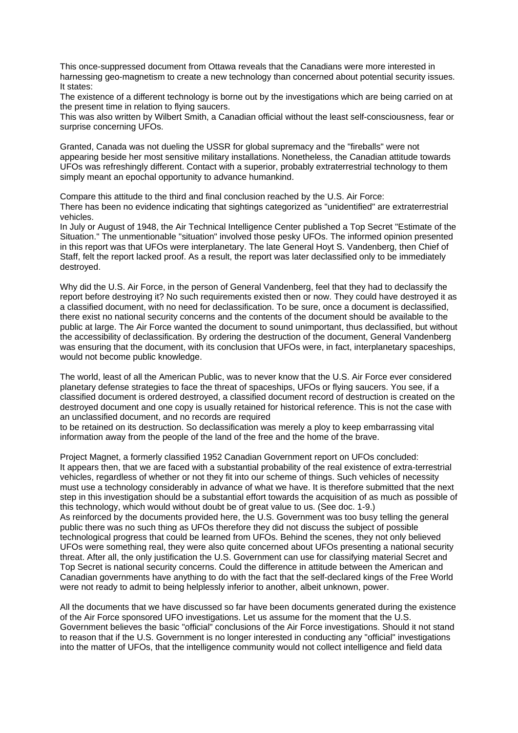This once-suppressed document from Ottawa reveals that the Canadians were more interested in harnessing geo-magnetism to create a new technology than concerned about potential security issues. It states:

The existence of a different technology is borne out by the investigations which are being carried on at the present time in relation to flying saucers.

This was also written by Wilbert Smith, a Canadian official without the least self-consciousness, fear or surprise concerning UFOs.

Granted, Canada was not dueling the USSR for global supremacy and the "fireballs" were not appearing beside her most sensitive military installations. Nonetheless, the Canadian attitude towards UFOs was refreshingly different. Contact with a superior, probably extraterrestrial technology to them simply meant an epochal opportunity to advance humankind.

Compare this attitude to the third and final conclusion reached by the U.S. Air Force:

There has been no evidence indicating that sightings categorized as "unidentified" are extraterrestrial vehicles.

In July or August of 1948, the Air Technical Intelligence Center published a Top Secret "Estimate of the Situation." The unmentionable "situation" involved those pesky UFOs. The informed opinion presented in this report was that UFOs were interplanetary. The late General Hoyt S. Vandenberg, then Chief of Staff, felt the report lacked proof. As a result, the report was later declassified only to be immediately destroyed.

Why did the U.S. Air Force, in the person of General Vandenberg, feel that they had to declassify the report before destroying it? No such requirements existed then or now. They could have destroyed it as a classified document, with no need for declassification. To be sure, once a document is declassified, there exist no national security concerns and the contents of the document should be available to the public at large. The Air Force wanted the document to sound unimportant, thus declassified, but without the accessibility of declassification. By ordering the destruction of the document, General Vandenberg was ensuring that the document, with its conclusion that UFOs were, in fact, interplanetary spaceships, would not become public knowledge.

The world, least of all the American Public, was to never know that the U.S. Air Force ever considered planetary defense strategies to face the threat of spaceships, UFOs or flying saucers. You see, if a classified document is ordered destroyed, a classified document record of destruction is created on the destroyed document and one copy is usually retained for historical reference. This is not the case with an unclassified document, and no records are required to be retained on its destruction. So declassification was merely a ploy to keep embarrassing vital information away from the people of the land of the free and the home of the brave.

Project Magnet, a formerly classified 1952 Canadian Government report on UFOs concluded:

It appears then, that we are faced with a substantial probability of the real existence of extra-terrestrial vehicles, regardless of whether or not they fit into our scheme of things. Such vehicles of necessity must use a technology considerably in advance of what we have. It is therefore submitted that the next step in this investigation should be a substantial effort towards the acquisition of as much as possible of this technology, which would without doubt be of great value to us. (See doc. 1-9.)

As reinforced by the documents provided here, the U.S. Government was too busy telling the general public there was no such thing as UFOs therefore they did not discuss the subject of possible technological progress that could be learned from UFOs. Behind the scenes, they not only believed UFOs were something real, they were also quite concerned about UFOs presenting a national security threat. After all, the only justification the U.S. Government can use for classifying material Secret and Top Secret is national security concerns. Could the difference in attitude between the American and Canadian governments have anything to do with the fact that the self-declared kings of the Free World were not ready to admit to being helplessly inferior to another, albeit unknown, power.

All the documents that we have discussed so far have been documents generated during the existence of the Air Force sponsored UFO investigations. Let us assume for the moment that the U.S. Government believes the basic "official" conclusions of the Air Force investigations. Should it not stand to reason that if the U.S. Government is no longer interested in conducting any "official" investigations into the matter of UFOs, that the intelligence community would not collect intelligence and field data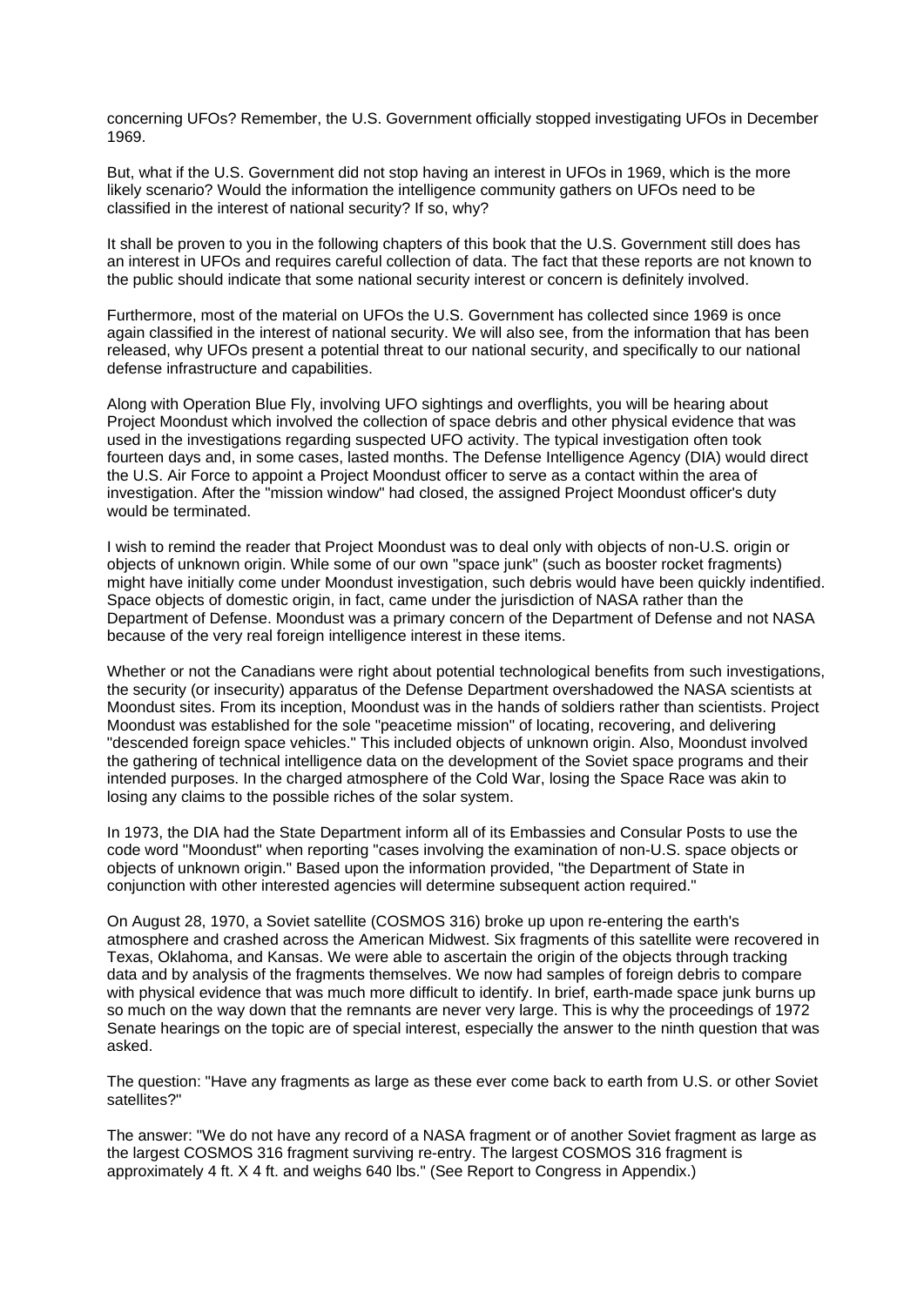concerning UFOs? Remember, the U.S. Government officially stopped investigating UFOs in December 1969.

But, what if the U.S. Government did not stop having an interest in UFOs in 1969, which is the more likely scenario? Would the information the intelligence community gathers on UFOs need to be classified in the interest of national security? If so, why?

It shall be proven to you in the following chapters of this book that the U.S. Government still does has an interest in UFOs and requires careful collection of data. The fact that these reports are not known to the public should indicate that some national security interest or concern is definitely involved.

Furthermore, most of the material on UFOs the U.S. Government has collected since 1969 is once again classified in the interest of national security. We will also see, from the information that has been released, why UFOs present a potential threat to our national security, and specifically to our national defense infrastructure and capabilities.

Along with Operation Blue Fly, involving UFO sightings and overflights, you will be hearing about Project Moondust which involved the collection of space debris and other physical evidence that was used in the investigations regarding suspected UFO activity. The typical investigation often took fourteen days and, in some cases, lasted months. The Defense Intelligence Agency (DIA) would direct the U.S. Air Force to appoint a Project Moondust officer to serve as a contact within the area of investigation. After the "mission window" had closed, the assigned Project Moondust officer's duty would be terminated.

I wish to remind the reader that Project Moondust was to deal only with objects of non-U.S. origin or objects of unknown origin. While some of our own "space junk" (such as booster rocket fragments) might have initially come under Moondust investigation, such debris would have been quickly indentified. Space objects of domestic origin, in fact, came under the jurisdiction of NASA rather than the Department of Defense. Moondust was a primary concern of the Department of Defense and not NASA because of the very real foreign intelligence interest in these items.

Whether or not the Canadians were right about potential technological benefits from such investigations, the security (or insecurity) apparatus of the Defense Department overshadowed the NASA scientists at Moondust sites. From its inception, Moondust was in the hands of soldiers rather than scientists. Project Moondust was established for the sole "peacetime mission" of locating, recovering, and delivering "descended foreign space vehicles." This included objects of unknown origin. Also, Moondust involved the gathering of technical intelligence data on the development of the Soviet space programs and their intended purposes. In the charged atmosphere of the Cold War, losing the Space Race was akin to losing any claims to the possible riches of the solar system.

In 1973, the DIA had the State Department inform all of its Embassies and Consular Posts to use the code word "Moondust" when reporting "cases involving the examination of non-U.S. space objects or objects of unknown origin." Based upon the information provided, "the Department of State in conjunction with other interested agencies will determine subsequent action required."

On August 28, 1970, a Soviet satellite (COSMOS 316) broke up upon re-entering the earth's atmosphere and crashed across the American Midwest. Six fragments of this satellite were recovered in Texas, Oklahoma, and Kansas. We were able to ascertain the origin of the objects through tracking data and by analysis of the fragments themselves. We now had samples of foreign debris to compare with physical evidence that was much more difficult to identify. In brief, earth-made space junk burns up so much on the way down that the remnants are never very large. This is why the proceedings of 1972 Senate hearings on the topic are of special interest, especially the answer to the ninth question that was asked.

The question: "Have any fragments as large as these ever come back to earth from U.S. or other Soviet satellites?"

The answer: "We do not have any record of a NASA fragment or of another Soviet fragment as large as the largest COSMOS 316 fragment surviving re-entry. The largest COSMOS 316 fragment is approximately 4 ft. X 4 ft. and weighs 640 lbs." (See Report to Congress in Appendix.)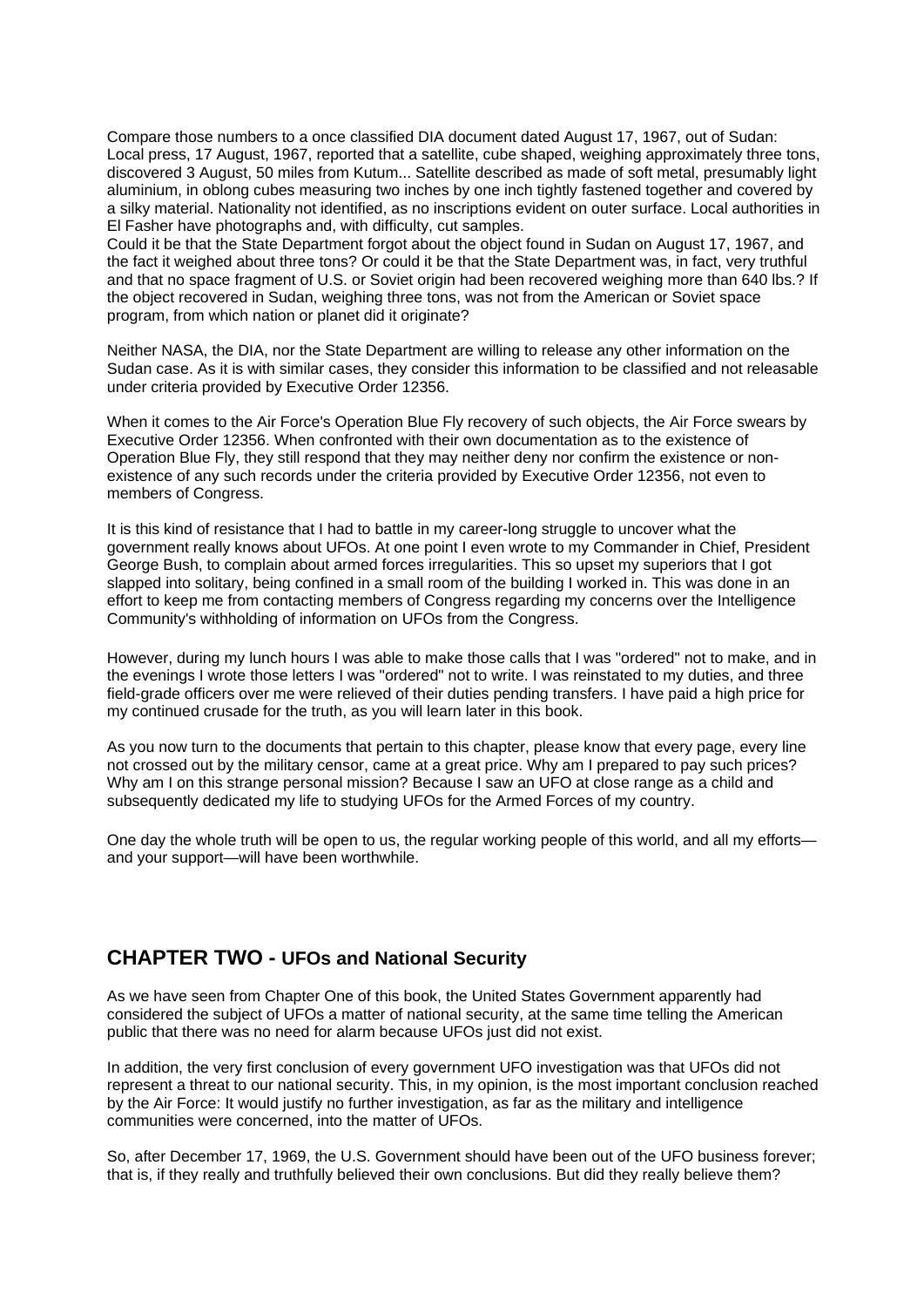Compare those numbers to a once classified DIA document dated August 17, 1967, out of Sudan: Local press, 17 August, 1967, reported that a satellite, cube shaped, weighing approximately three tons, discovered 3 August, 50 miles from Kutum... Satellite described as made of soft metal, presumably light aluminium, in oblong cubes measuring two inches by one inch tightly fastened together and covered by a silky material. Nationality not identified, as no inscriptions evident on outer surface. Local authorities in El Fasher have photographs and, with difficulty, cut samples.

Could it be that the State Department forgot about the object found in Sudan on August 17, 1967, and the fact it weighed about three tons? Or could it be that the State Department was, in fact, very truthful and that no space fragment of U.S. or Soviet origin had been recovered weighing more than 640 lbs.? If the object recovered in Sudan, weighing three tons, was not from the American or Soviet space program, from which nation or planet did it originate?

Neither NASA, the DIA, nor the State Department are willing to release any other information on the Sudan case. As it is with similar cases, they consider this information to be classified and not releasable under criteria provided by Executive Order 12356.

When it comes to the Air Force's Operation Blue Fly recovery of such objects, the Air Force swears by Executive Order 12356. When confronted with their own documentation as to the existence of Operation Blue Fly, they still respond that they may neither deny nor confirm the existence or non-existence of any such records under the criteria provided by Executive Order 12356, not even to members of Congress.

It is this kind of resistance that I had to battle in my career-long struggle to uncover what the government really knows about UFOs. At one point I even wrote to my Commander in Chief, President George Bush, to complain about armed forces irregularities. This so upset my superiors that I got slapped into solitary, being confined in a small room of the building I worked in. This was done in an effort to keep me from contacting members of Congress regarding my concerns over the Intelligence Community's withholding of information on UFOs from the Congress.

However, during my lunch hours I was able to make those calls that I was "ordered" not to make, and in the evenings I wrote those letters I was "ordered" not to write. I was reinstated to my duties, and three field-grade officers over me were relieved of their duties pending transfers. I have paid a high price for my continued crusade for the truth, as you will learn later in this book.

As you now turn to the documents that pertain to this chapter, please know that every page, every line not crossed out by the military censor, came at a great price. Why am I prepared to pay such prices? Why am I on this strange personal mission? Because I saw an UFO at close range as a child and subsequently dedicated my life to studying UFOs for the Armed Forces of my country.

One day the whole truth will be open to us, the regular working people of this world, and all my efforts—and your support—will have been worthwhile.

## CHAPTER TWO - UFOs and National Security

As we have seen from Chapter One of this book, the United States Government apparently had considered the subject of UFOs a matter of national security, at the same time telling the American public that there was no need for alarm because UFOs just did not exist.

In addition, the very first conclusion of every government UFO investigation was that UFOs did not represent a threat to our national security. This, in my opinion, is the most important conclusion reached by the Air Force: It would justify no further investigation, as far as the military and intelligence communities were concerned, into the matter of UFOs.

So, after December 17, 1969, the U.S. Government should have been out of the UFO business forever; that is, if they really and truthfully believed their own conclusions. But did they really believe them?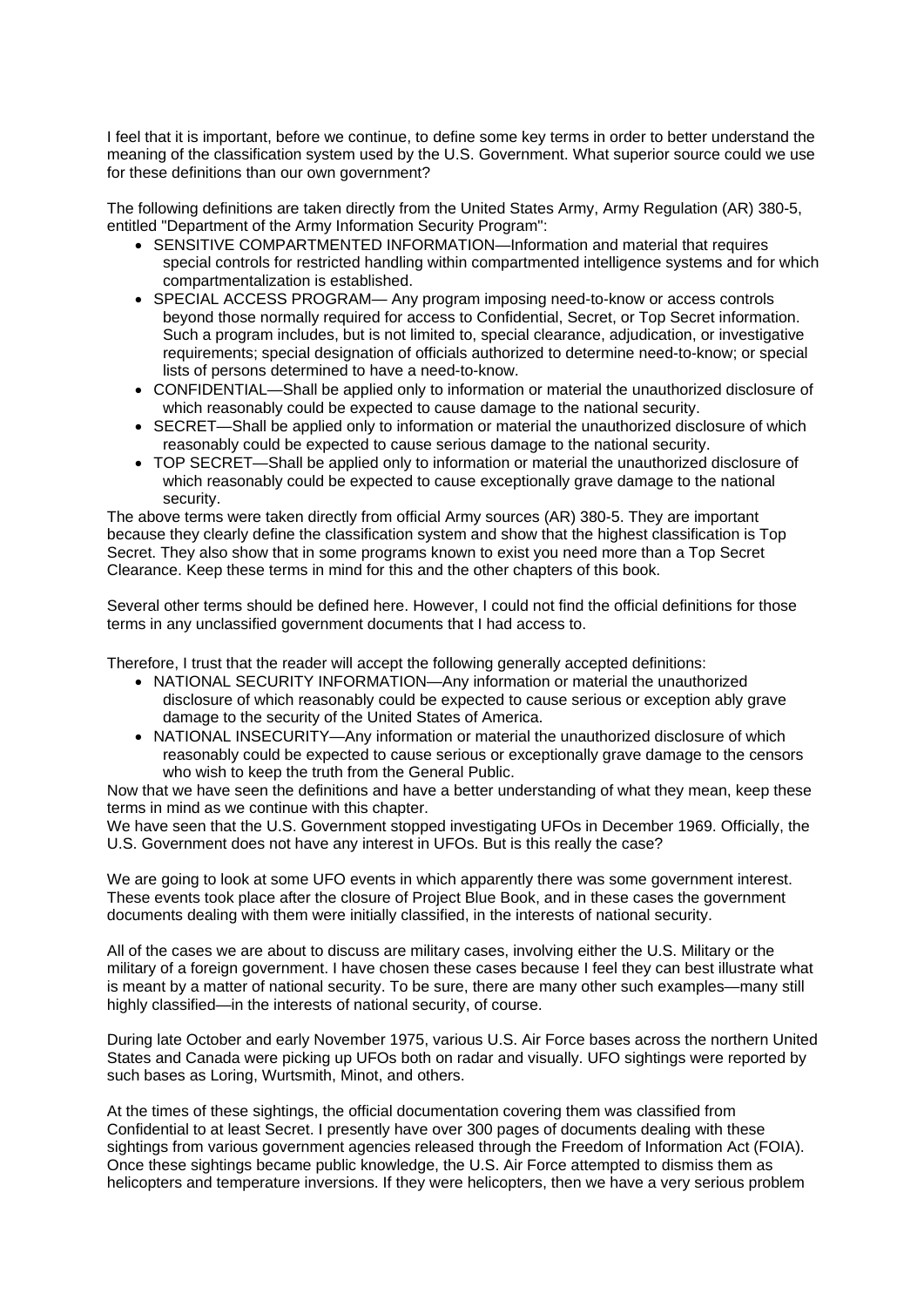I feel that it is important, before we continue, to define some key terms in order to better understand the meaning of the classification system used by the U.S. Government. What superior source could we use for these definitions than our own government?

The following definitions are taken directly from the United States Army, Army Regulation (AR) 380-5, entitled "Department of the Army Information Security Program":

- SENSITIVE COMPARTMENTED INFORMATION—Information and material that requires special controls for restricted handling within compartmented intelligence systems and for which compartmentalization is established.
- SPECIAL ACCESS PROGRAM— Any program imposing need-to-know or access controls beyond those normally required for access to Confidential, Secret, or Top Secret information. Such a program includes, but is not limited to, special clearance, adjudication, or investigative requirements; special designation of officials authorized to determine need-to-know; or special lists of persons determined to have a need-to-know.
- CONFIDENTIAL—Shall be applied only to information or material the unauthorized disclosure of which reasonably could be expected to cause damage to the national security.
- SECRET—Shall be applied only to information or material the unauthorized disclosure of which reasonably could be expected to cause serious damage to the national security.
- TOP SECRET—Shall be applied only to information or material the unauthorized disclosure of which reasonably could be expected to cause exceptionally grave damage to the national security.

The above terms were taken directly from official Army sources (AR) 380-5. They are important because they clearly define the classification system and show that the highest classification is Top Secret. They also show that in some programs known to exist you need more than a Top Secret Clearance. Keep these terms in mind for this and the other chapters of this book.

Several other terms should be defined here. However, I could not find the official definitions for those terms in any unclassified government documents that I had access to.

Therefore, I trust that the reader will accept the following generally accepted definitions:

- NATIONAL SECURITY INFORMATION—Any information or material the unauthorized disclosure of which reasonably could be expected to cause serious or exception ably grave damage to the security of the United States of America.
- NATIONAL INSECURITY—Any information or material the unauthorized disclosure of which reasonably could be expected to cause serious or exceptionally grave damage to the censors who wish to keep the truth from the General Public.

Now that we have seen the definitions and have a better understanding of what they mean, keep these terms in mind as we continue with this chapter.
We have seen that the U.S. Government stopped investigating UFOs in December 1969. Officially, the U.S. Government does not have any interest in UFOs. But is this really the case?

We are going to look at some UFO events in which apparently there was some government interest. These events took place after the closure of Project Blue Book, and in these cases the government documents dealing with them were initially classified, in the interests of national security.

All of the cases we are about to discuss are military cases, involving either the U.S. Military or the military of a foreign government. I have chosen these cases because I feel they can best illustrate what is meant by a matter of national security. To be sure, there are many other such examples—many still highly classified—in the interests of national security, of course.

During late October and early November 1975, various U.S. Air Force bases across the northern United States and Canada were picking up UFOs both on radar and visually. UFO sightings were reported by such bases as Loring, Wurtsmith, Minot, and others.

At the times of these sightings, the official documentation covering them was classified from Confidential to at least Secret. I presently have over 300 pages of documents dealing with these sightings from various government agencies released through the Freedom of Information Act (FOIA). Once these sightings became public knowledge, the U.S. Air Force attempted to dismiss them as helicopters and temperature inversions. If they were helicopters, then we have a very serious problem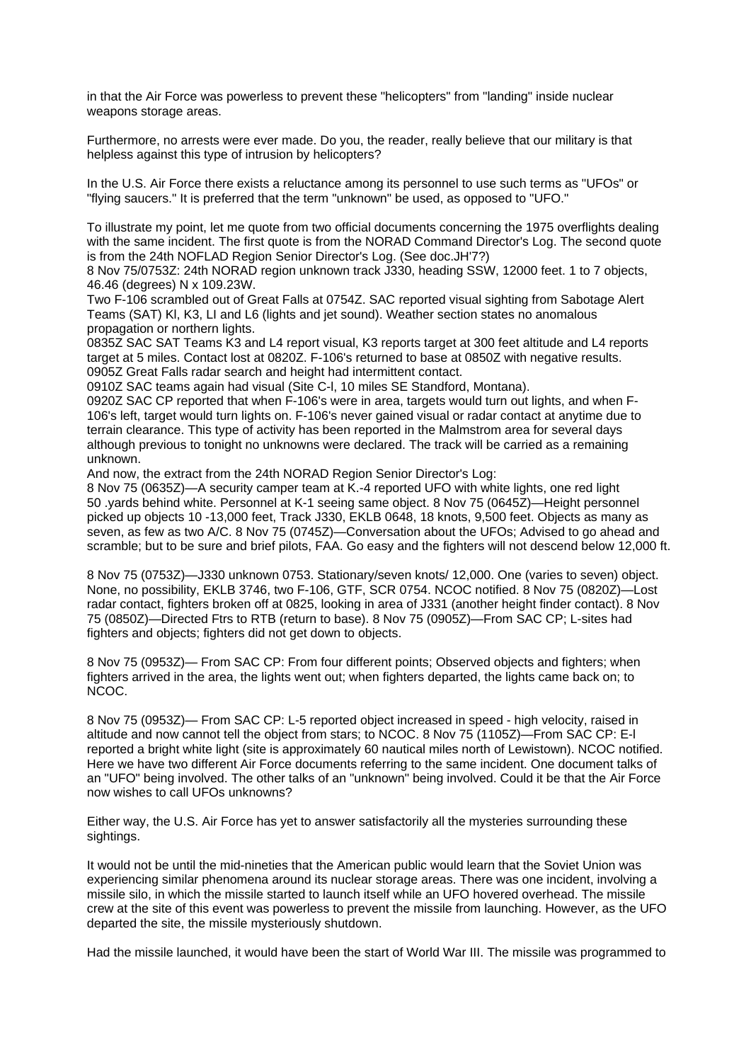in that the Air Force was powerless to prevent these "helicopters" from "landing" inside nuclear weapons storage areas.

Furthermore, no arrests were ever made. Do you, the reader, really believe that our military is that helpless against this type of intrusion by helicopters?

In the U.S. Air Force there exists a reluctance among its personnel to use such terms as "UFOs" or "flying saucers." It is preferred that the term "unknown" be used, as opposed to "UFO."

To illustrate my point, let me quote from two official documents concerning the 1975 overflights dealing with the same incident. The first quote is from the NORAD Command Director's Log. The second quote is from the 24th NOFLAD Region Senior Director's Log. (See doc.JH'7?)

8 Nov 75/0753Z: 24th NORAD region unknown track J330, heading SSW, 12000 feet. 1 to 7 objects, 46.46 (degrees) N x 109.23W.

Two F-106 scrambled out of Great Falls at 0754Z. SAC reported visual sighting from Sabotage Alert Teams (SAT) Kl, K3, LI and L6 (lights and jet sound). Weather section states no anomalous propagation or northern lights.

0835Z SAC SAT Teams K3 and L4 report visual, K3 reports target at 300 feet altitude and L4 reports target at 5 miles. Contact lost at 0820Z. F-106's returned to base at 0850Z with negative results.

0905Z Great Falls radar search and height had intermittent contact.

0910Z SAC teams again had visual (Site C-l, 10 miles SE Standford, Montana).

0920Z SAC CP reported that when F-106's were in area, targets would turn out lights, and when F-106's left, target would turn lights on. F-106's never gained visual or radar contact at anytime due to terrain clearance. This type of activity has been reported in the Malmstrom area for several days although previous to tonight no unknowns were declared. The track will be carried as a remaining unknown.

And now, the extract from the 24th NORAD Region Senior Director's Log:

8 Nov 75 (0635Z)—A security camper team at K.-4 reported UFO with white lights, one red light 50 .yards behind white. Personnel at K-1 seeing same object. 8 Nov 75 (0645Z)—Height personnel picked up objects 10 -13,000 feet, Track J330, EKLB 0648, 18 knots, 9,500 feet. Objects as many as seven, as few as two A/C. 8 Nov 75 (0745Z)—Conversation about the UFOs; Advised to go ahead and scramble; but to be sure and brief pilots, FAA. Go easy and the fighters will not descend below 12,000 ft.

8 Nov 75 (0753Z)—J330 unknown 0753. Stationary/seven knots/ 12,000. One (varies to seven) object. None, no possibility, EKLB 3746, two F-106, GTF, SCR 0754. NCOC notified. 8 Nov 75 (0820Z)—Lost radar contact, fighters broken off at 0825, looking in area of J331 (another height finder contact). 8 Nov 75 (0850Z)—Directed Ftrs to RTB (return to base). 8 Nov 75 (0905Z)—From SAC CP; L-sites had fighters and objects; fighters did not get down to objects.

8 Nov 75 (0953Z)— From SAC CP: From four different points; Observed objects and fighters; when fighters arrived in the area, the lights went out; when fighters departed, the lights came back on; to NCOC.

8 Nov 75 (0953Z)— From SAC CP: L-5 reported object increased in speed - high velocity, raised in altitude and now cannot tell the object from stars; to NCOC. 8 Nov 75 (1105Z)—From SAC CP: E-l reported a bright white light (site is approximately 60 nautical miles north of Lewistown). NCOC notified.

Here we have two different Air Force documents referring to the same incident. One document talks of an "UFO" being involved. The other talks of an "unknown" being involved. Could it be that the Air Force now wishes to call UFOs unknowns?

Either way, the U.S. Air Force has yet to answer satisfactorily all the mysteries surrounding these sightings.

It would not be until the mid-nineties that the American public would learn that the Soviet Union was experiencing similar phenomena around its nuclear storage areas. There was one incident, involving a missile silo, in which the missile started to launch itself while an UFO hovered overhead. The missile crew at the site of this event was powerless to prevent the missile from launching. However, as the UFO departed the site, the missile mysteriously shutdown.

Had the missile launched, it would have been the start of World War III. The missile was programmed to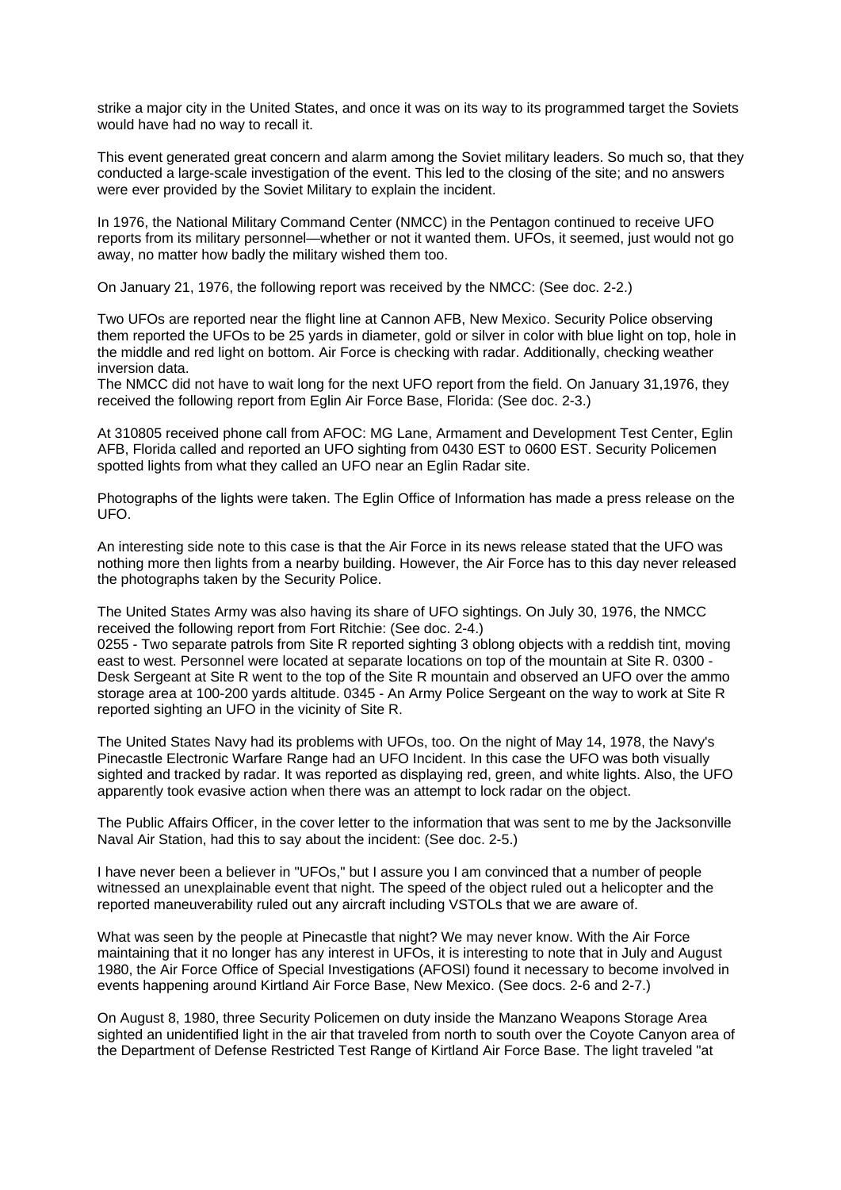strike a major city in the United States, and once it was on its way to its programmed target the Soviets would have had no way to recall it.

This event generated great concern and alarm among the Soviet military leaders. So much so, that they conducted a large-scale investigation of the event. This led to the closing of the site; and no answers were ever provided by the Soviet Military to explain the incident.

In 1976, the National Military Command Center (NMCC) in the Pentagon continued to receive UFO reports from its military personnel—whether or not it wanted them. UFOs, it seemed, just would not go away, no matter how badly the military wished them too.

On January 21, 1976, the following report was received by the NMCC: (See doc. 2-2.)

Two UFOs are reported near the flight line at Cannon AFB, New Mexico. Security Police observing them reported the UFOs to be 25 yards in diameter, gold or silver in color with blue light on top, hole in the middle and red light on bottom. Air Force is checking with radar. Additionally, checking weather inversion data.
The NMCC did not have to wait long for the next UFO report from the field. On January 31,1976, they received the following report from Eglin Air Force Base, Florida: (See doc. 2-3.)

At 310805 received phone call from AFOC: MG Lane, Armament and Development Test Center, Eglin AFB, Florida called and reported an UFO sighting from 0430 EST to 0600 EST. Security Policemen spotted lights from what they called an UFO near an Eglin Radar site.

Photographs of the lights were taken. The Eglin Office of Information has made a press release on the UFO.

An interesting side note to this case is that the Air Force in its news release stated that the UFO was nothing more then lights from a nearby building. However, the Air Force has to this day never released the photographs taken by the Security Police.

The United States Army was also having its share of UFO sightings. On July 30, 1976, the NMCC received the following report from Fort Ritchie: (See doc. 2-4.)
0255 - Two separate patrols from Site R reported sighting 3 oblong objects with a reddish tint, moving east to west. Personnel were located at separate locations on top of the mountain at Site R. 0300 - Desk Sergeant at Site R went to the top of the Site R mountain and observed an UFO over the ammo storage area at 100-200 yards altitude. 0345 - An Army Police Sergeant on the way to work at Site R reported sighting an UFO in the vicinity of Site R.

The United States Navy had its problems with UFOs, too. On the night of May 14, 1978, the Navy's Pinecastle Electronic Warfare Range had an UFO Incident. In this case the UFO was both visually sighted and tracked by radar. It was reported as displaying red, green, and white lights. Also, the UFO apparently took evasive action when there was an attempt to lock radar on the object.

The Public Affairs Officer, in the cover letter to the information that was sent to me by the Jacksonville Naval Air Station, had this to say about the incident: (See doc. 2-5.)

I have never been a believer in "UFOs," but I assure you I am convinced that a number of people witnessed an unexplainable event that night. The speed of the object ruled out a helicopter and the reported maneuverability ruled out any aircraft including VSTOLs that we are aware of.

What was seen by the people at Pinecastle that night? We may never know. With the Air Force maintaining that it no longer has any interest in UFOs, it is interesting to note that in July and August 1980, the Air Force Office of Special Investigations (AFOSI) found it necessary to become involved in events happening around Kirtland Air Force Base, New Mexico. (See docs. 2-6 and 2-7.)

On August 8, 1980, three Security Policemen on duty inside the Manzano Weapons Storage Area sighted an unidentified light in the air that traveled from north to south over the Coyote Canyon area of the Department of Defense Restricted Test Range of Kirtland Air Force Base. The light traveled "at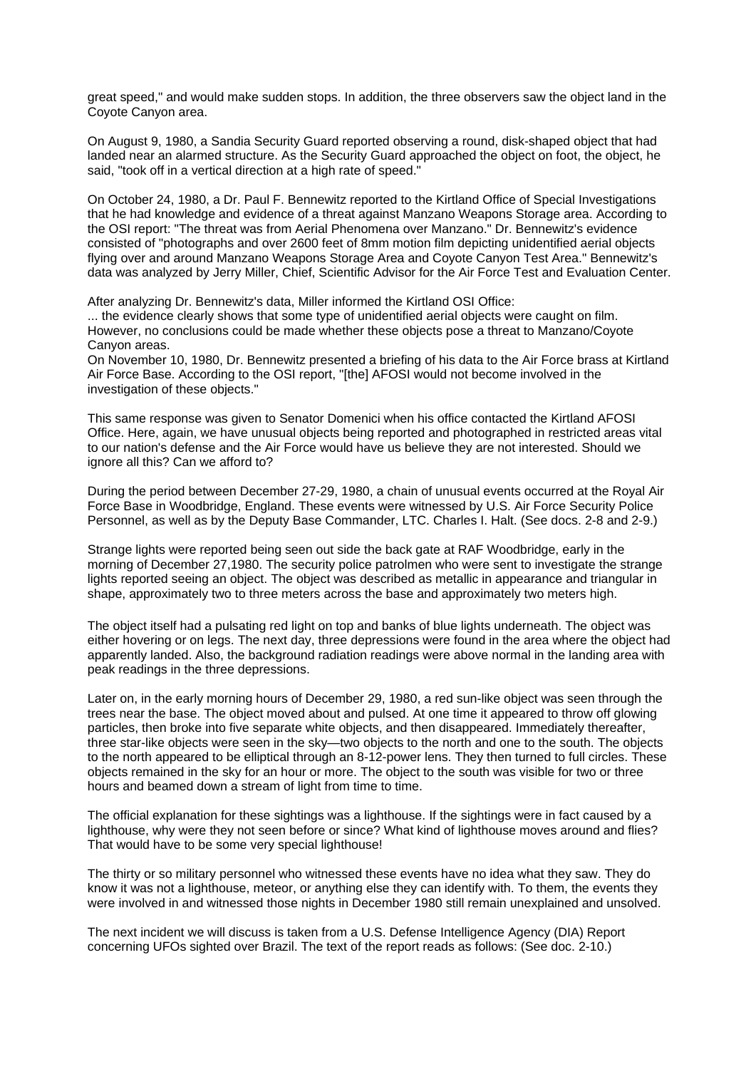great speed," and would make sudden stops. In addition, the three observers saw the object land in the Coyote Canyon area.

On August 9, 1980, a Sandia Security Guard reported observing a round, disk-shaped object that had landed near an alarmed structure. As the Security Guard approached the object on foot, the object, he said, "took off in a vertical direction at a high rate of speed."

On October 24, 1980, a Dr. Paul F. Bennewitz reported to the Kirtland Office of Special Investigations that he had knowledge and evidence of a threat against Manzano Weapons Storage area. According to the OSI report: "The threat was from Aerial Phenomena over Manzano." Dr. Bennewitz's evidence consisted of "photographs and over 2600 feet of 8mm motion film depicting unidentified aerial objects flying over and around Manzano Weapons Storage Area and Coyote Canyon Test Area." Bennewitz's data was analyzed by Jerry Miller, Chief, Scientific Advisor for the Air Force Test and Evaluation Center.

After analyzing Dr. Bennewitz's data, Miller informed the Kirtland OSI Office:
... the evidence clearly shows that some type of unidentified aerial objects were caught on film. However, no conclusions could be made whether these objects pose a threat to Manzano/Coyote Canyon areas.
On November 10, 1980, Dr. Bennewitz presented a briefing of his data to the Air Force brass at Kirtland Air Force Base. According to the OSI report, "[the] AFOSI would not become involved in the investigation of these objects."

This same response was given to Senator Domenici when his office contacted the Kirtland AFOSI Office. Here, again, we have unusual objects being reported and photographed in restricted areas vital to our nation's defense and the Air Force would have us believe they are not interested. Should we ignore all this? Can we afford to?

During the period between December 27-29, 1980, a chain of unusual events occurred at the Royal Air Force Base in Woodbridge, England. These events were witnessed by U.S. Air Force Security Police Personnel, as well as by the Deputy Base Commander, LTC. Charles I. Halt. (See docs. 2-8 and 2-9.)

Strange lights were reported being seen out side the back gate at RAF Woodbridge, early in the morning of December 27,1980. The security police patrolmen who were sent to investigate the strange lights reported seeing an object. The object was described as metallic in appearance and triangular in shape, approximately two to three meters across the base and approximately two meters high.

The object itself had a pulsating red light on top and banks of blue lights underneath. The object was either hovering or on legs. The next day, three depressions were found in the area where the object had apparently landed. Also, the background radiation readings were above normal in the landing area with peak readings in the three depressions.

Later on, in the early morning hours of December 29, 1980, a red sun-like object was seen through the trees near the base. The object moved about and pulsed. At one time it appeared to throw off glowing particles, then broke into five separate white objects, and then disappeared. Immediately thereafter, three star-like objects were seen in the sky—two objects to the north and one to the south. The objects to the north appeared to be elliptical through an 8-12-power lens. They then turned to full circles. These objects remained in the sky for an hour or more. The object to the south was visible for two or three hours and beamed down a stream of light from time to time.

The official explanation for these sightings was a lighthouse. If the sightings were in fact caused by a lighthouse, why were they not seen before or since? What kind of lighthouse moves around and flies? That would have to be some very special lighthouse!

The thirty or so military personnel who witnessed these events have no idea what they saw. They do know it was not a lighthouse, meteor, or anything else they can identify with. To them, the events they were involved in and witnessed those nights in December 1980 still remain unexplained and unsolved.

The next incident we will discuss is taken from a U.S. Defense Intelligence Agency (DIA) Report concerning UFOs sighted over Brazil. The text of the report reads as follows: (See doc. 2-10.)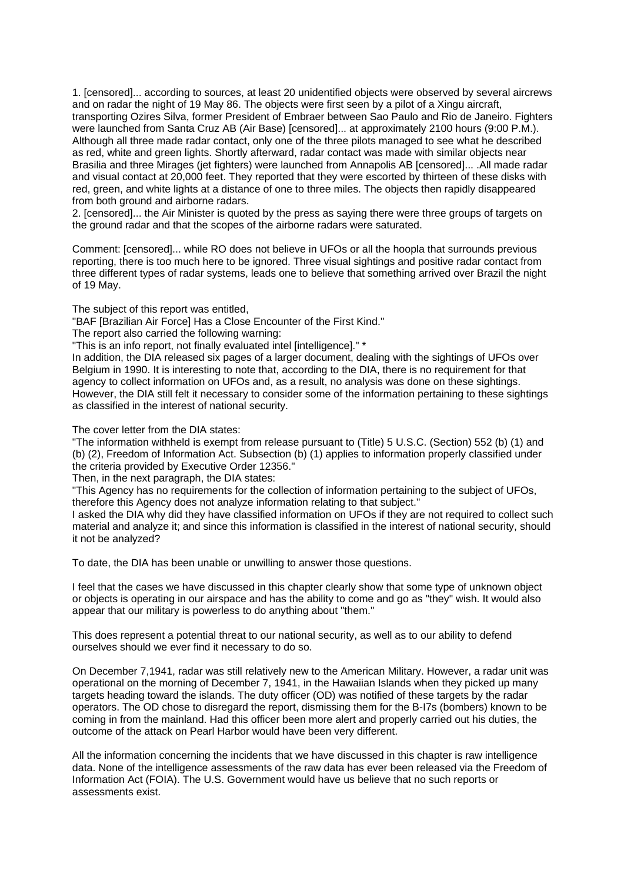1. [censored]... according to sources, at least 20 unidentified objects were observed by several aircrews and on radar the night of 19 May 86. The objects were first seen by a pilot of a Xingu aircraft, transporting Ozires Silva, former President of Embraer between Sao Paulo and Rio de Janeiro. Fighters were launched from Santa Cruz AB (Air Base) [censored]... at approximately 2100 hours (9:00 P.M.). Although all three made radar contact, only one of the three pilots managed to see what he described as red, white and green lights. Shortly afterward, radar contact was made with similar objects near Brasilia and three Mirages (jet fighters) were launched from Annapolis AB [censored]... .All made radar and visual contact at 20,000 feet. They reported that they were escorted by thirteen of these disks with red, green, and white lights at a distance of one to three miles. The objects then rapidly disappeared from both ground and airborne radars.
2. [censored]... the Air Minister is quoted by the press as saying there were three groups of targets on the ground radar and that the scopes of the airborne radars were saturated.

Comment: [censored]... while RO does not believe in UFOs or all the hoopla that surrounds previous reporting, there is too much here to be ignored. Three visual sightings and positive radar contact from three different types of radar systems, leads one to believe that something arrived over Brazil the night of 19 May.

The subject of this report was entitled,
"BAF [Brazilian Air Force] Has a Close Encounter of the First Kind."
The report also carried the following warning:
"This is an info report, not finally evaluated intel [intelligence]." *
In addition, the DIA released six pages of a larger document, dealing with the sightings of UFOs over Belgium in 1990. It is interesting to note that, according to the DIA, there is no requirement for that agency to collect information on UFOs and, as a result, no analysis was done on these sightings. However, the DIA still felt it necessary to consider some of the information pertaining to these sightings as classified in the interest of national security.

The cover letter from the DIA states:
"The information withheld is exempt from release pursuant to (Title) 5 U.S.C. (Section) 552 (b) (1) and (b) (2), Freedom of Information Act. Subsection (b) (1) applies to information properly classified under the criteria provided by Executive Order 12356."
Then, in the next paragraph, the DIA states:
"This Agency has no requirements for the collection of information pertaining to the subject of UFOs, therefore this Agency does not analyze information relating to that subject."
I asked the DIA why did they have classified information on UFOs if they are not required to collect such material and analyze it; and since this information is classified in the interest of national security, should it not be analyzed?

To date, the DIA has been unable or unwilling to answer those questions.

I feel that the cases we have discussed in this chapter clearly show that some type of unknown object or objects is operating in our airspace and has the ability to come and go as "they" wish. It would also appear that our military is powerless to do anything about "them."

This does represent a potential threat to our national security, as well as to our ability to defend ourselves should we ever find it necessary to do so.

On December 7,1941, radar was still relatively new to the American Military. However, a radar unit was operational on the morning of December 7, 1941, in the Hawaiian Islands when they picked up many targets heading toward the islands. The duty officer (OD) was notified of these targets by the radar operators. The OD chose to disregard the report, dismissing them for the B-I7s (bombers) known to be coming in from the mainland. Had this officer been more alert and properly carried out his duties, the outcome of the attack on Pearl Harbor would have been very different.

All the information concerning the incidents that we have discussed in this chapter is raw intelligence data. None of the intelligence assessments of the raw data has ever been released via the Freedom of Information Act (FOIA). The U.S. Government would have us believe that no such reports or assessments exist.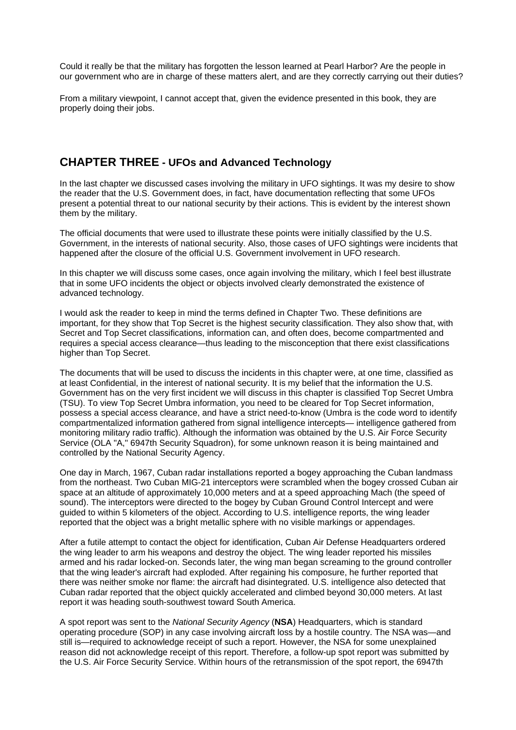Could it really be that the military has forgotten the lesson learned at Pearl Harbor? Are the people in our government who are in charge of these matters alert, and are they correctly carrying out their duties?

From a military viewpoint, I cannot accept that, given the evidence presented in this book, they are properly doing their jobs.

## CHAPTER THREE - UFOs and Advanced Technology

In the last chapter we discussed cases involving the military in UFO sightings. It was my desire to show the reader that the U.S. Government does, in fact, have documentation reflecting that some UFOs present a potential threat to our national security by their actions. This is evident by the interest shown them by the military.

The official documents that were used to illustrate these points were initially classified by the U.S. Government, in the interests of national security. Also, those cases of UFO sightings were incidents that happened after the closure of the official U.S. Government involvement in UFO research.

In this chapter we will discuss some cases, once again involving the military, which I feel best illustrate that in some UFO incidents the object or objects involved clearly demonstrated the existence of advanced technology.

I would ask the reader to keep in mind the terms defined in Chapter Two. These definitions are important, for they show that Top Secret is the highest security classification. They also show that, with Secret and Top Secret classifications, information can, and often does, become compartmented and requires a special access clearance—thus leading to the misconception that there exist classifications higher than Top Secret.

The documents that will be used to discuss the incidents in this chapter were, at one time, classified as at least Confidential, in the interest of national security. It is my belief that the information the U.S. Government has on the very first incident we will discuss in this chapter is classified Top Secret Umbra (TSU). To view Top Secret Umbra information, you need to be cleared for Top Secret information, possess a special access clearance, and have a strict need-to-know (Umbra is the code word to identify compartmentalized information gathered from signal intelligence intercepts— intelligence gathered from monitoring military radio traffic). Although the information was obtained by the U.S. Air Force Security Service (OLA "A," 6947th Security Squadron), for some unknown reason it is being maintained and controlled by the National Security Agency.

One day in March, 1967, Cuban radar installations reported a bogey approaching the Cuban landmass from the northeast. Two Cuban MIG-21 interceptors were scrambled when the bogey crossed Cuban air space at an altitude of approximately 10,000 meters and at a speed approaching Mach (the speed of sound). The interceptors were directed to the bogey by Cuban Ground Control Intercept and were guided to within 5 kilometers of the object. According to U.S. intelligence reports, the wing leader reported that the object was a bright metallic sphere with no visible markings or appendages.

After a futile attempt to contact the object for identification, Cuban Air Defense Headquarters ordered the wing leader to arm his weapons and destroy the object. The wing leader reported his missiles armed and his radar locked-on. Seconds later, the wing man began screaming to the ground controller that the wing leader's aircraft had exploded. After regaining his composure, he further reported that there was neither smoke nor flame: the aircraft had disintegrated. U.S. intelligence also detected that Cuban radar reported that the object quickly accelerated and climbed beyond 30,000 meters. At last report it was heading south-southwest toward South America.

A spot report was sent to the *National Security Agency* (**NSA**) Headquarters, which is standard operating procedure (SOP) in any case involving aircraft loss by a hostile country. The NSA was—and still is—required to acknowledge receipt of such a report. However, the NSA for some unexplained reason did not acknowledge receipt of this report. Therefore, a follow-up spot report was submitted by the U.S. Air Force Security Service. Within hours of the retransmission of the spot report, the 6947th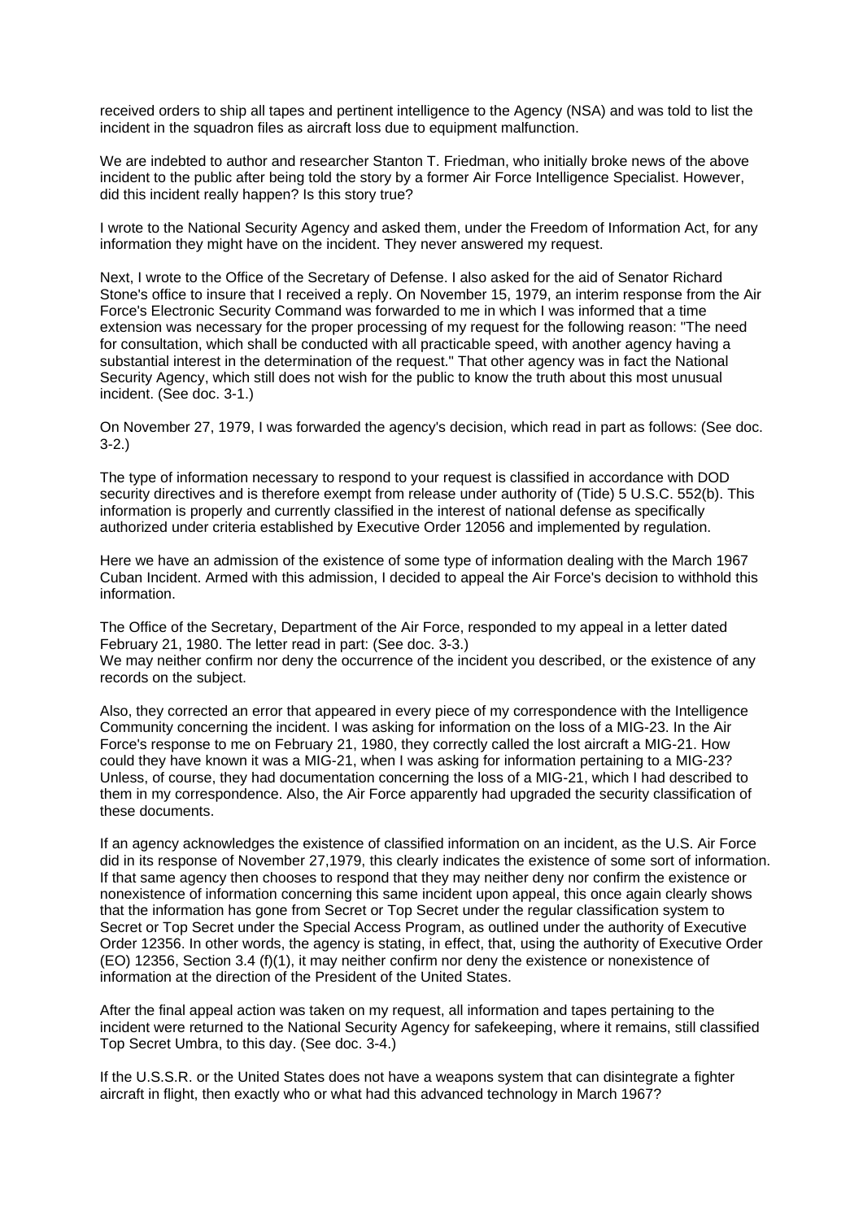received orders to ship all tapes and pertinent intelligence to the Agency (NSA) and was told to list the incident in the squadron files as aircraft loss due to equipment malfunction.

We are indebted to author and researcher Stanton T. Friedman, who initially broke news of the above incident to the public after being told the story by a former Air Force Intelligence Specialist. However, did this incident really happen? Is this story true?

I wrote to the National Security Agency and asked them, under the Freedom of Information Act, for any information they might have on the incident. They never answered my request.

Next, I wrote to the Office of the Secretary of Defense. I also asked for the aid of Senator Richard Stone's office to insure that I received a reply. On November 15, 1979, an interim response from the Air Force's Electronic Security Command was forwarded to me in which I was informed that a time extension was necessary for the proper processing of my request for the following reason: "The need for consultation, which shall be conducted with all practicable speed, with another agency having a substantial interest in the determination of the request." That other agency was in fact the National Security Agency, which still does not wish for the public to know the truth about this most unusual incident. (See doc. 3-1.)

On November 27, 1979, I was forwarded the agency's decision, which read in part as follows: (See doc. 3-2.)

The type of information necessary to respond to your request is classified in accordance with DOD security directives and is therefore exempt from release under authority of (Tide) 5 U.S.C. 552(b). This information is properly and currently classified in the interest of national defense as specifically authorized under criteria established by Executive Order 12056 and implemented by regulation.

Here we have an admission of the existence of some type of information dealing with the March 1967 Cuban Incident. Armed with this admission, I decided to appeal the Air Force's decision to withhold this information.

The Office of the Secretary, Department of the Air Force, responded to my appeal in a letter dated February 21, 1980. The letter read in part: (See doc. 3-3.)
We may neither confirm nor deny the occurrence of the incident you described, or the existence of any records on the subject.

Also, they corrected an error that appeared in every piece of my correspondence with the Intelligence Community concerning the incident. I was asking for information on the loss of a MIG-23. In the Air Force's response to me on February 21, 1980, they correctly called the lost aircraft a MIG-21. How could they have known it was a MIG-21, when I was asking for information pertaining to a MIG-23? Unless, of course, they had documentation concerning the loss of a MIG-21, which I had described to them in my correspondence. Also, the Air Force apparently had upgraded the security classification of these documents.

If an agency acknowledges the existence of classified information on an incident, as the U.S. Air Force did in its response of November 27,1979, this clearly indicates the existence of some sort of information. If that same agency then chooses to respond that they may neither deny nor confirm the existence or nonexistence of information concerning this same incident upon appeal, this once again clearly shows that the information has gone from Secret or Top Secret under the regular classification system to Secret or Top Secret under the Special Access Program, as outlined under the authority of Executive Order 12356. In other words, the agency is stating, in effect, that, using the authority of Executive Order (EO) 12356, Section 3.4 (f)(1), it may neither confirm nor deny the existence or nonexistence of information at the direction of the President of the United States.

After the final appeal action was taken on my request, all information and tapes pertaining to the incident were returned to the National Security Agency for safekeeping, where it remains, still classified Top Secret Umbra, to this day. (See doc. 3-4.)

If the U.S.S.R. or the United States does not have a weapons system that can disintegrate a fighter aircraft in flight, then exactly who or what had this advanced technology in March 1967?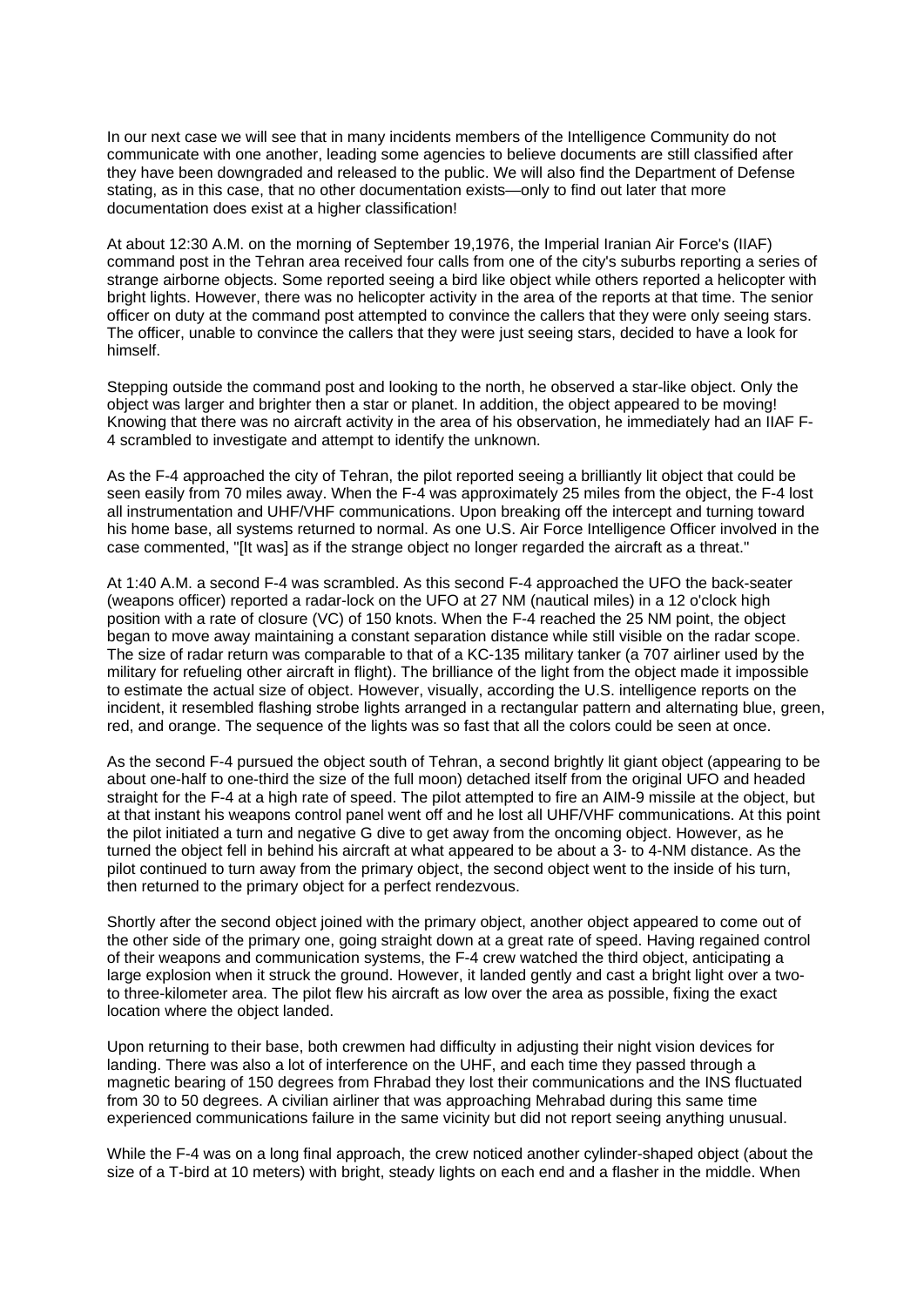In our next case we will see that in many incidents members of the Intelligence Community do not communicate with one another, leading some agencies to believe documents are still classified after they have been downgraded and released to the public. We will also find the Department of Defense stating, as in this case, that no other documentation exists—only to find out later that more documentation does exist at a higher classification!

At about 12:30 A.M. on the morning of September 19,1976, the Imperial Iranian Air Force's (IIAF) command post in the Tehran area received four calls from one of the city's suburbs reporting a series of strange airborne objects. Some reported seeing a bird like object while others reported a helicopter with bright lights. However, there was no helicopter activity in the area of the reports at that time. The senior officer on duty at the command post attempted to convince the callers that they were only seeing stars. The officer, unable to convince the callers that they were just seeing stars, decided to have a look for himself.

Stepping outside the command post and looking to the north, he observed a star-like object. Only the object was larger and brighter then a star or planet. In addition, the object appeared to be moving! Knowing that there was no aircraft activity in the area of his observation, he immediately had an IIAF F-4 scrambled to investigate and attempt to identify the unknown.

As the F-4 approached the city of Tehran, the pilot reported seeing a brilliantly lit object that could be seen easily from 70 miles away. When the F-4 was approximately 25 miles from the object, the F-4 lost all instrumentation and UHF/VHF communications. Upon breaking off the intercept and turning toward his home base, all systems returned to normal. As one U.S. Air Force Intelligence Officer involved in the case commented, "[It was] as if the strange object no longer regarded the aircraft as a threat."

At 1:40 A.M. a second F-4 was scrambled. As this second F-4 approached the UFO the back-seater (weapons officer) reported a radar-lock on the UFO at 27 NM (nautical miles) in a 12 o'clock high position with a rate of closure (VC) of 150 knots. When the F-4 reached the 25 NM point, the object began to move away maintaining a constant separation distance while still visible on the radar scope. The size of radar return was comparable to that of a KC-135 military tanker (a 707 airliner used by the military for refueling other aircraft in flight). The brilliance of the light from the object made it impossible to estimate the actual size of object. However, visually, according the U.S. intelligence reports on the incident, it resembled flashing strobe lights arranged in a rectangular pattern and alternating blue, green, red, and orange. The sequence of the lights was so fast that all the colors could be seen at once.

As the second F-4 pursued the object south of Tehran, a second brightly lit giant object (appearing to be about one-half to one-third the size of the full moon) detached itself from the original UFO and headed straight for the F-4 at a high rate of speed. The pilot attempted to fire an AIM-9 missile at the object, but at that instant his weapons control panel went off and he lost all UHF/VHF communications. At this point the pilot initiated a turn and negative G dive to get away from the oncoming object. However, as he turned the object fell in behind his aircraft at what appeared to be about a 3- to 4-NM distance. As the pilot continued to turn away from the primary object, the second object went to the inside of his turn, then returned to the primary object for a perfect rendezvous.

Shortly after the second object joined with the primary object, another object appeared to come out of the other side of the primary one, going straight down at a great rate of speed. Having regained control of their weapons and communication systems, the F-4 crew watched the third object, anticipating a large explosion when it struck the ground. However, it landed gently and cast a bright light over a two- to three-kilometer area. The pilot flew his aircraft as low over the area as possible, fixing the exact location where the object landed.

Upon returning to their base, both crewmen had difficulty in adjusting their night vision devices for landing. There was also a lot of interference on the UHF, and each time they passed through a magnetic bearing of 150 degrees from Fhrabad they lost their communications and the INS fluctuated from 30 to 50 degrees. A civilian airliner that was approaching Mehrabad during this same time experienced communications failure in the same vicinity but did not report seeing anything unusual.

While the F-4 was on a long final approach, the crew noticed another cylinder-shaped object (about the size of a T-bird at 10 meters) with bright, steady lights on each end and a flasher in the middle. When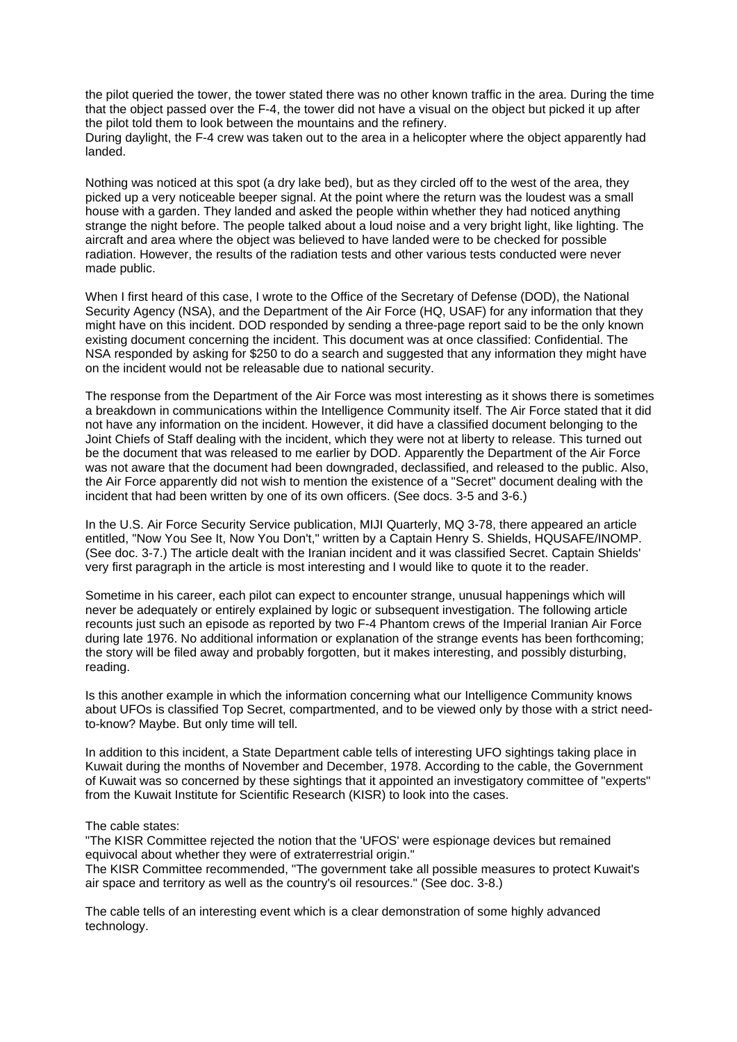the pilot queried the tower, the tower stated there was no other known traffic in the area. During the time that the object passed over the F-4, the tower did not have a visual on the object but picked it up after the pilot told them to look between the mountains and the refinery.
During daylight, the F-4 crew was taken out to the area in a helicopter where the object apparently had landed.

Nothing was noticed at this spot (a dry lake bed), but as they circled off to the west of the area, they picked up a very noticeable beeper signal. At the point where the return was the loudest was a small house with a garden. They landed and asked the people within whether they had noticed anything strange the night before. The people talked about a loud noise and a very bright light, like lighting. The aircraft and area where the object was believed to have landed were to be checked for possible radiation. However, the results of the radiation tests and other various tests conducted were never made public.

When I first heard of this case, I wrote to the Office of the Secretary of Defense (DOD), the National Security Agency (NSA), and the Department of the Air Force (HQ, USAF) for any information that they might have on this incident. DOD responded by sending a three-page report said to be the only known existing document concerning the incident. This document was at once classified: Confidential. The NSA responded by asking for $250 to do a search and suggested that any information they might have on the incident would not be releasable due to national security.

The response from the Department of the Air Force was most interesting as it shows there is sometimes a breakdown in communications within the Intelligence Community itself. The Air Force stated that it did not have any information on the incident. However, it did have a classified document belonging to the Joint Chiefs of Staff dealing with the incident, which they were not at liberty to release. This turned out be the document that was released to me earlier by DOD. Apparently the Department of the Air Force was not aware that the document had been downgraded, declassified, and released to the public. Also, the Air Force apparently did not wish to mention the existence of a "Secret" document dealing with the incident that had been written by one of its own officers. (See docs. 3-5 and 3-6.)

In the U.S. Air Force Security Service publication, MIJI Quarterly, MQ 3-78, there appeared an article entitled, "Now You See It, Now You Don't," written by a Captain Henry S. Shields, HQUSAFE/INOMP. (See doc. 3-7.) The article dealt with the Iranian incident and it was classified Secret. Captain Shields' very first paragraph in the article is most interesting and I would like to quote it to the reader.

Sometime in his career, each pilot can expect to encounter strange, unusual happenings which will never be adequately or entirely explained by logic or subsequent investigation. The following article recounts just such an episode as reported by two F-4 Phantom crews of the Imperial Iranian Air Force during late 1976. No additional information or explanation of the strange events has been forthcoming; the story will be filed away and probably forgotten, but it makes interesting, and possibly disturbing, reading.

Is this another example in which the information concerning what our Intelligence Community knows about UFOs is classified Top Secret, compartmented, and to be viewed only by those with a strict need-to-know? Maybe. But only time will tell.

In addition to this incident, a State Department cable tells of interesting UFO sightings taking place in Kuwait during the months of November and December, 1978. According to the cable, the Government of Kuwait was so concerned by these sightings that it appointed an investigatory committee of "experts" from the Kuwait Institute for Scientific Research (KISR) to look into the cases.

The cable states:
"The KISR Committee rejected the notion that the 'UFOS' were espionage devices but remained equivocal about whether they were of extraterrestrial origin."
The KISR Committee recommended, "The government take all possible measures to protect Kuwait's air space and territory as well as the country's oil resources." (See doc. 3-8.)

The cable tells of an interesting event which is a clear demonstration of some highly advanced technology.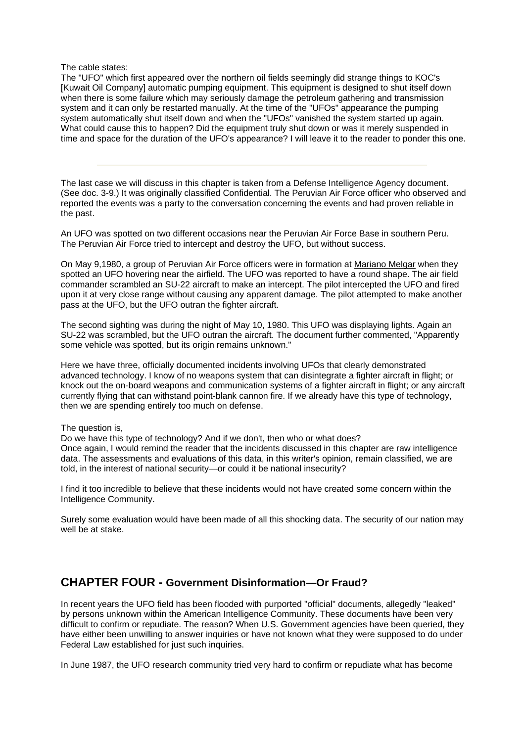The cable states:
The "UFO" which first appeared over the northern oil fields seemingly did strange things to KOC's [Kuwait Oil Company] automatic pumping equipment. This equipment is designed to shut itself down when there is some failure which may seriously damage the petroleum gathering and transmission system and it can only be restarted manually. At the time of the "UFOs" appearance the pumping system automatically shut itself down and when the "UFOs" vanished the system started up again. What could cause this to happen? Did the equipment truly shut down or was it merely suspended in time and space for the duration of the UFO's appearance? I will leave it to the reader to ponder this one.

---

The last case we will discuss in this chapter is taken from a Defense Intelligence Agency document. (See doc. 3-9.) It was originally classified Confidential. The Peruvian Air Force officer who observed and reported the events was a party to the conversation concerning the events and had proven reliable in the past.

An UFO was spotted on two different occasions near the Peruvian Air Force Base in southern Peru. The Peruvian Air Force tried to intercept and destroy the UFO, but without success.

On May 9,1980, a group of Peruvian Air Force officers were in formation at Mariano Melgar when they spotted an UFO hovering near the airfield. The UFO was reported to have a round shape. The air field commander scrambled an SU-22 aircraft to make an intercept. The pilot intercepted the UFO and fired upon it at very close range without causing any apparent damage. The pilot attempted to make another pass at the UFO, but the UFO outran the fighter aircraft.

The second sighting was during the night of May 10, 1980. This UFO was displaying lights. Again an SU-22 was scrambled, but the UFO outran the aircraft. The document further commented, "Apparently some vehicle was spotted, but its origin remains unknown."

Here we have three, officially documented incidents involving UFOs that clearly demonstrated advanced technology. I know of no weapons system that can disintegrate a fighter aircraft in flight; or knock out the on-board weapons and communication systems of a fighter aircraft in flight; or any aircraft currently flying that can withstand point-blank cannon fire. If we already have this type of technology, then we are spending entirely too much on defense.

The question is,
Do we have this type of technology? And if we don't, then who or what does?
Once again, I would remind the reader that the incidents discussed in this chapter are raw intelligence data. The assessments and evaluations of this data, in this writer's opinion, remain classified, we are told, in the interest of national security—or could it be national insecurity?

I find it too incredible to believe that these incidents would not have created some concern within the Intelligence Community.

Surely some evaluation would have been made of all this shocking data. The security of our nation may well be at stake.

## CHAPTER FOUR - Government Disinformation—Or Fraud?

In recent years the UFO field has been flooded with purported "official" documents, allegedly "leaked" by persons unknown within the American Intelligence Community. These documents have been very difficult to confirm or repudiate. The reason? When U.S. Government agencies have been queried, they have either been unwilling to answer inquiries or have not known what they were supposed to do under Federal Law established for just such inquiries.

In June 1987, the UFO research community tried very hard to confirm or repudiate what has become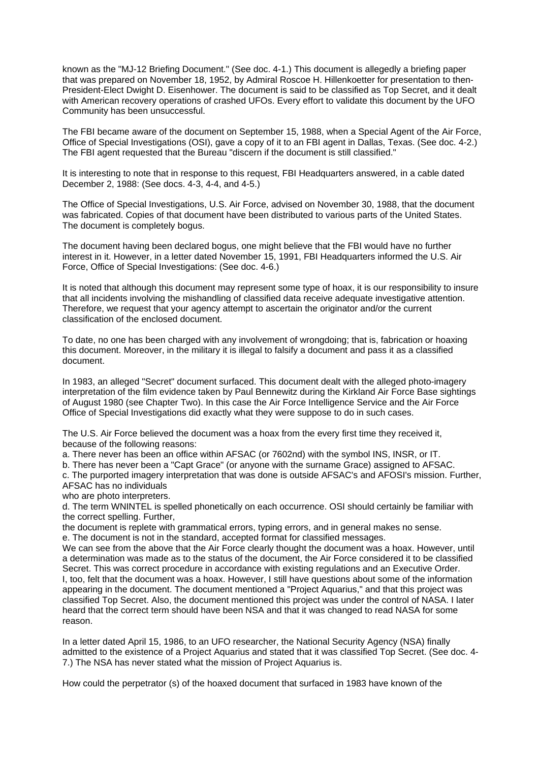known as the "MJ-12 Briefing Document." (See doc. 4-1.) This document is allegedly a briefing paper that was prepared on November 18, 1952, by Admiral Roscoe H. Hillenkoetter for presentation to then-President-Elect Dwight D. Eisenhower. The document is said to be classified as Top Secret, and it dealt with American recovery operations of crashed UFOs. Every effort to validate this document by the UFO Community has been unsuccessful.

The FBI became aware of the document on September 15, 1988, when a Special Agent of the Air Force, Office of Special Investigations (OSI), gave a copy of it to an FBI agent in Dallas, Texas. (See doc. 4-2.) The FBI agent requested that the Bureau "discern if the document is still classified."

It is interesting to note that in response to this request, FBI Headquarters answered, in a cable dated December 2, 1988: (See docs. 4-3, 4-4, and 4-5.)

The Office of Special Investigations, U.S. Air Force, advised on November 30, 1988, that the document was fabricated. Copies of that document have been distributed to various parts of the United States. The document is completely bogus.

The document having been declared bogus, one might believe that the FBI would have no further interest in it. However, in a letter dated November 15, 1991, FBI Headquarters informed the U.S. Air Force, Office of Special Investigations: (See doc. 4-6.)

It is noted that although this document may represent some type of hoax, it is our responsibility to insure that all incidents involving the mishandling of classified data receive adequate investigative attention. Therefore, we request that your agency attempt to ascertain the originator and/or the current classification of the enclosed document.

To date, no one has been charged with any involvement of wrongdoing; that is, fabrication or hoaxing this document. Moreover, in the military it is illegal to falsify a document and pass it as a classified document.

In 1983, an alleged "Secret" document surfaced. This document dealt with the alleged photo-imagery interpretation of the film evidence taken by Paul Bennewitz during the Kirkland Air Force Base sightings of August 1980 (see Chapter Two). In this case the Air Force Intelligence Service and the Air Force Office of Special Investigations did exactly what they were suppose to do in such cases.

The U.S. Air Force believed the document was a hoax from the every first time they received it, because of the following reasons:

a. There never has been an office within AFSAC (or 7602nd) with the symbol INS, INSR, or IT.
b. There has never been a "Capt Grace" (or anyone with the surname Grace) assigned to AFSAC.
c. The purported imagery interpretation that was done is outside AFSAC's and AFOSI's mission. Further, AFSAC has no individuals who are photo interpreters.
d. The term WNINTEL is spelled phonetically on each occurrence. OSI should certainly be familiar with the correct spelling. Further, the document is replete with grammatical errors, typing errors, and in general makes no sense.
e. The document is not in the standard, accepted format for classified messages.

We can see from the above that the Air Force clearly thought the document was a hoax. However, until a determination was made as to the status of the document, the Air Force considered it to be classified Secret. This was correct procedure in accordance with existing regulations and an Executive Order.

I, too, felt that the document was a hoax. However, I still have questions about some of the information appearing in the document. The document mentioned a "Project Aquarius," and that this project was classified Top Secret. Also, the document mentioned this project was under the control of NASA. I later heard that the correct term should have been NSA and that it was changed to read NASA for some reason.

In a letter dated April 15, 1986, to an UFO researcher, the National Security Agency (NSA) finally admitted to the existence of a Project Aquarius and stated that it was classified Top Secret. (See doc. 4-7.) The NSA has never stated what the mission of Project Aquarius is.

How could the perpetrator (s) of the hoaxed document that surfaced in 1983 have known of the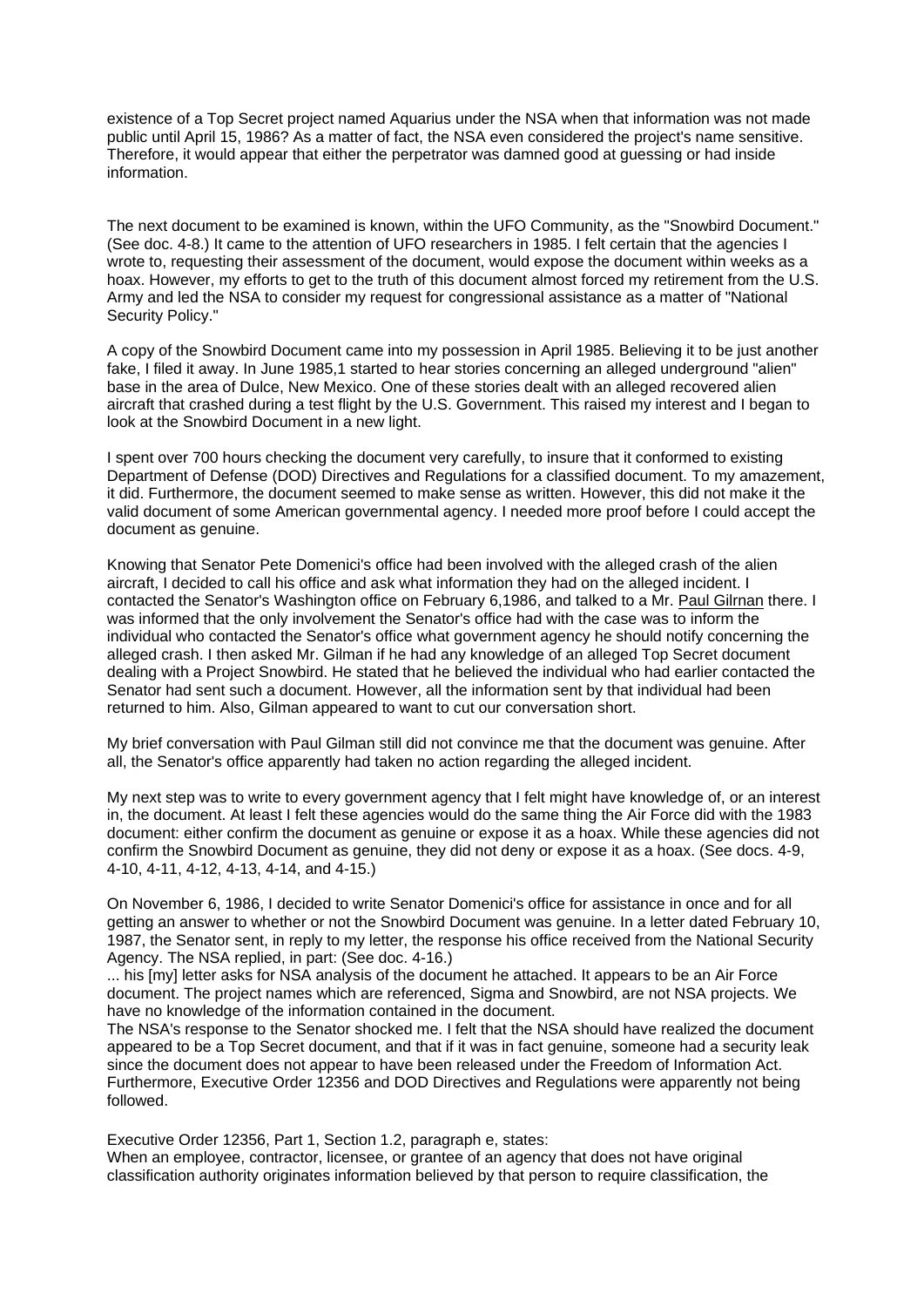existence of a Top Secret project named Aquarius under the NSA when that information was not made public until April 15, 1986? As a matter of fact, the NSA even considered the project's name sensitive. Therefore, it would appear that either the perpetrator was damned good at guessing or had inside information.

The next document to be examined is known, within the UFO Community, as the "Snowbird Document." (See doc. 4-8.) It came to the attention of UFO researchers in 1985. I felt certain that the agencies I wrote to, requesting their assessment of the document, would expose the document within weeks as a hoax. However, my efforts to get to the truth of this document almost forced my retirement from the U.S. Army and led the NSA to consider my request for congressional assistance as a matter of "National Security Policy."

A copy of the Snowbird Document came into my possession in April 1985. Believing it to be just another fake, I filed it away. In June 1985,1 started to hear stories concerning an alleged underground "alien" base in the area of Dulce, New Mexico. One of these stories dealt with an alleged recovered alien aircraft that crashed during a test flight by the U.S. Government. This raised my interest and I began to look at the Snowbird Document in a new light.

I spent over 700 hours checking the document very carefully, to insure that it conformed to existing Department of Defense (DOD) Directives and Regulations for a classified document. To my amazement, it did. Furthermore, the document seemed to make sense as written. However, this did not make it the valid document of some American governmental agency. I needed more proof before I could accept the document as genuine.

Knowing that Senator Pete Domenici's office had been involved with the alleged crash of the alien aircraft, I decided to call his office and ask what information they had on the alleged incident. I contacted the Senator's Washington office on February 6,1986, and talked to a Mr. Paul Gilrnan there. I was informed that the only involvement the Senator's office had with the case was to inform the individual who contacted the Senator's office what government agency he should notify concerning the alleged crash. I then asked Mr. Gilman if he had any knowledge of an alleged Top Secret document dealing with a Project Snowbird. He stated that he believed the individual who had earlier contacted the Senator had sent such a document. However, all the information sent by that individual had been returned to him. Also, Gilman appeared to want to cut our conversation short.

My brief conversation with Paul Gilman still did not convince me that the document was genuine. After all, the Senator's office apparently had taken no action regarding the alleged incident.

My next step was to write to every government agency that I felt might have knowledge of, or an interest in, the document. At least I felt these agencies would do the same thing the Air Force did with the 1983 document: either confirm the document as genuine or expose it as a hoax. While these agencies did not confirm the Snowbird Document as genuine, they did not deny or expose it as a hoax. (See docs. 4-9, 4-10, 4-11, 4-12, 4-13, 4-14, and 4-15.)

On November 6, 1986, I decided to write Senator Domenici's office for assistance in once and for all getting an answer to whether or not the Snowbird Document was genuine. In a letter dated February 10, 1987, the Senator sent, in reply to my letter, the response his office received from the National Security Agency. The NSA replied, in part: (See doc. 4-16.)

... his [my] letter asks for NSA analysis of the document he attached. It appears to be an Air Force document. The project names which are referenced, Sigma and Snowbird, are not NSA projects. We have no knowledge of the information contained in the document.

The NSA's response to the Senator shocked me. I felt that the NSA should have realized the document appeared to be a Top Secret document, and that if it was in fact genuine, someone had a security leak since the document does not appear to have been released under the Freedom of Information Act. Furthermore, Executive Order 12356 and DOD Directives and Regulations were apparently not being followed.

Executive Order 12356, Part 1, Section 1.2, paragraph e, states:

When an employee, contractor, licensee, or grantee of an agency that does not have original classification authority originates information believed by that person to require classification, the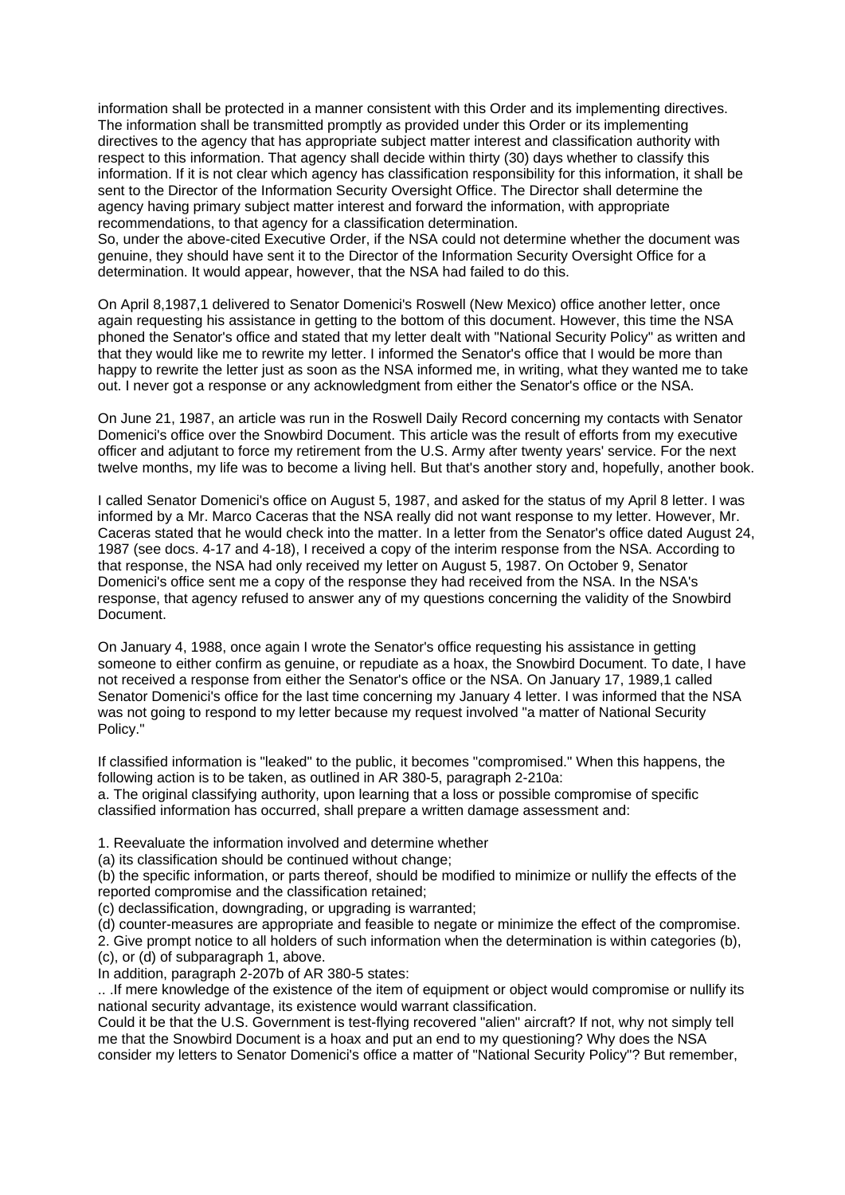information shall be protected in a manner consistent with this Order and its implementing directives. The information shall be transmitted promptly as provided under this Order or its implementing directives to the agency that has appropriate subject matter interest and classification authority with respect to this information. That agency shall decide within thirty (30) days whether to classify this information. If it is not clear which agency has classification responsibility for this information, it shall be sent to the Director of the Information Security Oversight Office. The Director shall determine the agency having primary subject matter interest and forward the information, with appropriate recommendations, to that agency for a classification determination.

So, under the above-cited Executive Order, if the NSA could not determine whether the document was genuine, they should have sent it to the Director of the Information Security Oversight Office for a determination. It would appear, however, that the NSA had failed to do this.

On April 8,1987,1 delivered to Senator Domenici's Roswell (New Mexico) office another letter, once again requesting his assistance in getting to the bottom of this document. However, this time the NSA phoned the Senator's office and stated that my letter dealt with "National Security Policy" as written and that they would like me to rewrite my letter. I informed the Senator's office that I would be more than happy to rewrite the letter just as soon as the NSA informed me, in writing, what they wanted me to take out. I never got a response or any acknowledgment from either the Senator's office or the NSA.

On June 21, 1987, an article was run in the Roswell Daily Record concerning my contacts with Senator Domenici's office over the Snowbird Document. This article was the result of efforts from my executive officer and adjutant to force my retirement from the U.S. Army after twenty years' service. For the next twelve months, my life was to become a living hell. But that's another story and, hopefully, another book.

I called Senator Domenici's office on August 5, 1987, and asked for the status of my April 8 letter. I was informed by a Mr. Marco Caceras that the NSA really did not want response to my letter. However, Mr. Caceras stated that he would check into the matter. In a letter from the Senator's office dated August 24, 1987 (see docs. 4-17 and 4-18), I received a copy of the interim response from the NSA. According to that response, the NSA had only received my letter on August 5, 1987. On October 9, Senator Domenici's office sent me a copy of the response they had received from the NSA. In the NSA's response, that agency refused to answer any of my questions concerning the validity of the Snowbird Document.

On January 4, 1988, once again I wrote the Senator's office requesting his assistance in getting someone to either confirm as genuine, or repudiate as a hoax, the Snowbird Document. To date, I have not received a response from either the Senator's office or the NSA. On January 17, 1989,1 called Senator Domenici's office for the last time concerning my January 4 letter. I was informed that the NSA was not going to respond to my letter because my request involved "a matter of National Security Policy."

If classified information is "leaked" to the public, it becomes "compromised." When this happens, the following action is to be taken, as outlined in AR 380-5, paragraph 2-210a:

a. The original classifying authority, upon learning that a loss or possible compromise of specific classified information has occurred, shall prepare a written damage assessment and:

1. Reevaluate the information involved and determine whether

(a) its classification should be continued without change;

(b) the specific information, or parts thereof, should be modified to minimize or nullify the effects of the reported compromise and the classification retained;

(c) declassification, downgrading, or upgrading is warranted;

(d) counter-measures are appropriate and feasible to negate or minimize the effect of the compromise.

2. Give prompt notice to all holders of such information when the determination is within categories (b), (c), or (d) of subparagraph 1, above.

In addition, paragraph 2-207b of AR 380-5 states:

.. .If mere knowledge of the existence of the item of equipment or object would compromise or nullify its national security advantage, its existence would warrant classification.

Could it be that the U.S. Government is test-flying recovered "alien" aircraft? If not, why not simply tell me that the Snowbird Document is a hoax and put an end to my questioning? Why does the NSA consider my letters to Senator Domenici's office a matter of "National Security Policy"? But remember,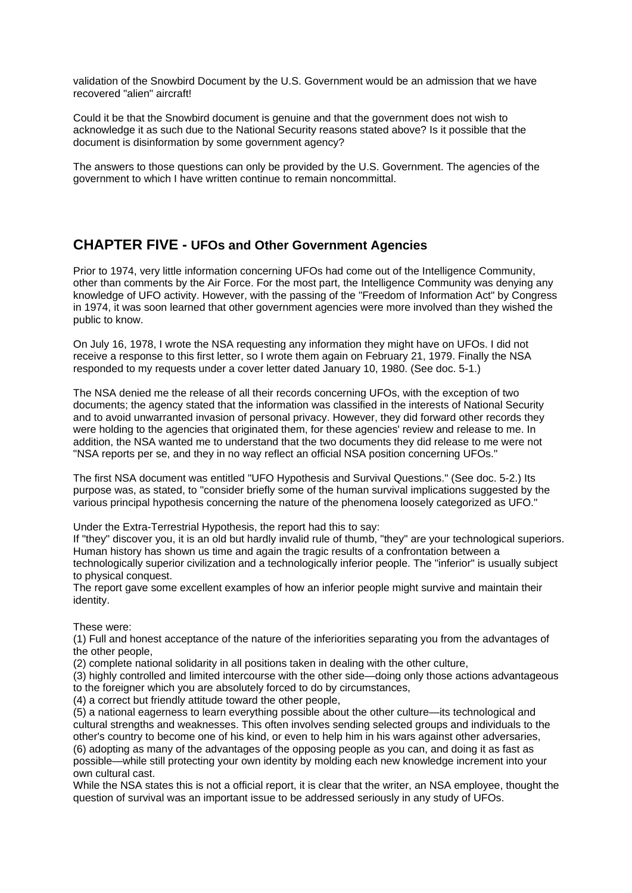validation of the Snowbird Document by the U.S. Government would be an admission that we have recovered "alien" aircraft!

Could it be that the Snowbird document is genuine and that the government does not wish to acknowledge it as such due to the National Security reasons stated above? Is it possible that the document is disinformation by some government agency?

The answers to those questions can only be provided by the U.S. Government. The agencies of the government to which I have written continue to remain noncommittal.

## CHAPTER FIVE - UFOs and Other Government Agencies

Prior to 1974, very little information concerning UFOs had come out of the Intelligence Community, other than comments by the Air Force. For the most part, the Intelligence Community was denying any knowledge of UFO activity. However, with the passing of the "Freedom of Information Act" by Congress in 1974, it was soon learned that other government agencies were more involved than they wished the public to know.

On July 16, 1978, I wrote the NSA requesting any information they might have on UFOs. I did not receive a response to this first letter, so I wrote them again on February 21, 1979. Finally the NSA responded to my requests under a cover letter dated January 10, 1980. (See doc. 5-1.)

The NSA denied me the release of all their records concerning UFOs, with the exception of two documents; the agency stated that the information was classified in the interests of National Security and to avoid unwarranted invasion of personal privacy. However, they did forward other records they were holding to the agencies that originated them, for these agencies' review and release to me. In addition, the NSA wanted me to understand that the two documents they did release to me were not "NSA reports per se, and they in no way reflect an official NSA position concerning UFOs."

The first NSA document was entitled "UFO Hypothesis and Survival Questions." (See doc. 5-2.) Its purpose was, as stated, to "consider briefly some of the human survival implications suggested by the various principal hypothesis concerning the nature of the phenomena loosely categorized as UFO."

Under the Extra-Terrestrial Hypothesis, the report had this to say:
If "they" discover you, it is an old but hardly invalid rule of thumb, "they" are your technological superiors. Human history has shown us time and again the tragic results of a confrontation between a technologically superior civilization and a technologically inferior people. The "inferior" is usually subject to physical conquest.
The report gave some excellent examples of how an inferior people might survive and maintain their identity.

These were:
(1) Full and honest acceptance of the nature of the inferiorities separating you from the advantages of the other people,
(2) complete national solidarity in all positions taken in dealing with the other culture,
(3) highly controlled and limited intercourse with the other side—doing only those actions advantageous to the foreigner which you are absolutely forced to do by circumstances,
(4) a correct but friendly attitude toward the other people,
(5) a national eagerness to learn everything possible about the other culture—its technological and cultural strengths and weaknesses. This often involves sending selected groups and individuals to the other's country to become one of his kind, or even to help him in his wars against other adversaries,
(6) adopting as many of the advantages of the opposing people as you can, and doing it as fast as possible—while still protecting your own identity by molding each new knowledge increment into your own cultural cast.
While the NSA states this is not a official report, it is clear that the writer, an NSA employee, thought the question of survival was an important issue to be addressed seriously in any study of UFOs.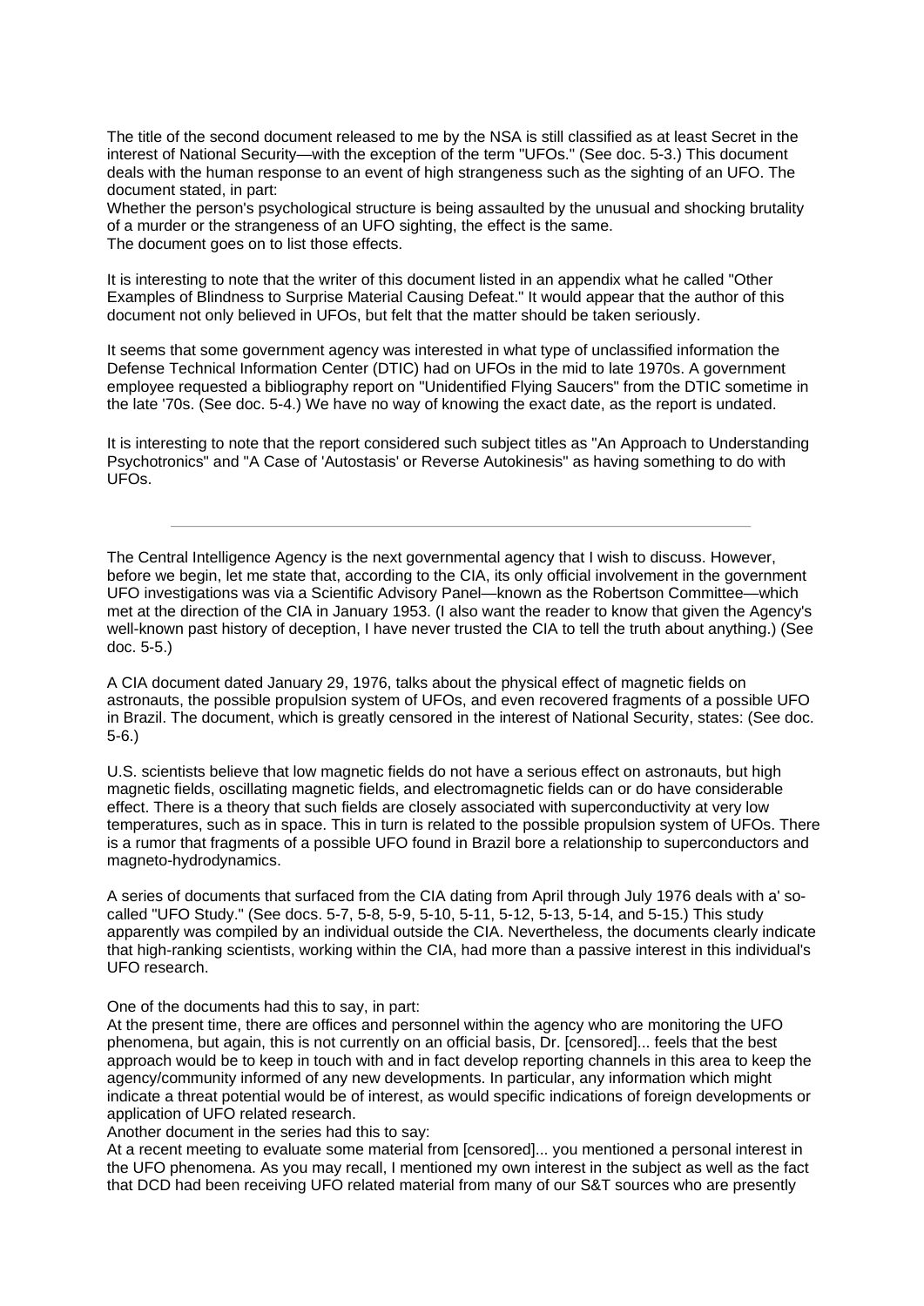The title of the second document released to me by the NSA is still classified as at least Secret in the interest of National Security—with the exception of the term "UFOs." (See doc. 5-3.) This document deals with the human response to an event of high strangeness such as the sighting of an UFO. The document stated, in part:

Whether the person's psychological structure is being assaulted by the unusual and shocking brutality of a murder or the strangeness of an UFO sighting, the effect is the same.

The document goes on to list those effects.

It is interesting to note that the writer of this document listed in an appendix what he called "Other Examples of Blindness to Surprise Material Causing Defeat." It would appear that the author of this document not only believed in UFOs, but felt that the matter should be taken seriously.

It seems that some government agency was interested in what type of unclassified information the Defense Technical Information Center (DTIC) had on UFOs in the mid to late 1970s. A government employee requested a bibliography report on "Unidentified Flying Saucers" from the DTIC sometime in the late '70s. (See doc. 5-4.) We have no way of knowing the exact date, as the report is undated.

It is interesting to note that the report considered such subject titles as "An Approach to Understanding Psychotronics" and "A Case of 'Autostasis' or Reverse Autokinesis" as having something to do with UFOs.

---

The Central Intelligence Agency is the next governmental agency that I wish to discuss. However, before we begin, let me state that, according to the CIA, its only official involvement in the government UFO investigations was via a Scientific Advisory Panel—known as the Robertson Committee—which met at the direction of the CIA in January 1953. (I also want the reader to know that given the Agency's well-known past history of deception, I have never trusted the CIA to tell the truth about anything.) (See doc. 5-5.)

A CIA document dated January 29, 1976, talks about the physical effect of magnetic fields on astronauts, the possible propulsion system of UFOs, and even recovered fragments of a possible UFO in Brazil. The document, which is greatly censored in the interest of National Security, states: (See doc. 5-6.)

U.S. scientists believe that low magnetic fields do not have a serious effect on astronauts, but high magnetic fields, oscillating magnetic fields, and electromagnetic fields can or do have considerable effect. There is a theory that such fields are closely associated with superconductivity at very low temperatures, such as in space. This in turn is related to the possible propulsion system of UFOs. There is a rumor that fragments of a possible UFO found in Brazil bore a relationship to superconductors and magneto-hydrodynamics.

A series of documents that surfaced from the CIA dating from April through July 1976 deals with a' so-called "UFO Study." (See docs. 5-7, 5-8, 5-9, 5-10, 5-11, 5-12, 5-13, 5-14, and 5-15.) This study apparently was compiled by an individual outside the CIA. Nevertheless, the documents clearly indicate that high-ranking scientists, working within the CIA, had more than a passive interest in this individual's UFO research.

One of the documents had this to say, in part:

At the present time, there are offices and personnel within the agency who are monitoring the UFO phenomena, but again, this is not currently on an official basis, Dr. [censored]... feels that the best approach would be to keep in touch with and in fact develop reporting channels in this area to keep the agency/community informed of any new developments. In particular, any information which might indicate a threat potential would be of interest, as would specific indications of foreign developments or application of UFO related research.

Another document in the series had this to say:

At a recent meeting to evaluate some material from [censored]... you mentioned a personal interest in the UFO phenomena. As you may recall, I mentioned my own interest in the subject as well as the fact that DCD had been receiving UFO related material from many of our S&T sources who are presently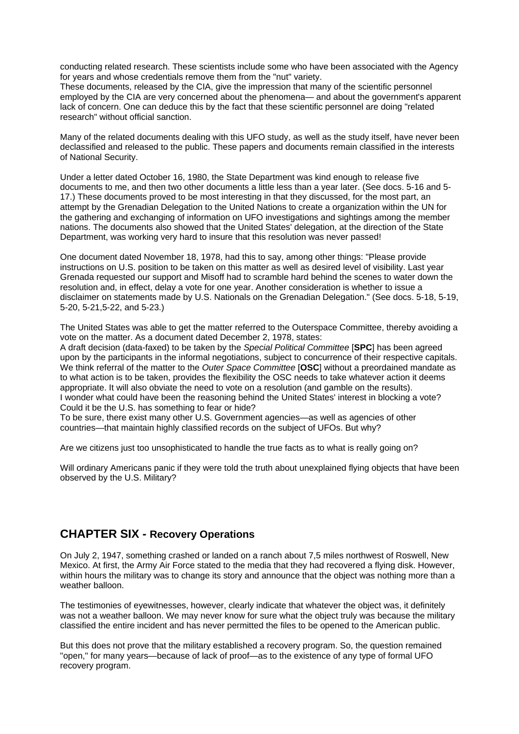conducting related research. These scientists include some who have been associated with the Agency for years and whose credentials remove them from the "nut" variety.
These documents, released by the CIA, give the impression that many of the scientific personnel employed by the CIA are very concerned about the phenomena— and about the government's apparent lack of concern. One can deduce this by the fact that these scientific personnel are doing "related research" without official sanction.

Many of the related documents dealing with this UFO study, as well as the study itself, have never been declassified and released to the public. These papers and documents remain classified in the interests of National Security.

Under a letter dated October 16, 1980, the State Department was kind enough to release five documents to me, and then two other documents a little less than a year later. (See docs. 5-16 and 5-17.) These documents proved to be most interesting in that they discussed, for the most part, an attempt by the Grenadian Delegation to the United Nations to create a organization within the UN for the gathering and exchanging of information on UFO investigations and sightings among the member nations. The documents also showed that the United States' delegation, at the direction of the State Department, was working very hard to insure that this resolution was never passed!

One document dated November 18, 1978, had this to say, among other things: "Please provide instructions on U.S. position to be taken on this matter as well as desired level of visibility. Last year Grenada requested our support and Misoff had to scramble hard behind the scenes to water down the resolution and, in effect, delay a vote for one year. Another consideration is whether to issue a disclaimer on statements made by U.S. Nationals on the Grenadian Delegation." (See docs. 5-18, 5-19, 5-20, 5-21,5-22, and 5-23.)

The United States was able to get the matter referred to the Outerspace Committee, thereby avoiding a vote on the matter. As a document dated December 2, 1978, states:
A draft decision (data-faxed) to be taken by the *Special Political Committee* [**SPC**] has been agreed upon by the participants in the informal negotiations, subject to concurrence of their respective capitals. We think referral of the matter to the *Outer Space Committee* [**OSC**] without a preordained mandate as to what action is to be taken, provides the flexibility the OSC needs to take whatever action it deems appropriate. It will also obviate the need to vote on a resolution (and gamble on the results).
I wonder what could have been the reasoning behind the United States' interest in blocking a vote? Could it be the U.S. has something to fear or hide?
To be sure, there exist many other U.S. Government agencies—as well as agencies of other countries—that maintain highly classified records on the subject of UFOs. But why?

Are we citizens just too unsophisticated to handle the true facts as to what is really going on?

Will ordinary Americans panic if they were told the truth about unexplained flying objects that have been observed by the U.S. Military?

## CHAPTER SIX - Recovery Operations

On July 2, 1947, something crashed or landed on a ranch about 7,5 miles northwest of Roswell, New Mexico. At first, the Army Air Force stated to the media that they had recovered a flying disk. However, within hours the military was to change its story and announce that the object was nothing more than a weather balloon.

The testimonies of eyewitnesses, however, clearly indicate that whatever the object was, it definitely was not a weather balloon. We may never know for sure what the object truly was because the military classified the entire incident and has never permitted the files to be opened to the American public.

But this does not prove that the military established a recovery program. So, the question remained "open," for many years—because of lack of proof—as to the existence of any type of formal UFO recovery program.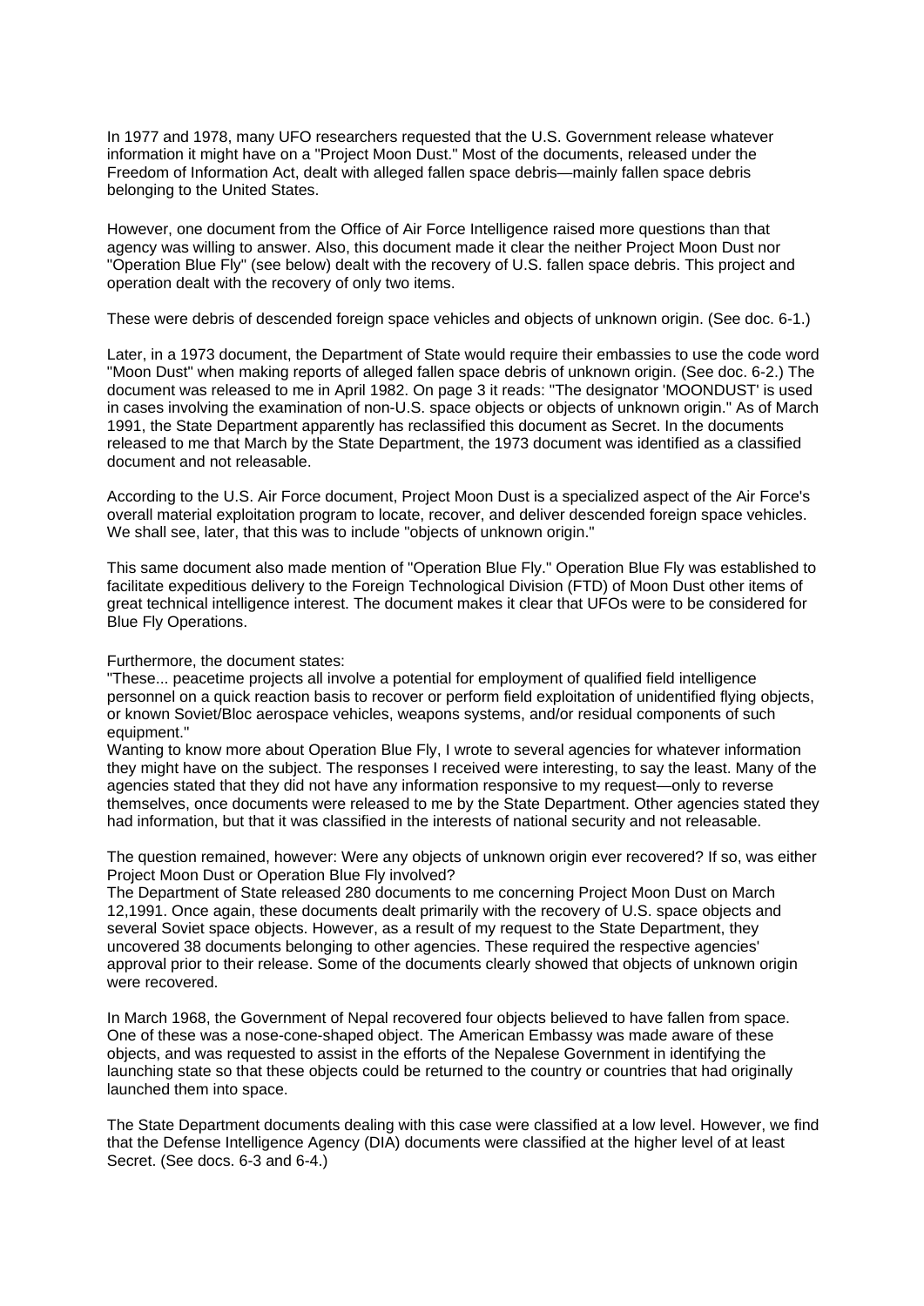In 1977 and 1978, many UFO researchers requested that the U.S. Government release whatever information it might have on a "Project Moon Dust." Most of the documents, released under the Freedom of Information Act, dealt with alleged fallen space debris—mainly fallen space debris belonging to the United States.

However, one document from the Office of Air Force Intelligence raised more questions than that agency was willing to answer. Also, this document made it clear the neither Project Moon Dust nor "Operation Blue Fly" (see below) dealt with the recovery of U.S. fallen space debris. This project and operation dealt with the recovery of only two items.

These were debris of descended foreign space vehicles and objects of unknown origin. (See doc. 6-1.)

Later, in a 1973 document, the Department of State would require their embassies to use the code word "Moon Dust" when making reports of alleged fallen space debris of unknown origin. (See doc. 6-2.) The document was released to me in April 1982. On page 3 it reads: "The designator 'MOONDUST' is used in cases involving the examination of non-U.S. space objects or objects of unknown origin." As of March 1991, the State Department apparently has reclassified this document as Secret. In the documents released to me that March by the State Department, the 1973 document was identified as a classified document and not releasable.

According to the U.S. Air Force document, Project Moon Dust is a specialized aspect of the Air Force's overall material exploitation program to locate, recover, and deliver descended foreign space vehicles. We shall see, later, that this was to include "objects of unknown origin."

This same document also made mention of "Operation Blue Fly." Operation Blue Fly was established to facilitate expeditious delivery to the Foreign Technological Division (FTD) of Moon Dust other items of great technical intelligence interest. The document makes it clear that UFOs were to be considered for Blue Fly Operations.

Furthermore, the document states:
"These... peacetime projects all involve a potential for employment of qualified field intelligence personnel on a quick reaction basis to recover or perform field exploitation of unidentified flying objects, or known Soviet/Bloc aerospace vehicles, weapons systems, and/or residual components of such equipment."
Wanting to know more about Operation Blue Fly, I wrote to several agencies for whatever information they might have on the subject. The responses I received were interesting, to say the least. Many of the agencies stated that they did not have any information responsive to my request—only to reverse themselves, once documents were released to me by the State Department. Other agencies stated they had information, but that it was classified in the interests of national security and not releasable.

The question remained, however: Were any objects of unknown origin ever recovered? If so, was either Project Moon Dust or Operation Blue Fly involved?
The Department of State released 280 documents to me concerning Project Moon Dust on March 12,1991. Once again, these documents dealt primarily with the recovery of U.S. space objects and several Soviet space objects. However, as a result of my request to the State Department, they uncovered 38 documents belonging to other agencies. These required the respective agencies' approval prior to their release. Some of the documents clearly showed that objects of unknown origin were recovered.

In March 1968, the Government of Nepal recovered four objects believed to have fallen from space. One of these was a nose-cone-shaped object. The American Embassy was made aware of these objects, and was requested to assist in the efforts of the Nepalese Government in identifying the launching state so that these objects could be returned to the country or countries that had originally launched them into space.

The State Department documents dealing with this case were classified at a low level. However, we find that the Defense Intelligence Agency (DIA) documents were classified at the higher level of at least Secret. (See docs. 6-3 and 6-4.)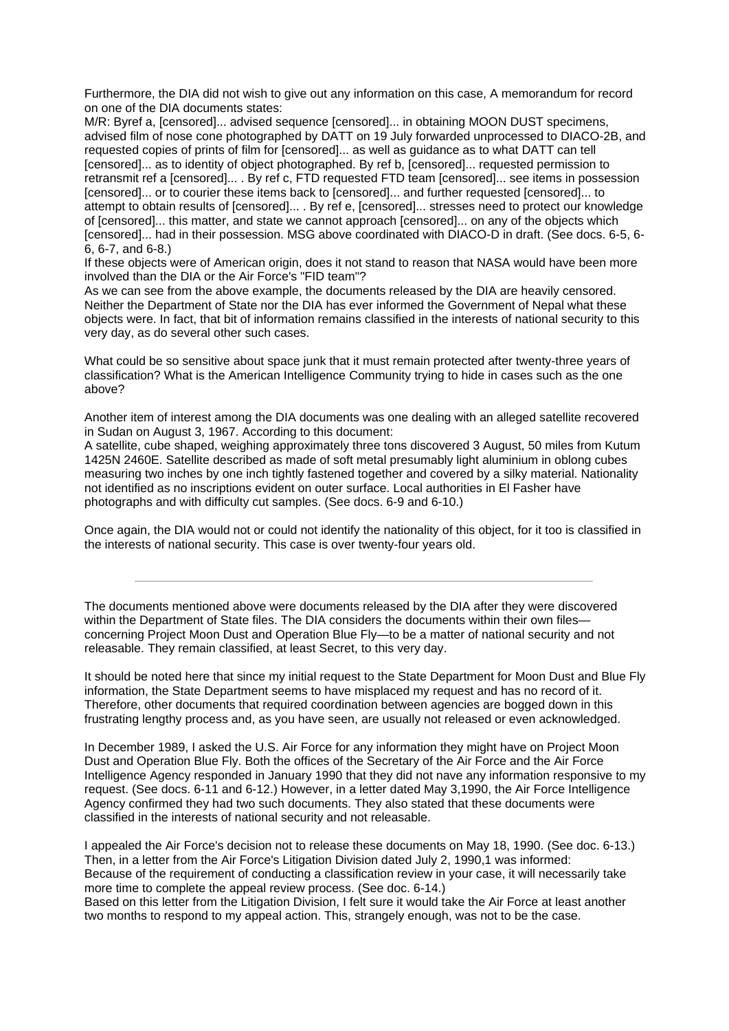Furthermore, the DIA did not wish to give out any information on this case, A memorandum for record on one of the DIA documents states:

M/R: Byref a, [censored]... advised sequence [censored]... in obtaining MOON DUST specimens, advised film of nose cone photographed by DATT on 19 July forwarded unprocessed to DIACO-2B, and requested copies of prints of film for [censored]... as well as guidance as to what DATT can tell [censored]... as to identity of object photographed. By ref b, [censored]... requested permission to retransmit ref a [censored]... . By ref c, FTD requested FTD team [censored]... see items in possession [censored]... or to courier these items back to [censored]... and further requested [censored]... to attempt to obtain results of [censored]... . By ref e, [censored]... stresses need to protect our knowledge of [censored]... this matter, and state we cannot approach [censored]... on any of the objects which [censored]... had in their possession. MSG above coordinated with DIACO-D in draft. (See docs. 6-5, 6-6, 6-7, and 6-8.)

If these objects were of American origin, does it not stand to reason that NASA would have been more involved than the DIA or the Air Force's "FID team"?

As we can see from the above example, the documents released by the DIA are heavily censored. Neither the Department of State nor the DIA has ever informed the Government of Nepal what these objects were. In fact, that bit of information remains classified in the interests of national security to this very day, as do several other such cases.

What could be so sensitive about space junk that it must remain protected after twenty-three years of classification? What is the American Intelligence Community trying to hide in cases such as the one above?

Another item of interest among the DIA documents was one dealing with an alleged satellite recovered in Sudan on August 3, 1967. According to this document:

A satellite, cube shaped, weighing approximately three tons discovered 3 August, 50 miles from Kutum 1425N 2460E. Satellite described as made of soft metal presumably light aluminium in oblong cubes measuring two inches by one inch tightly fastened together and covered by a silky material. Nationality not identified as no inscriptions evident on outer surface. Local authorities in El Fasher have photographs and with difficulty cut samples. (See docs. 6-9 and 6-10.)

Once again, the DIA would not or could not identify the nationality of this object, for it too is classified in the interests of national security. This case is over twenty-four years old.

---

The documents mentioned above were documents released by the DIA after they were discovered within the Department of State files. The DIA considers the documents within their own files—concerning Project Moon Dust and Operation Blue Fly—to be a matter of national security and not releasable. They remain classified, at least Secret, to this very day.

It should be noted here that since my initial request to the State Department for Moon Dust and Blue Fly information, the State Department seems to have misplaced my request and has no record of it. Therefore, other documents that required coordination between agencies are bogged down in this frustrating lengthy process and, as you have seen, are usually not released or even acknowledged.

In December 1989, I asked the U.S. Air Force for any information they might have on Project Moon Dust and Operation Blue Fly. Both the offices of the Secretary of the Air Force and the Air Force Intelligence Agency responded in January 1990 that they did not nave any information responsive to my request. (See docs. 6-11 and 6-12.) However, in a letter dated May 3,1990, the Air Force Intelligence Agency confirmed they had two such documents. They also stated that these documents were classified in the interests of national security and not releasable.

I appealed the Air Force's decision not to release these documents on May 18, 1990. (See doc. 6-13.) Then, in a letter from the Air Force's Litigation Division dated July 2, 1990,1 was informed:

Because of the requirement of conducting a classification review in your case, it will necessarily take more time to complete the appeal review process. (See doc. 6-14.)

Based on this letter from the Litigation Division, I felt sure it would take the Air Force at least another two months to respond to my appeal action. This, strangely enough, was not to be the case.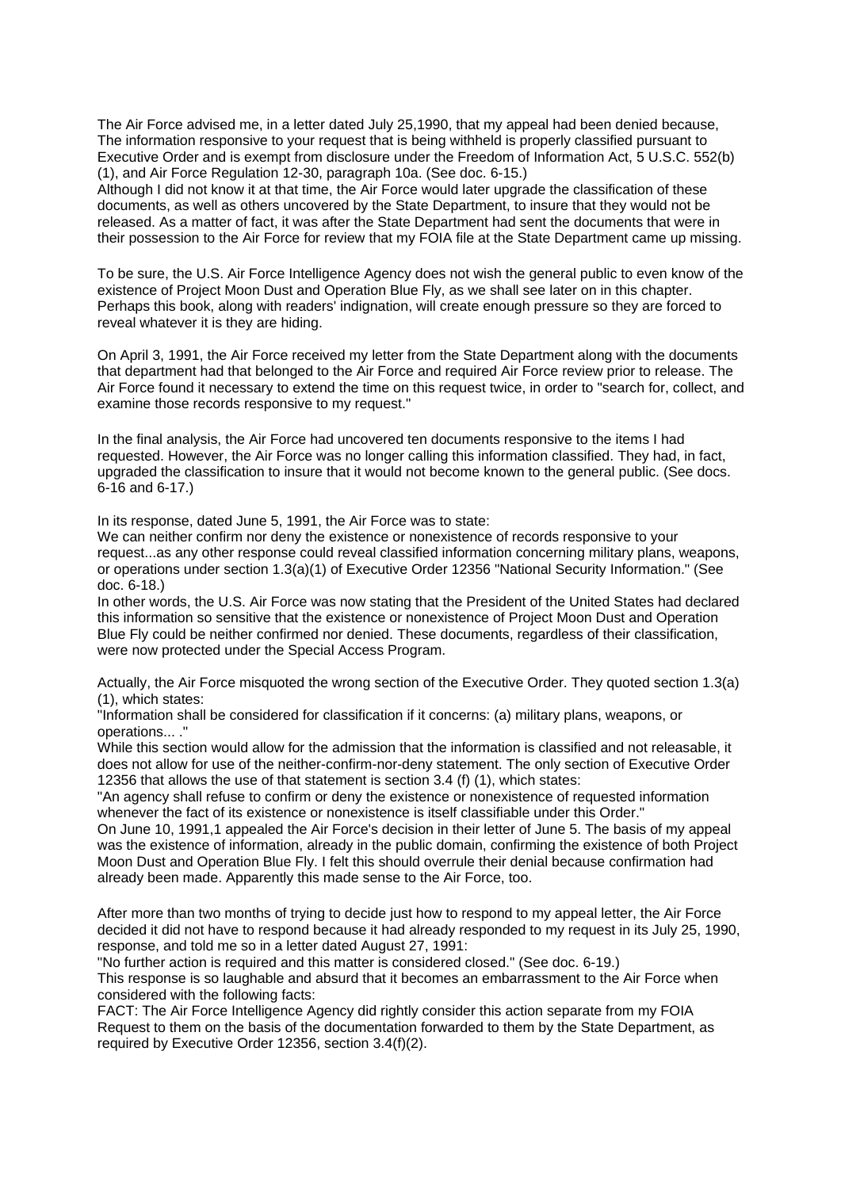The Air Force advised me, in a letter dated July 25,1990, that my appeal had been denied because, The information responsive to your request that is being withheld is properly classified pursuant to Executive Order and is exempt from disclosure under the Freedom of Information Act, 5 U.S.C. 552(b)(1), and Air Force Regulation 12-30, paragraph 10a. (See doc. 6-15.)
Although I did not know it at that time, the Air Force would later upgrade the classification of these documents, as well as others uncovered by the State Department, to insure that they would not be released. As a matter of fact, it was after the State Department had sent the documents that were in their possession to the Air Force for review that my FOIA file at the State Department came up missing.

To be sure, the U.S. Air Force Intelligence Agency does not wish the general public to even know of the existence of Project Moon Dust and Operation Blue Fly, as we shall see later on in this chapter. Perhaps this book, along with readers' indignation, will create enough pressure so they are forced to reveal whatever it is they are hiding.

On April 3, 1991, the Air Force received my letter from the State Department along with the documents that department had that belonged to the Air Force and required Air Force review prior to release. The Air Force found it necessary to extend the time on this request twice, in order to "search for, collect, and examine those records responsive to my request."

In the final analysis, the Air Force had uncovered ten documents responsive to the items I had requested. However, the Air Force was no longer calling this information classified. They had, in fact, upgraded the classification to insure that it would not become known to the general public. (See docs. 6-16 and 6-17.)

In its response, dated June 5, 1991, the Air Force was to state:
We can neither confirm nor deny the existence or nonexistence of records responsive to your request...as any other response could reveal classified information concerning military plans, weapons, or operations under section 1.3(a)(1) of Executive Order 12356 "National Security Information." (See doc. 6-18.)
In other words, the U.S. Air Force was now stating that the President of the United States had declared this information so sensitive that the existence or nonexistence of Project Moon Dust and Operation Blue Fly could be neither confirmed nor denied. These documents, regardless of their classification, were now protected under the Special Access Program.

Actually, the Air Force misquoted the wrong section of the Executive Order. They quoted section 1.3(a)(1), which states:
"Information shall be considered for classification if it concerns: (a) military plans, weapons, or operations... ."
While this section would allow for the admission that the information is classified and not releasable, it does not allow for use of the neither-confirm-nor-deny statement. The only section of Executive Order 12356 that allows the use of that statement is section 3.4 (f) (1), which states:
"An agency shall refuse to confirm or deny the existence or nonexistence of requested information whenever the fact of its existence or nonexistence is itself classifiable under this Order."
On June 10, 1991,1 appealed the Air Force's decision in their letter of June 5. The basis of my appeal was the existence of information, already in the public domain, confirming the existence of both Project Moon Dust and Operation Blue Fly. I felt this should overrule their denial because confirmation had already been made. Apparently this made sense to the Air Force, too.

After more than two months of trying to decide just how to respond to my appeal letter, the Air Force decided it did not have to respond because it had already responded to my request in its July 25, 1990, response, and told me so in a letter dated August 27, 1991:
"No further action is required and this matter is considered closed." (See doc. 6-19.)
This response is so laughable and absurd that it becomes an embarrassment to the Air Force when considered with the following facts:
FACT: The Air Force Intelligence Agency did rightly consider this action separate from my FOIA Request to them on the basis of the documentation forwarded to them by the State Department, as required by Executive Order 12356, section 3.4(f)(2).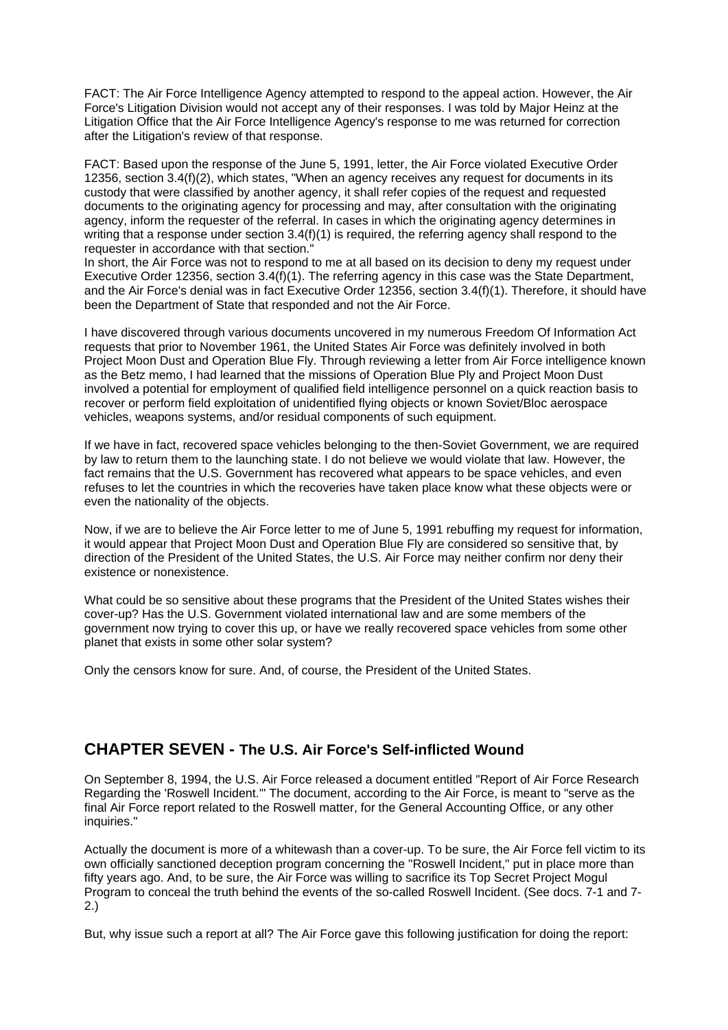FACT: The Air Force Intelligence Agency attempted to respond to the appeal action. However, the Air Force's Litigation Division would not accept any of their responses. I was told by Major Heinz at the Litigation Office that the Air Force Intelligence Agency's response to me was returned for correction after the Litigation's review of that response.

FACT: Based upon the response of the June 5, 1991, letter, the Air Force violated Executive Order 12356, section 3.4(f)(2), which states, "When an agency receives any request for documents in its custody that were classified by another agency, it shall refer copies of the request and requested documents to the originating agency for processing and may, after consultation with the originating agency, inform the requester of the referral. In cases in which the originating agency determines in writing that a response under section 3.4(f)(1) is required, the referring agency shall respond to the requester in accordance with that section."
In short, the Air Force was not to respond to me at all based on its decision to deny my request under Executive Order 12356, section 3.4(f)(1). The referring agency in this case was the State Department, and the Air Force's denial was in fact Executive Order 12356, section 3.4(f)(1). Therefore, it should have been the Department of State that responded and not the Air Force.

I have discovered through various documents uncovered in my numerous Freedom Of Information Act requests that prior to November 1961, the United States Air Force was definitely involved in both Project Moon Dust and Operation Blue Fly. Through reviewing a letter from Air Force intelligence known as the Betz memo, I had learned that the missions of Operation Blue Ply and Project Moon Dust involved a potential for employment of qualified field intelligence personnel on a quick reaction basis to recover or perform field exploitation of unidentified flying objects or known Soviet/Bloc aerospace vehicles, weapons systems, and/or residual components of such equipment.

If we have in fact, recovered space vehicles belonging to the then-Soviet Government, we are required by law to return them to the launching state. I do not believe we would violate that law. However, the fact remains that the U.S. Government has recovered what appears to be space vehicles, and even refuses to let the countries in which the recoveries have taken place know what these objects were or even the nationality of the objects.

Now, if we are to believe the Air Force letter to me of June 5, 1991 rebuffing my request for information, it would appear that Project Moon Dust and Operation Blue Fly are considered so sensitive that, by direction of the President of the United States, the U.S. Air Force may neither confirm nor deny their existence or nonexistence.

What could be so sensitive about these programs that the President of the United States wishes their cover-up? Has the U.S. Government violated international law and are some members of the government now trying to cover this up, or have we really recovered space vehicles from some other planet that exists in some other solar system?

Only the censors know for sure. And, of course, the President of the United States.

## CHAPTER SEVEN - The U.S. Air Force's Self-inflicted Wound

On September 8, 1994, the U.S. Air Force released a document entitled "Report of Air Force Research Regarding the 'Roswell Incident.'" The document, according to the Air Force, is meant to "serve as the final Air Force report related to the Roswell matter, for the General Accounting Office, or any other inquiries."

Actually the document is more of a whitewash than a cover-up. To be sure, the Air Force fell victim to its own officially sanctioned deception program concerning the "Roswell Incident," put in place more than fifty years ago. And, to be sure, the Air Force was willing to sacrifice its Top Secret Project Mogul Program to conceal the truth behind the events of the so-called Roswell Incident. (See docs. 7-1 and 7-2.)

But, why issue such a report at all? The Air Force gave this following justification for doing the report: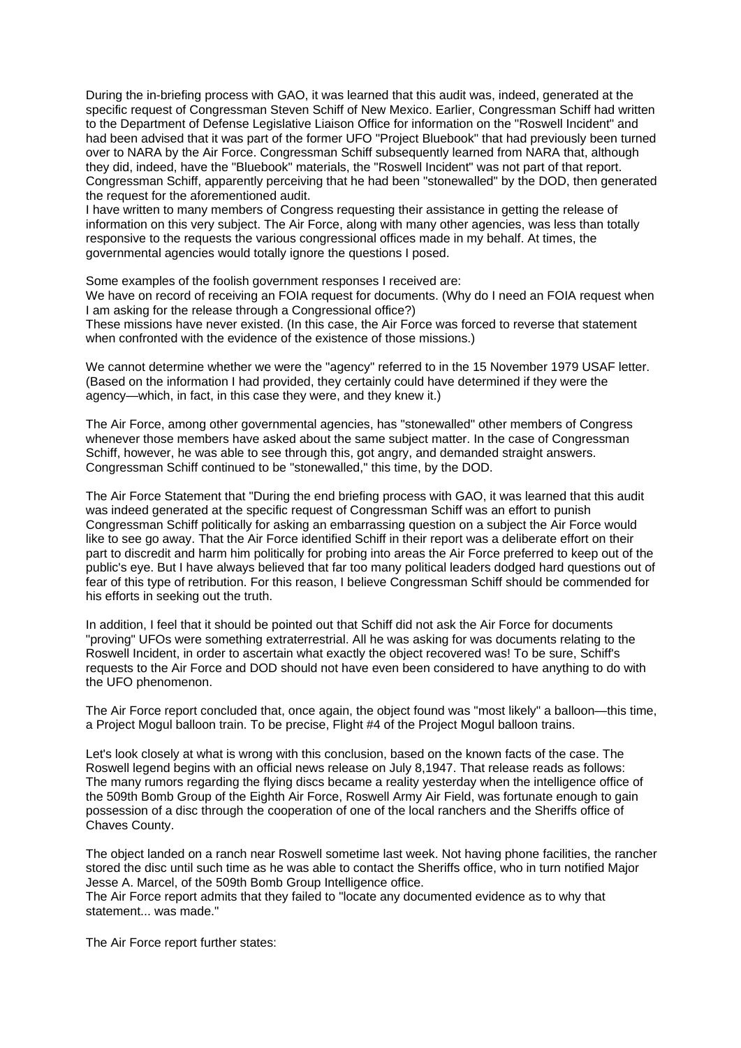During the in-briefing process with GAO, it was learned that this audit was, indeed, generated at the specific request of Congressman Steven Schiff of New Mexico. Earlier, Congressman Schiff had written to the Department of Defense Legislative Liaison Office for information on the "Roswell Incident" and had been advised that it was part of the former UFO "Project Bluebook" that had previously been turned over to NARA by the Air Force. Congressman Schiff subsequently learned from NARA that, although they did, indeed, have the "Bluebook" materials, the "Roswell Incident" was not part of that report. Congressman Schiff, apparently perceiving that he had been "stonewalled" by the DOD, then generated the request for the aforementioned audit.

I have written to many members of Congress requesting their assistance in getting the release of information on this very subject. The Air Force, along with many other agencies, was less than totally responsive to the requests the various congressional offices made in my behalf. At times, the governmental agencies would totally ignore the questions I posed.

Some examples of the foolish government responses I received are:

We have on record of receiving an FOIA request for documents. (Why do I need an FOIA request when I am asking for the release through a Congressional office?)

These missions have never existed. (In this case, the Air Force was forced to reverse that statement when confronted with the evidence of the existence of those missions.)

We cannot determine whether we were the "agency" referred to in the 15 November 1979 USAF letter. (Based on the information I had provided, they certainly could have determined if they were the agency—which, in fact, in this case they were, and they knew it.)

The Air Force, among other governmental agencies, has "stonewalled" other members of Congress whenever those members have asked about the same subject matter. In the case of Congressman Schiff, however, he was able to see through this, got angry, and demanded straight answers. Congressman Schiff continued to be "stonewalled," this time, by the DOD.

The Air Force Statement that "During the end briefing process with GAO, it was learned that this audit was indeed generated at the specific request of Congressman Schiff was an effort to punish Congressman Schiff politically for asking an embarrassing question on a subject the Air Force would like to see go away. That the Air Force identified Schiff in their report was a deliberate effort on their part to discredit and harm him politically for probing into areas the Air Force preferred to keep out of the public's eye. But I have always believed that far too many political leaders dodged hard questions out of fear of this type of retribution. For this reason, I believe Congressman Schiff should be commended for his efforts in seeking out the truth.

In addition, I feel that it should be pointed out that Schiff did not ask the Air Force for documents "proving" UFOs were something extraterrestrial. All he was asking for was documents relating to the Roswell Incident, in order to ascertain what exactly the object recovered was! To be sure, Schiff's requests to the Air Force and DOD should not have even been considered to have anything to do with the UFO phenomenon.

The Air Force report concluded that, once again, the object found was "most likely" a balloon—this time, a Project Mogul balloon train. To be precise, Flight #4 of the Project Mogul balloon trains.

Let's look closely at what is wrong with this conclusion, based on the known facts of the case. The Roswell legend begins with an official news release on July 8,1947. That release reads as follows: The many rumors regarding the flying discs became a reality yesterday when the intelligence office of the 509th Bomb Group of the Eighth Air Force, Roswell Army Air Field, was fortunate enough to gain possession of a disc through the cooperation of one of the local ranchers and the Sheriffs office of Chaves County.

The object landed on a ranch near Roswell sometime last week. Not having phone facilities, the rancher stored the disc until such time as he was able to contact the Sheriffs office, who in turn notified Major Jesse A. Marcel, of the 509th Bomb Group Intelligence office.

The Air Force report admits that they failed to "locate any documented evidence as to why that statement... was made."

The Air Force report further states: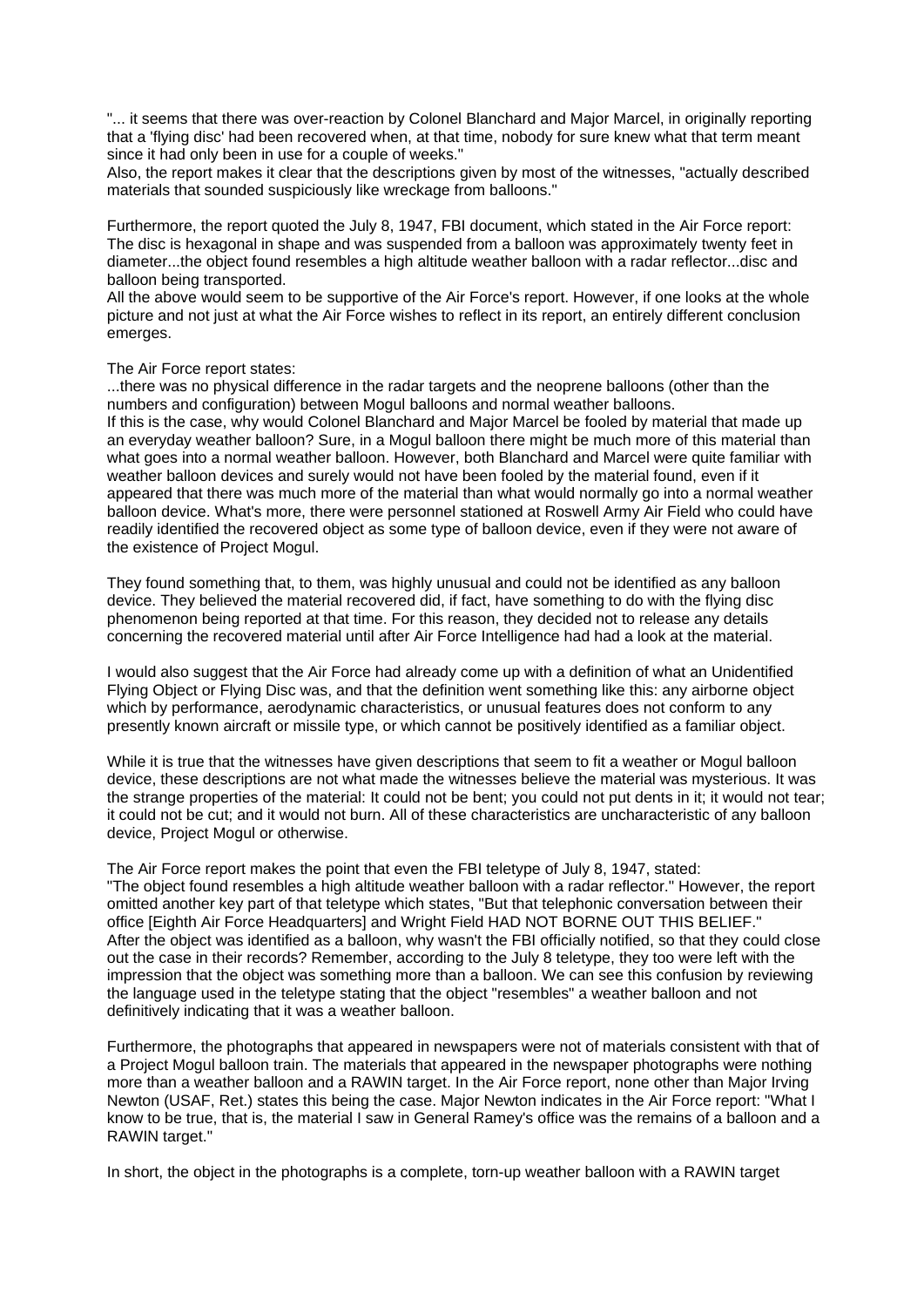"... it seems that there was over-reaction by Colonel Blanchard and Major Marcel, in originally reporting that a 'flying disc' had been recovered when, at that time, nobody for sure knew what that term meant since it had only been in use for a couple of weeks."
Also, the report makes it clear that the descriptions given by most of the witnesses, "actually described materials that sounded suspiciously like wreckage from balloons."

Furthermore, the report quoted the July 8, 1947, FBI document, which stated in the Air Force report:
The disc is hexagonal in shape and was suspended from a balloon was approximately twenty feet in diameter...the object found resembles a high altitude weather balloon with a radar reflector...disc and balloon being transported.
All the above would seem to be supportive of the Air Force's report. However, if one looks at the whole picture and not just at what the Air Force wishes to reflect in its report, an entirely different conclusion emerges.

The Air Force report states:
...there was no physical difference in the radar targets and the neoprene balloons (other than the numbers and configuration) between Mogul balloons and normal weather balloons.
If this is the case, why would Colonel Blanchard and Major Marcel be fooled by material that made up an everyday weather balloon? Sure, in a Mogul balloon there might be much more of this material than what goes into a normal weather balloon. However, both Blanchard and Marcel were quite familiar with weather balloon devices and surely would not have been fooled by the material found, even if it appeared that there was much more of the material than what would normally go into a normal weather balloon device. What's more, there were personnel stationed at Roswell Army Air Field who could have readily identified the recovered object as some type of balloon device, even if they were not aware of the existence of Project Mogul.

They found something that, to them, was highly unusual and could not be identified as any balloon device. They believed the material recovered did, if fact, have something to do with the flying disc phenomenon being reported at that time. For this reason, they decided not to release any details concerning the recovered material until after Air Force Intelligence had had a look at the material.

I would also suggest that the Air Force had already come up with a definition of what an Unidentified Flying Object or Flying Disc was, and that the definition went something like this: any airborne object which by performance, aerodynamic characteristics, or unusual features does not conform to any presently known aircraft or missile type, or which cannot be positively identified as a familiar object.

While it is true that the witnesses have given descriptions that seem to fit a weather or Mogul balloon device, these descriptions are not what made the witnesses believe the material was mysterious. It was the strange properties of the material: It could not be bent; you could not put dents in it; it would not tear; it could not be cut; and it would not burn. All of these characteristics are uncharacteristic of any balloon device, Project Mogul or otherwise.

The Air Force report makes the point that even the FBI teletype of July 8, 1947, stated:
"The object found resembles a high altitude weather balloon with a radar reflector." However, the report omitted another key part of that teletype which states, "But that telephonic conversation between their office [Eighth Air Force Headquarters] and Wright Field HAD NOT BORNE OUT THIS BELIEF."
After the object was identified as a balloon, why wasn't the FBI officially notified, so that they could close out the case in their records? Remember, according to the July 8 teletype, they too were left with the impression that the object was something more than a balloon. We can see this confusion by reviewing the language used in the teletype stating that the object "resembles" a weather balloon and not definitively indicating that it was a weather balloon.

Furthermore, the photographs that appeared in newspapers were not of materials consistent with that of a Project Mogul balloon train. The materials that appeared in the newspaper photographs were nothing more than a weather balloon and a RAWIN target. In the Air Force report, none other than Major Irving Newton (USAF, Ret.) states this being the case. Major Newton indicates in the Air Force report: "What I know to be true, that is, the material I saw in General Ramey's office was the remains of a balloon and a RAWIN target."

In short, the object in the photographs is a complete, torn-up weather balloon with a RAWIN target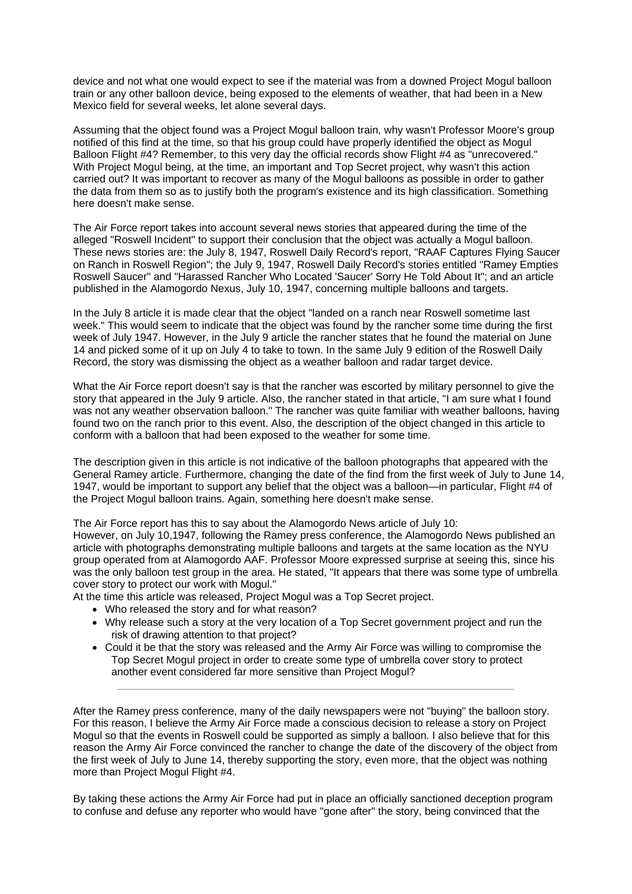device and not what one would expect to see if the material was from a downed Project Mogul balloon train or any other balloon device, being exposed to the elements of weather, that had been in a New Mexico field for several weeks, let alone several days.

Assuming that the object found was a Project Mogul balloon train, why wasn't Professor Moore's group notified of this find at the time, so that his group could have properly identified the object as Mogul Balloon Flight #4? Remember, to this very day the official records show Flight #4 as "unrecovered." With Project Mogul being, at the time, an important and Top Secret project, why wasn't this action carried out? It was important to recover as many of the Mogul balloons as possible in order to gather the data from them so as to justify both the program's existence and its high classification. Something here doesn't make sense.

The Air Force report takes into account several news stories that appeared during the time of the alleged "Roswell Incident" to support their conclusion that the object was actually a Mogul balloon. These news stories are: the July 8, 1947, Roswell Daily Record's report, "RAAF Captures Flying Saucer on Ranch in Roswell Region"; the July 9, 1947, Roswell Daily Record's stories entitled "Ramey Empties Roswell Saucer" and "Harassed Rancher Who Located 'Saucer' Sorry He Told About It"; and an article published in the Alamogordo Nexus, July 10, 1947, concerning multiple balloons and targets.

In the July 8 article it is made clear that the object "landed on a ranch near Roswell sometime last week." This would seem to indicate that the object was found by the rancher some time during the first week of July 1947. However, in the July 9 article the rancher states that he found the material on June 14 and picked some of it up on July 4 to take to town. In the same July 9 edition of the Roswell Daily Record, the story was dismissing the object as a weather balloon and radar target device.

What the Air Force report doesn't say is that the rancher was escorted by military personnel to give the story that appeared in the July 9 article. Also, the rancher stated in that article, "I am sure what I found was not any weather observation balloon." The rancher was quite familiar with weather balloons, having found two on the ranch prior to this event. Also, the description of the object changed in this article to conform with a balloon that had been exposed to the weather for some time.

The description given in this article is not indicative of the balloon photographs that appeared with the General Ramey article. Furthermore, changing the date of the find from the first week of July to June 14, 1947, would be important to support any belief that the object was a balloon—in particular, Flight #4 of the Project Mogul balloon trains. Again, something here doesn't make sense.

The Air Force report has this to say about the Alamogordo News article of July 10:
However, on July 10,1947, following the Ramey press conference, the Alamogordo News published an article with photographs demonstrating multiple balloons and targets at the same location as the NYU group operated from at Alamogordo AAF. Professor Moore expressed surprise at seeing this, since his was the only balloon test group in the area. He stated, "It appears that there was some type of umbrella cover story to protect our work with Mogul."
At the time this article was released, Project Mogul was a Top Secret project.

- Who released the story and for what reason?
- Why release such a story at the very location of a Top Secret government project and run the risk of drawing attention to that project?
- Could it be that the story was released and the Army Air Force was willing to compromise the Top Secret Mogul project in order to create some type of umbrella cover story to protect another event considered far more sensitive than Project Mogul?

---

After the Ramey press conference, many of the daily newspapers were not "buying" the balloon story. For this reason, I believe the Army Air Force made a conscious decision to release a story on Project Mogul so that the events in Roswell could be supported as simply a balloon. I also believe that for this reason the Army Air Force convinced the rancher to change the date of the discovery of the object from the first week of July to June 14, thereby supporting the story, even more, that the object was nothing more than Project Mogul Flight #4.

By taking these actions the Army Air Force had put in place an officially sanctioned deception program to confuse and defuse any reporter who would have "gone after" the story, being convinced that the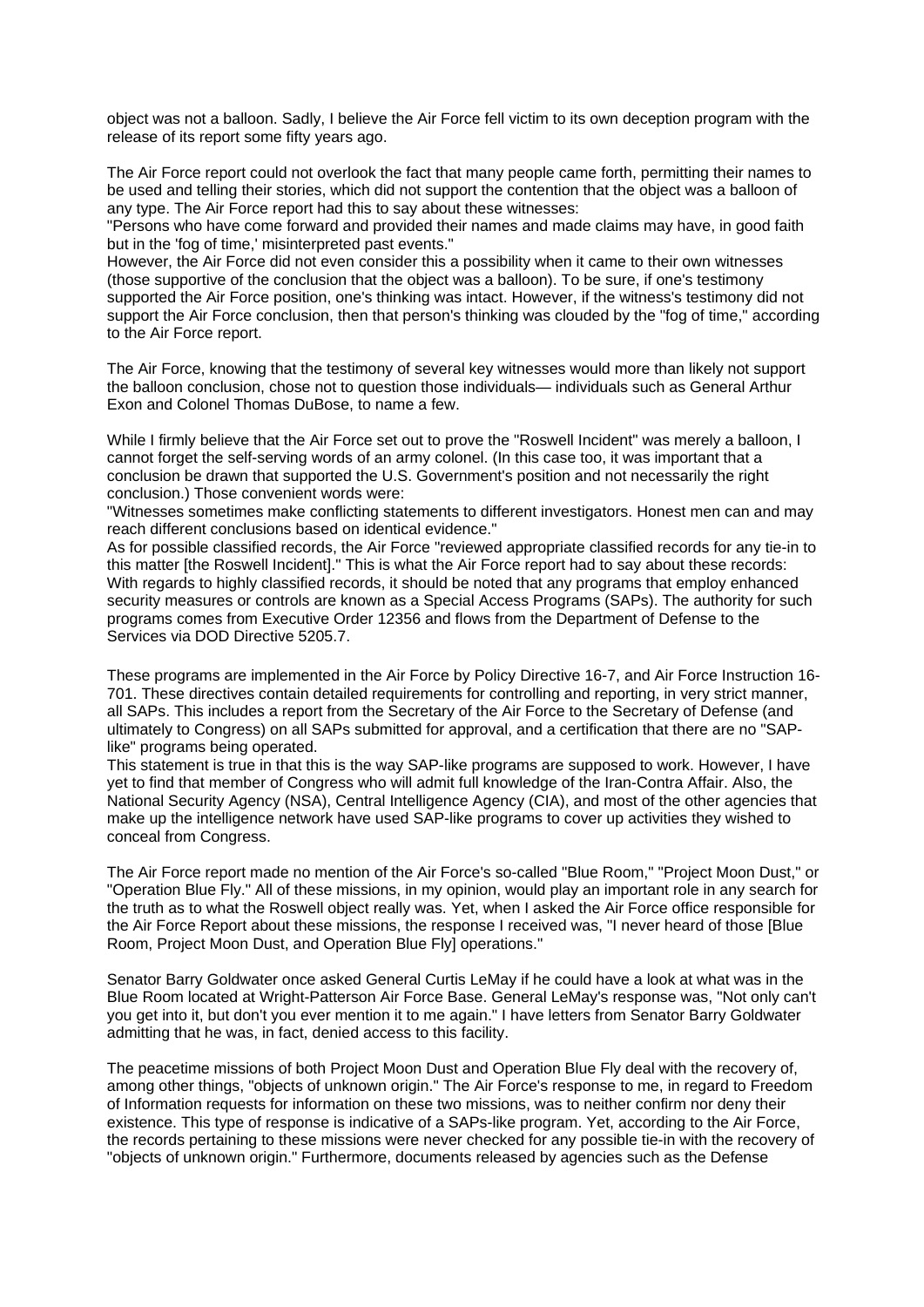object was not a balloon. Sadly, I believe the Air Force fell victim to its own deception program with the release of its report some fifty years ago.

The Air Force report could not overlook the fact that many people came forth, permitting their names to be used and telling their stories, which did not support the contention that the object was a balloon of any type. The Air Force report had this to say about these witnesses:

"Persons who have come forward and provided their names and made claims may have, in good faith but in the 'fog of time,' misinterpreted past events."

However, the Air Force did not even consider this a possibility when it came to their own witnesses (those supportive of the conclusion that the object was a balloon). To be sure, if one's testimony supported the Air Force position, one's thinking was intact. However, if the witness's testimony did not support the Air Force conclusion, then that person's thinking was clouded by the "fog of time," according to the Air Force report.

The Air Force, knowing that the testimony of several key witnesses would more than likely not support the balloon conclusion, chose not to question those individuals— individuals such as General Arthur Exon and Colonel Thomas DuBose, to name a few.

While I firmly believe that the Air Force set out to prove the "Roswell Incident" was merely a balloon, I cannot forget the self-serving words of an army colonel. (In this case too, it was important that a conclusion be drawn that supported the U.S. Government's position and not necessarily the right conclusion.) Those convenient words were:

"Witnesses sometimes make conflicting statements to different investigators. Honest men can and may reach different conclusions based on identical evidence."

As for possible classified records, the Air Force "reviewed appropriate classified records for any tie-in to this matter [the Roswell Incident]." This is what the Air Force report had to say about these records:

With regards to highly classified records, it should be noted that any programs that employ enhanced security measures or controls are known as a Special Access Programs (SAPs). The authority for such programs comes from Executive Order 12356 and flows from the Department of Defense to the Services via DOD Directive 5205.7.

These programs are implemented in the Air Force by Policy Directive 16-7, and Air Force Instruction 16-701. These directives contain detailed requirements for controlling and reporting, in very strict manner, all SAPs. This includes a report from the Secretary of the Air Force to the Secretary of Defense (and ultimately to Congress) on all SAPs submitted for approval, and a certification that there are no "SAP-like" programs being operated.

This statement is true in that this is the way SAP-like programs are supposed to work. However, I have yet to find that member of Congress who will admit full knowledge of the Iran-Contra Affair. Also, the National Security Agency (NSA), Central Intelligence Agency (CIA), and most of the other agencies that make up the intelligence network have used SAP-like programs to cover up activities they wished to conceal from Congress.

The Air Force report made no mention of the Air Force's so-called "Blue Room," "Project Moon Dust," or "Operation Blue Fly." All of these missions, in my opinion, would play an important role in any search for the truth as to what the Roswell object really was. Yet, when I asked the Air Force office responsible for the Air Force Report about these missions, the response I received was, "I never heard of those [Blue Room, Project Moon Dust, and Operation Blue Fly] operations."

Senator Barry Goldwater once asked General Curtis LeMay if he could have a look at what was in the Blue Room located at Wright-Patterson Air Force Base. General LeMay's response was, "Not only can't you get into it, but don't you ever mention it to me again." I have letters from Senator Barry Goldwater admitting that he was, in fact, denied access to this facility.

The peacetime missions of both Project Moon Dust and Operation Blue Fly deal with the recovery of, among other things, "objects of unknown origin." The Air Force's response to me, in regard to Freedom of Information requests for information on these two missions, was to neither confirm nor deny their existence. This type of response is indicative of a SAPs-like program. Yet, according to the Air Force, the records pertaining to these missions were never checked for any possible tie-in with the recovery of "objects of unknown origin." Furthermore, documents released by agencies such as the Defense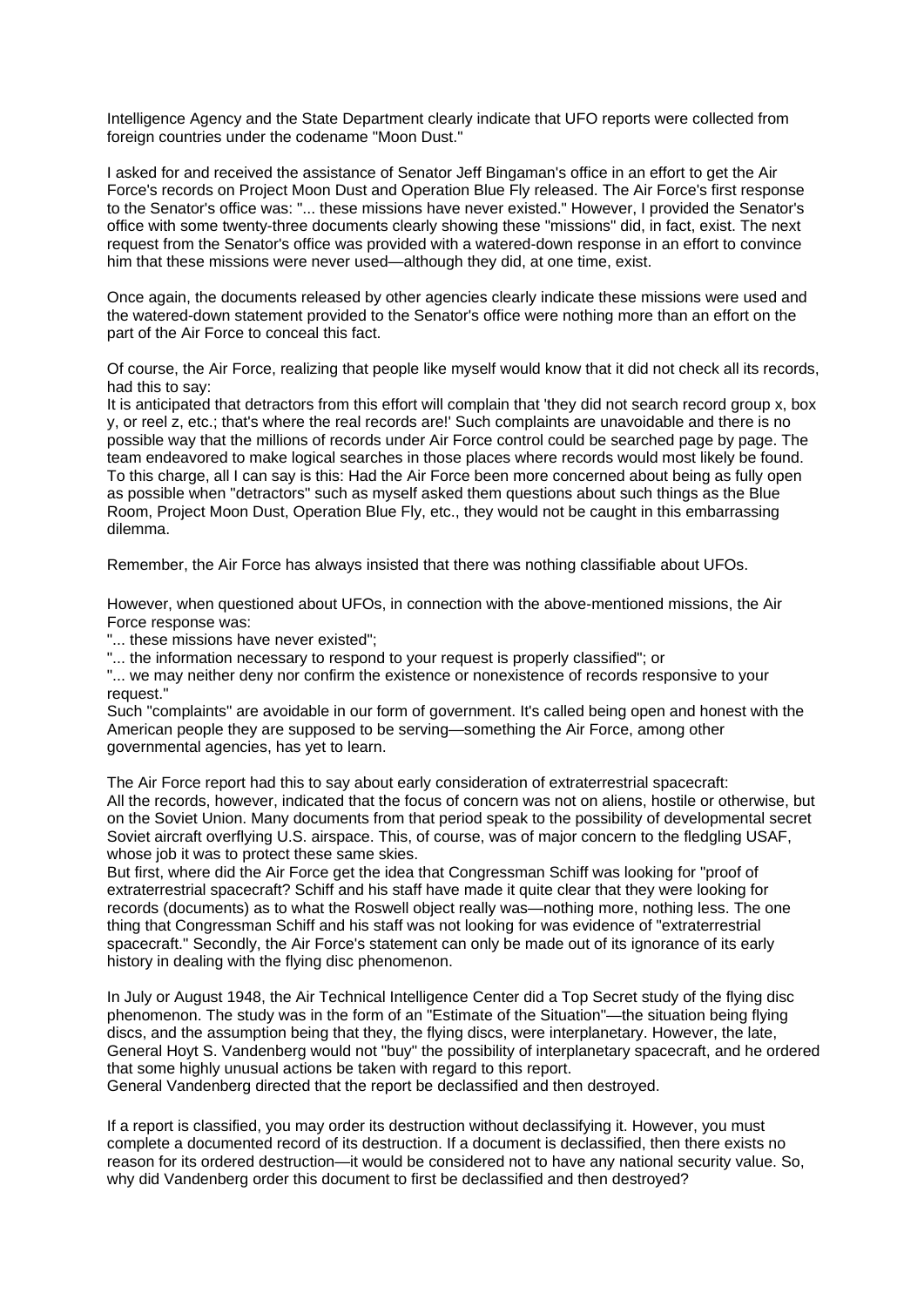Intelligence Agency and the State Department clearly indicate that UFO reports were collected from foreign countries under the codename "Moon Dust."

I asked for and received the assistance of Senator Jeff Bingaman's office in an effort to get the Air Force's records on Project Moon Dust and Operation Blue Fly released. The Air Force's first response to the Senator's office was: "... these missions have never existed." However, I provided the Senator's office with some twenty-three documents clearly showing these "missions" did, in fact, exist. The next request from the Senator's office was provided with a watered-down response in an effort to convince him that these missions were never used—although they did, at one time, exist.

Once again, the documents released by other agencies clearly indicate these missions were used and the watered-down statement provided to the Senator's office were nothing more than an effort on the part of the Air Force to conceal this fact.

Of course, the Air Force, realizing that people like myself would know that it did not check all its records, had this to say:
It is anticipated that detractors from this effort will complain that 'they did not search record group x, box y, or reel z, etc.; that's where the real records are!' Such complaints are unavoidable and there is no possible way that the millions of records under Air Force control could be searched page by page. The team endeavored to make logical searches in those places where records would most likely be found.
To this charge, all I can say is this: Had the Air Force been more concerned about being as fully open as possible when "detractors" such as myself asked them questions about such things as the Blue Room, Project Moon Dust, Operation Blue Fly, etc., they would not be caught in this embarrassing dilemma.

Remember, the Air Force has always insisted that there was nothing classifiable about UFOs.

However, when questioned about UFOs, in connection with the above-mentioned missions, the Air Force response was:
"... these missions have never existed";
"... the information necessary to respond to your request is properly classified"; or
"... we may neither deny nor confirm the existence or nonexistence of records responsive to your request."
Such "complaints" are avoidable in our form of government. It's called being open and honest with the American people they are supposed to be serving—something the Air Force, among other governmental agencies, has yet to learn.

The Air Force report had this to say about early consideration of extraterrestrial spacecraft:
All the records, however, indicated that the focus of concern was not on aliens, hostile or otherwise, but on the Soviet Union. Many documents from that period speak to the possibility of developmental secret Soviet aircraft overflying U.S. airspace. This, of course, was of major concern to the fledgling USAF, whose job it was to protect these same skies.
But first, where did the Air Force get the idea that Congressman Schiff was looking for "proof of extraterrestrial spacecraft? Schiff and his staff have made it quite clear that they were looking for records (documents) as to what the Roswell object really was—nothing more, nothing less. The one thing that Congressman Schiff and his staff was not looking for was evidence of "extraterrestrial spacecraft." Secondly, the Air Force's statement can only be made out of its ignorance of its early history in dealing with the flying disc phenomenon.

In July or August 1948, the Air Technical Intelligence Center did a Top Secret study of the flying disc phenomenon. The study was in the form of an "Estimate of the Situation"—the situation being flying discs, and the assumption being that they, the flying discs, were interplanetary. However, the late, General Hoyt S. Vandenberg would not "buy" the possibility of interplanetary spacecraft, and he ordered that some highly unusual actions be taken with regard to this report.
General Vandenberg directed that the report be declassified and then destroyed.

If a report is classified, you may order its destruction without declassifying it. However, you must complete a documented record of its destruction. If a document is declassified, then there exists no reason for its ordered destruction—it would be considered not to have any national security value. So, why did Vandenberg order this document to first be declassified and then destroyed?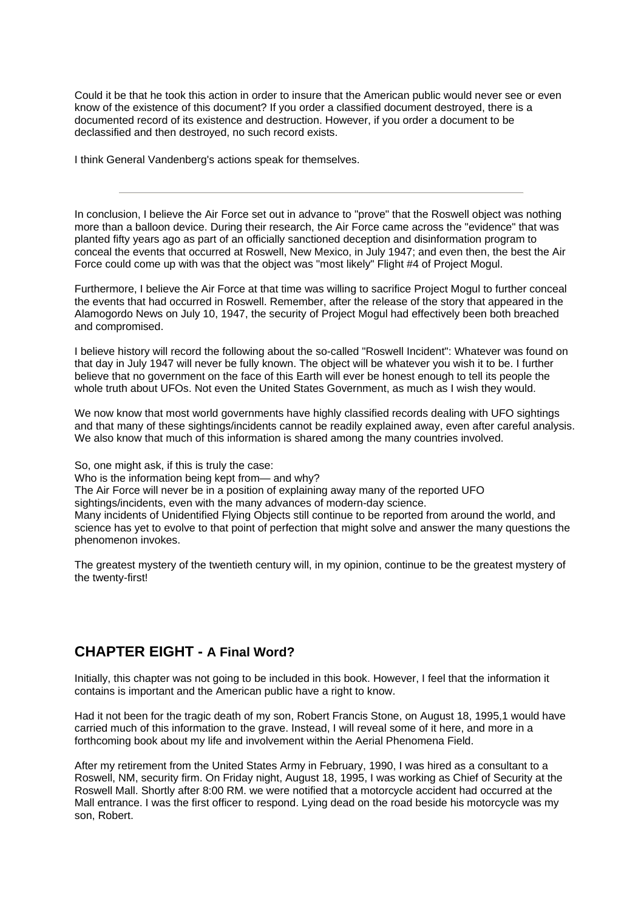Could it be that he took this action in order to insure that the American public would never see or even know of the existence of this document? If you order a classified document destroyed, there is a documented record of its existence and destruction. However, if you order a document to be declassified and then destroyed, no such record exists.

I think General Vandenberg's actions speak for themselves.

---

In conclusion, I believe the Air Force set out in advance to "prove" that the Roswell object was nothing more than a balloon device. During their research, the Air Force came across the "evidence" that was planted fifty years ago as part of an officially sanctioned deception and disinformation program to conceal the events that occurred at Roswell, New Mexico, in July 1947; and even then, the best the Air Force could come up with was that the object was "most likely" Flight #4 of Project Mogul.

Furthermore, I believe the Air Force at that time was willing to sacrifice Project Mogul to further conceal the events that had occurred in Roswell. Remember, after the release of the story that appeared in the Alamogordo News on July 10, 1947, the security of Project Mogul had effectively been both breached and compromised.

I believe history will record the following about the so-called "Roswell Incident": Whatever was found on that day in July 1947 will never be fully known. The object will be whatever you wish it to be. I further believe that no government on the face of this Earth will ever be honest enough to tell its people the whole truth about UFOs. Not even the United States Government, as much as I wish they would.

We now know that most world governments have highly classified records dealing with UFO sightings and that many of these sightings/incidents cannot be readily explained away, even after careful analysis. We also know that much of this information is shared among the many countries involved.

So, one might ask, if this is truly the case:
Who is the information being kept from— and why?
The Air Force will never be in a position of explaining away many of the reported UFO sightings/incidents, even with the many advances of modern-day science.
Many incidents of Unidentified Flying Objects still continue to be reported from around the world, and science has yet to evolve to that point of perfection that might solve and answer the many questions the phenomenon invokes.

The greatest mystery of the twentieth century will, in my opinion, continue to be the greatest mystery of the twenty-first!

## CHAPTER EIGHT - A Final Word?

Initially, this chapter was not going to be included in this book. However, I feel that the information it contains is important and the American public have a right to know.

Had it not been for the tragic death of my son, Robert Francis Stone, on August 18, 1995,1 would have carried much of this information to the grave. Instead, I will reveal some of it here, and more in a forthcoming book about my life and involvement within the Aerial Phenomena Field.

After my retirement from the United States Army in February, 1990, I was hired as a consultant to a Roswell, NM, security firm. On Friday night, August 18, 1995, I was working as Chief of Security at the Roswell Mall. Shortly after 8:00 RM. we were notified that a motorcycle accident had occurred at the Mall entrance. I was the first officer to respond. Lying dead on the road beside his motorcycle was my son, Robert.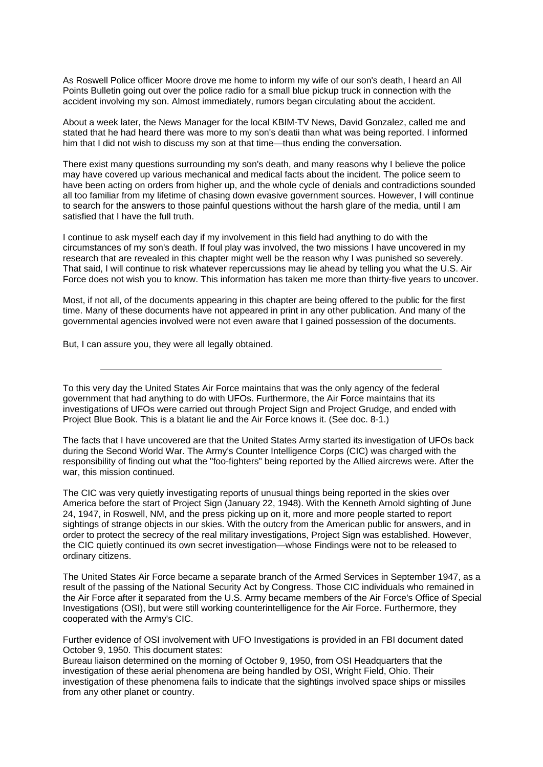As Roswell Police officer Moore drove me home to inform my wife of our son's death, I heard an All Points Bulletin going out over the police radio for a small blue pickup truck in connection with the accident involving my son. Almost immediately, rumors began circulating about the accident.

About a week later, the News Manager for the local KBIM-TV News, David Gonzalez, called me and stated that he had heard there was more to my son's deatii than what was being reported. I informed him that I did not wish to discuss my son at that time—thus ending the conversation.

There exist many questions surrounding my son's death, and many reasons why I believe the police may have covered up various mechanical and medical facts about the incident. The police seem to have been acting on orders from higher up, and the whole cycle of denials and contradictions sounded all too familiar from my lifetime of chasing down evasive government sources. However, I will continue to search for the answers to those painful questions without the harsh glare of the media, until I am satisfied that I have the full truth.

I continue to ask myself each day if my involvement in this field had anything to do with the circumstances of my son's death. If foul play was involved, the two missions I have uncovered in my research that are revealed in this chapter might well be the reason why I was punished so severely. That said, I will continue to risk whatever repercussions may lie ahead by telling you what the U.S. Air Force does not wish you to know. This information has taken me more than thirty-five years to uncover.

Most, if not all, of the documents appearing in this chapter are being offered to the public for the first time. Many of these documents have not appeared in print in any other publication. And many of the governmental agencies involved were not even aware that I gained possession of the documents.

But, I can assure you, they were all legally obtained.

---

To this very day the United States Air Force maintains that was the only agency of the federal government that had anything to do with UFOs. Furthermore, the Air Force maintains that its investigations of UFOs were carried out through Project Sign and Project Grudge, and ended with Project Blue Book. This is a blatant lie and the Air Force knows it. (See doc. 8-1.)

The facts that I have uncovered are that the United States Army started its investigation of UFOs back during the Second World War. The Army's Counter Intelligence Corps (CIC) was charged with the responsibility of finding out what the "foo-fighters" being reported by the Allied aircrews were. After the war, this mission continued.

The CIC was very quietly investigating reports of unusual things being reported in the skies over America before the start of Project Sign (January 22, 1948). With the Kenneth Arnold sighting of June 24, 1947, in Roswell, NM, and the press picking up on it, more and more people started to report sightings of strange objects in our skies. With the outcry from the American public for answers, and in order to protect the secrecy of the real military investigations, Project Sign was established. However, the CIC quietly continued its own secret investigation—whose Findings were not to be released to ordinary citizens.

The United States Air Force became a separate branch of the Armed Services in September 1947, as a result of the passing of the National Security Act by Congress. Those CIC individuals who remained in the Air Force after it separated from the U.S. Army became members of the Air Force's Office of Special Investigations (OSI), but were still working counterintelligence for the Air Force. Furthermore, they cooperated with the Army's CIC.

Further evidence of OSI involvement with UFO Investigations is provided in an FBI document dated October 9, 1950. This document states:
Bureau liaison determined on the morning of October 9, 1950, from OSI Headquarters that the investigation of these aerial phenomena are being handled by OSI, Wright Field, Ohio. Their investigation of these phenomena fails to indicate that the sightings involved space ships or missiles from any other planet or country.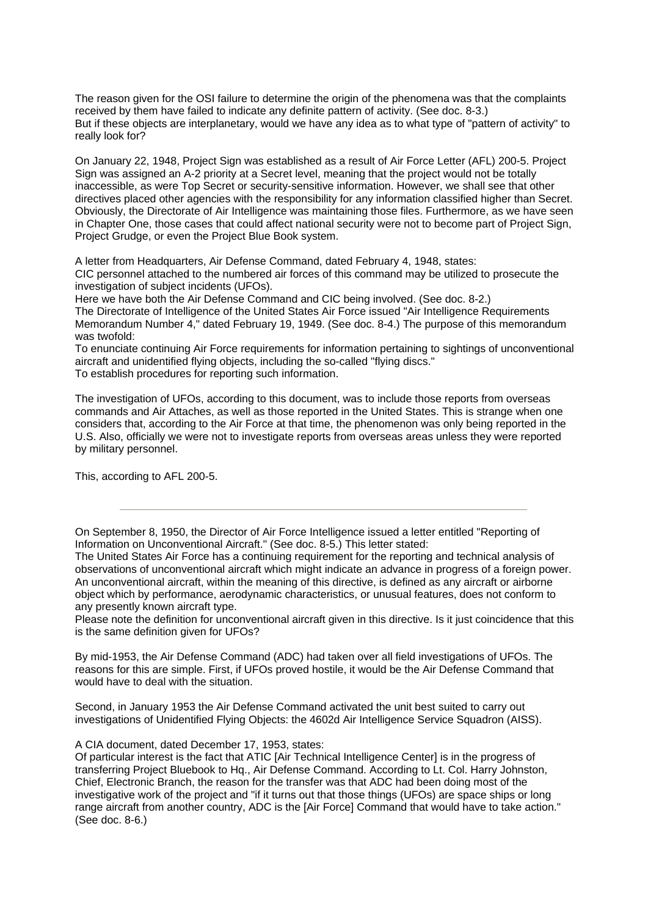The reason given for the OSI failure to determine the origin of the phenomena was that the complaints received by them have failed to indicate any definite pattern of activity. (See doc. 8-3.)
But if these objects are interplanetary, would we have any idea as to what type of "pattern of activity" to really look for?

On January 22, 1948, Project Sign was established as a result of Air Force Letter (AFL) 200-5. Project Sign was assigned an A-2 priority at a Secret level, meaning that the project would not be totally inaccessible, as were Top Secret or security-sensitive information. However, we shall see that other directives placed other agencies with the responsibility for any information classified higher than Secret. Obviously, the Directorate of Air Intelligence was maintaining those files. Furthermore, as we have seen in Chapter One, those cases that could affect national security were not to become part of Project Sign, Project Grudge, or even the Project Blue Book system.

A letter from Headquarters, Air Defense Command, dated February 4, 1948, states:
CIC personnel attached to the numbered air forces of this command may be utilized to prosecute the investigation of subject incidents (UFOs).
Here we have both the Air Defense Command and CIC being involved. (See doc. 8-2.)
The Directorate of Intelligence of the United States Air Force issued "Air Intelligence Requirements Memorandum Number 4," dated February 19, 1949. (See doc. 8-4.) The purpose of this memorandum was twofold:
To enunciate continuing Air Force requirements for information pertaining to sightings of unconventional aircraft and unidentified flying objects, including the so-called "flying discs."
To establish procedures for reporting such information.

The investigation of UFOs, according to this document, was to include those reports from overseas commands and Air Attaches, as well as those reported in the United States. This is strange when one considers that, according to the Air Force at that time, the phenomenon was only being reported in the U.S. Also, officially we were not to investigate reports from overseas areas unless they were reported by military personnel.

This, according to AFL 200-5.

---

On September 8, 1950, the Director of Air Force Intelligence issued a letter entitled "Reporting of Information on Unconventional Aircraft." (See doc. 8-5.) This letter stated:
The United States Air Force has a continuing requirement for the reporting and technical analysis of observations of unconventional aircraft which might indicate an advance in progress of a foreign power. An unconventional aircraft, within the meaning of this directive, is defined as any aircraft or airborne object which by performance, aerodynamic characteristics, or unusual features, does not conform to any presently known aircraft type.
Please note the definition for unconventional aircraft given in this directive. Is it just coincidence that this is the same definition given for UFOs?

By mid-1953, the Air Defense Command (ADC) had taken over all field investigations of UFOs. The reasons for this are simple. First, if UFOs proved hostile, it would be the Air Defense Command that would have to deal with the situation.

Second, in January 1953 the Air Defense Command activated the unit best suited to carry out investigations of Unidentified Flying Objects: the 4602d Air Intelligence Service Squadron (AISS).

A CIA document, dated December 17, 1953, states:
Of particular interest is the fact that ATIC [Air Technical Intelligence Center] is in the progress of transferring Project Bluebook to Hq., Air Defense Command. According to Lt. Col. Harry Johnston, Chief, Electronic Branch, the reason for the transfer was that ADC had been doing most of the investigative work of the project and "if it turns out that those things (UFOs) are space ships or long range aircraft from another country, ADC is the [Air Force] Command that would have to take action." (See doc. 8-6.)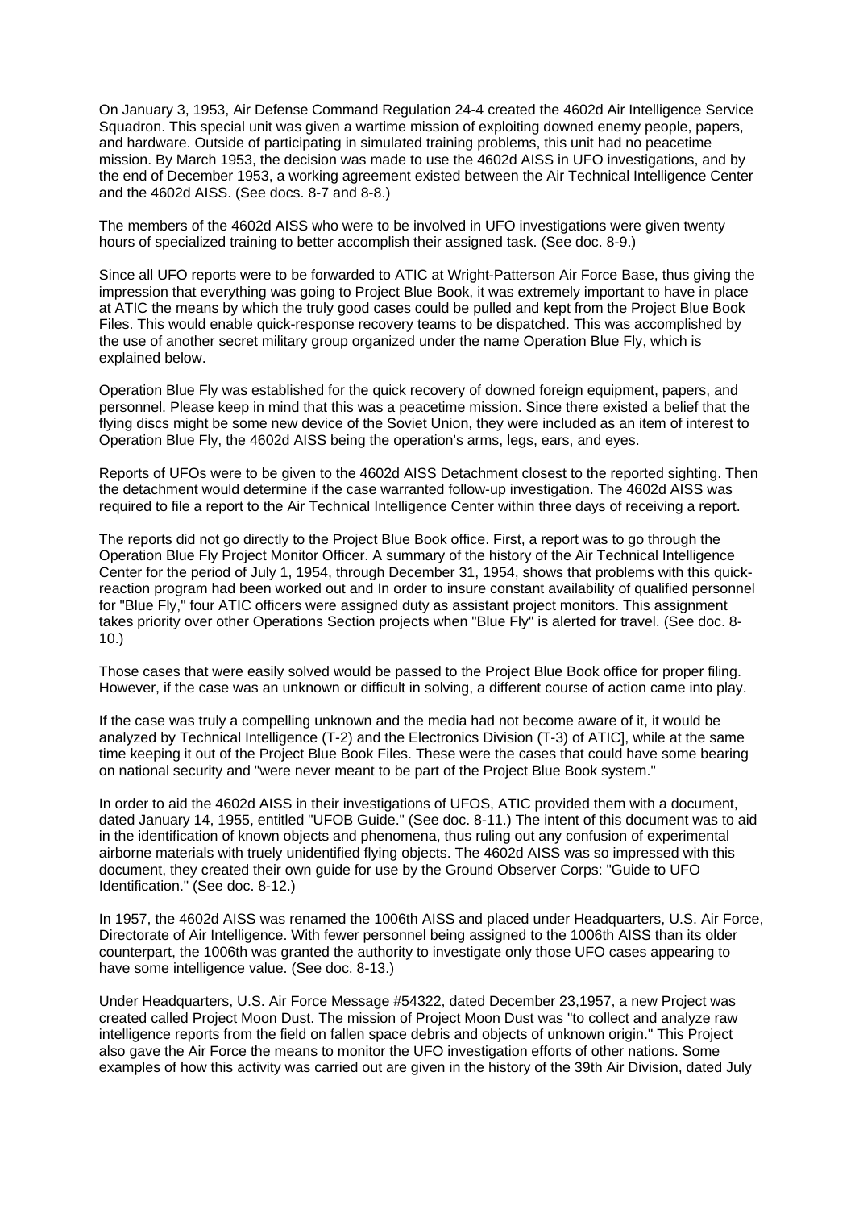On January 3, 1953, Air Defense Command Regulation 24-4 created the 4602d Air Intelligence Service Squadron. This special unit was given a wartime mission of exploiting downed enemy people, papers, and hardware. Outside of participating in simulated training problems, this unit had no peacetime mission. By March 1953, the decision was made to use the 4602d AISS in UFO investigations, and by the end of December 1953, a working agreement existed between the Air Technical Intelligence Center and the 4602d AISS. (See docs. 8-7 and 8-8.)

The members of the 4602d AISS who were to be involved in UFO investigations were given twenty hours of specialized training to better accomplish their assigned task. (See doc. 8-9.)

Since all UFO reports were to be forwarded to ATIC at Wright-Patterson Air Force Base, thus giving the impression that everything was going to Project Blue Book, it was extremely important to have in place at ATIC the means by which the truly good cases could be pulled and kept from the Project Blue Book Files. This would enable quick-response recovery teams to be dispatched. This was accomplished by the use of another secret military group organized under the name Operation Blue Fly, which is explained below.

Operation Blue Fly was established for the quick recovery of downed foreign equipment, papers, and personnel. Please keep in mind that this was a peacetime mission. Since there existed a belief that the flying discs might be some new device of the Soviet Union, they were included as an item of interest to Operation Blue Fly, the 4602d AISS being the operation's arms, legs, ears, and eyes.

Reports of UFOs were to be given to the 4602d AISS Detachment closest to the reported sighting. Then the detachment would determine if the case warranted follow-up investigation. The 4602d AISS was required to file a report to the Air Technical Intelligence Center within three days of receiving a report.

The reports did not go directly to the Project Blue Book office. First, a report was to go through the Operation Blue Fly Project Monitor Officer. A summary of the history of the Air Technical Intelligence Center for the period of July 1, 1954, through December 31, 1954, shows that problems with this quick-reaction program had been worked out and In order to insure constant availability of qualified personnel for "Blue Fly," four ATIC officers were assigned duty as assistant project monitors. This assignment takes priority over other Operations Section projects when "Blue Fly" is alerted for travel. (See doc. 8-10.)

Those cases that were easily solved would be passed to the Project Blue Book office for proper filing. However, if the case was an unknown or difficult in solving, a different course of action came into play.

If the case was truly a compelling unknown and the media had not become aware of it, it would be analyzed by Technical Intelligence (T-2) and the Electronics Division (T-3) of ATIC], while at the same time keeping it out of the Project Blue Book Files. These were the cases that could have some bearing on national security and "were never meant to be part of the Project Blue Book system."

In order to aid the 4602d AISS in their investigations of UFOS, ATIC provided them with a document, dated January 14, 1955, entitled "UFOB Guide." (See doc. 8-11.) The intent of this document was to aid in the identification of known objects and phenomena, thus ruling out any confusion of experimental airborne materials with truely unidentified flying objects. The 4602d AISS was so impressed with this document, they created their own guide for use by the Ground Observer Corps: "Guide to UFO Identification." (See doc. 8-12.)

In 1957, the 4602d AISS was renamed the 1006th AISS and placed under Headquarters, U.S. Air Force, Directorate of Air Intelligence. With fewer personnel being assigned to the 1006th AISS than its older counterpart, the 1006th was granted the authority to investigate only those UFO cases appearing to have some intelligence value. (See doc. 8-13.)

Under Headquarters, U.S. Air Force Message #54322, dated December 23,1957, a new Project was created called Project Moon Dust. The mission of Project Moon Dust was "to collect and analyze raw intelligence reports from the field on fallen space debris and objects of unknown origin." This Project also gave the Air Force the means to monitor the UFO investigation efforts of other nations. Some examples of how this activity was carried out are given in the history of the 39th Air Division, dated July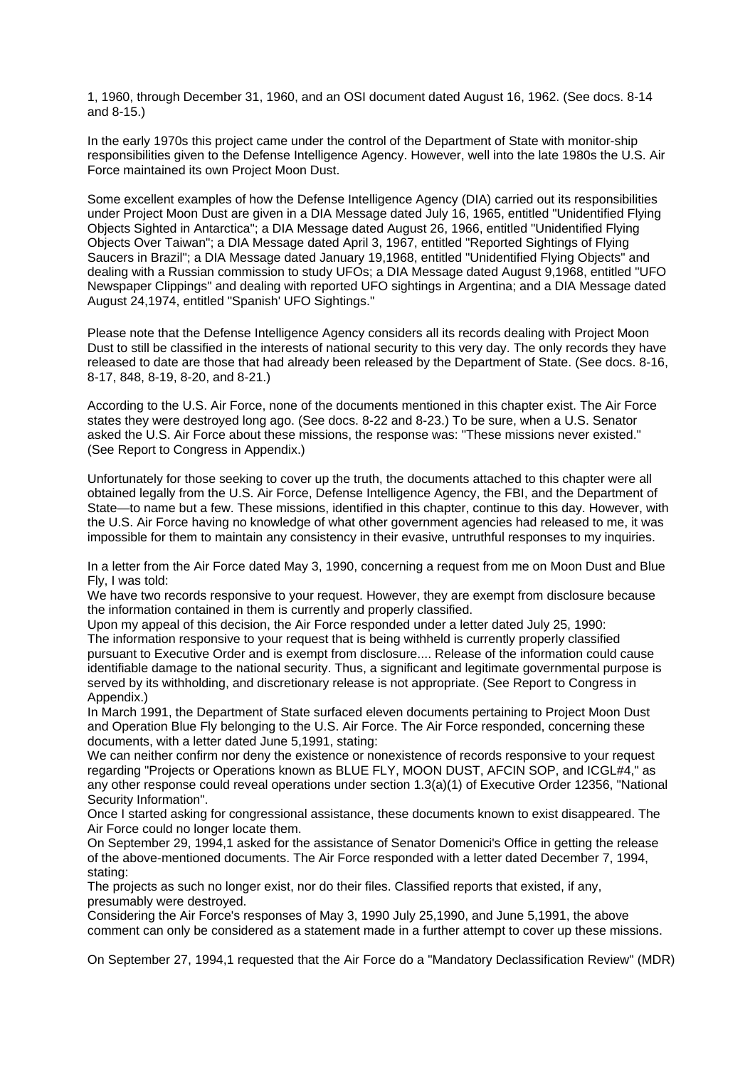1, 1960, through December 31, 1960, and an OSI document dated August 16, 1962. (See docs. 8-14 and 8-15.)

In the early 1970s this project came under the control of the Department of State with monitor-ship responsibilities given to the Defense Intelligence Agency. However, well into the late 1980s the U.S. Air Force maintained its own Project Moon Dust.

Some excellent examples of how the Defense Intelligence Agency (DIA) carried out its responsibilities under Project Moon Dust are given in a DIA Message dated July 16, 1965, entitled "Unidentified Flying Objects Sighted in Antarctica"; a DIA Message dated August 26, 1966, entitled "Unidentified Flying Objects Over Taiwan"; a DIA Message dated April 3, 1967, entitled "Reported Sightings of Flying Saucers in Brazil"; a DIA Message dated January 19,1968, entitled "Unidentified Flying Objects" and dealing with a Russian commission to study UFOs; a DIA Message dated August 9,1968, entitled "UFO Newspaper Clippings" and dealing with reported UFO sightings in Argentina; and a DIA Message dated August 24,1974, entitled "Spanish' UFO Sightings."

Please note that the Defense Intelligence Agency considers all its records dealing with Project Moon Dust to still be classified in the interests of national security to this very day. The only records they have released to date are those that had already been released by the Department of State. (See docs. 8-16, 8-17, 848, 8-19, 8-20, and 8-21.)

According to the U.S. Air Force, none of the documents mentioned in this chapter exist. The Air Force states they were destroyed long ago. (See docs. 8-22 and 8-23.) To be sure, when a U.S. Senator asked the U.S. Air Force about these missions, the response was: "These missions never existed." (See Report to Congress in Appendix.)

Unfortunately for those seeking to cover up the truth, the documents attached to this chapter were all obtained legally from the U.S. Air Force, Defense Intelligence Agency, the FBI, and the Department of State—to name but a few. These missions, identified in this chapter, continue to this day. However, with the U.S. Air Force having no knowledge of what other government agencies had released to me, it was impossible for them to maintain any consistency in their evasive, untruthful responses to my inquiries.

In a letter from the Air Force dated May 3, 1990, concerning a request from me on Moon Dust and Blue Fly, I was told:
We have two records responsive to your request. However, they are exempt from disclosure because the information contained in them is currently and properly classified.
Upon my appeal of this decision, the Air Force responded under a letter dated July 25, 1990:
The information responsive to your request that is being withheld is currently properly classified pursuant to Executive Order and is exempt from disclosure.... Release of the information could cause identifiable damage to the national security. Thus, a significant and legitimate governmental purpose is served by its withholding, and discretionary release is not appropriate. (See Report to Congress in Appendix.)
In March 1991, the Department of State surfaced eleven documents pertaining to Project Moon Dust and Operation Blue Fly belonging to the U.S. Air Force. The Air Force responded, concerning these documents, with a letter dated June 5,1991, stating:
We can neither confirm nor deny the existence or nonexistence of records responsive to your request regarding "Projects or Operations known as BLUE FLY, MOON DUST, AFCIN SOP, and ICGL#4," as any other response could reveal operations under section 1.3(a)(1) of Executive Order 12356, "National Security Information".
Once I started asking for congressional assistance, these documents known to exist disappeared. The Air Force could no longer locate them.
On September 29, 1994,1 asked for the assistance of Senator Domenici's Office in getting the release of the above-mentioned documents. The Air Force responded with a letter dated December 7, 1994, stating:
The projects as such no longer exist, nor do their files. Classified reports that existed, if any, presumably were destroyed.
Considering the Air Force's responses of May 3, 1990 July 25,1990, and June 5,1991, the above comment can only be considered as a statement made in a further attempt to cover up these missions.

On September 27, 1994,1 requested that the Air Force do a "Mandatory Declassification Review" (MDR)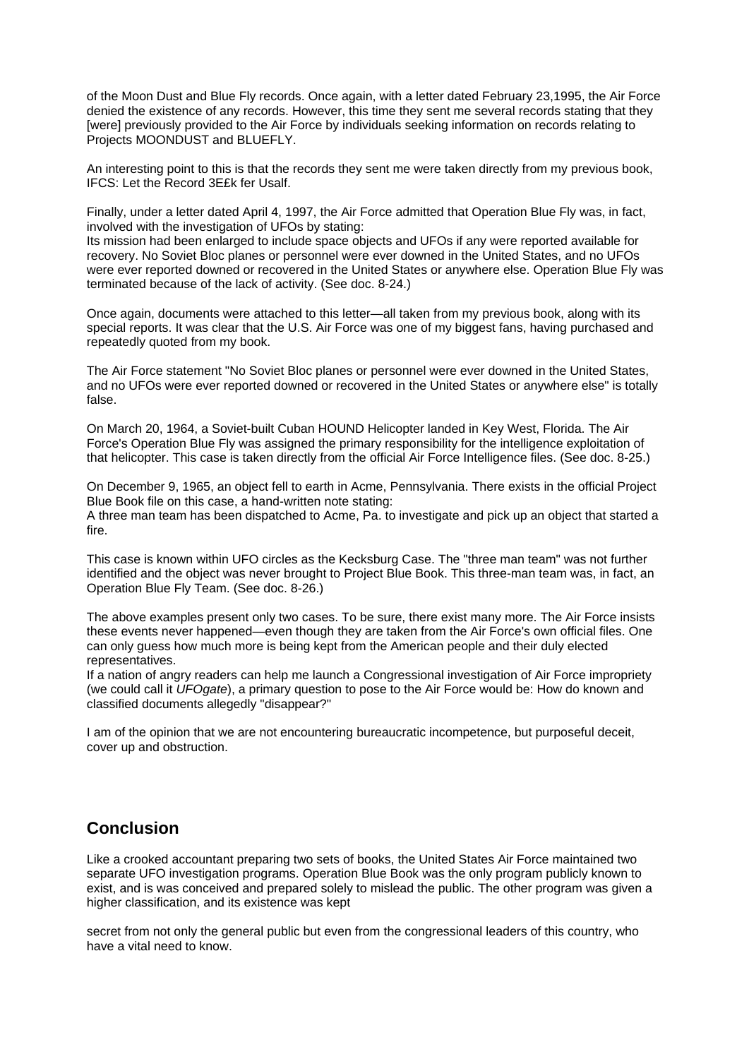of the Moon Dust and Blue Fly records. Once again, with a letter dated February 23,1995, the Air Force denied the existence of any records. However, this time they sent me several records stating that they [were] previously provided to the Air Force by individuals seeking information on records relating to Projects MOONDUST and BLUEFLY.

An interesting point to this is that the records they sent me were taken directly from my previous book, IFCS: Let the Record 3E£k fer Usalf.

Finally, under a letter dated April 4, 1997, the Air Force admitted that Operation Blue Fly was, in fact, involved with the investigation of UFOs by stating:
Its mission had been enlarged to include space objects and UFOs if any were reported available for recovery. No Soviet Bloc planes or personnel were ever downed in the United States, and no UFOs were ever reported downed or recovered in the United States or anywhere else. Operation Blue Fly was terminated because of the lack of activity. (See doc. 8-24.)

Once again, documents were attached to this letter—all taken from my previous book, along with its special reports. It was clear that the U.S. Air Force was one of my biggest fans, having purchased and repeatedly quoted from my book.

The Air Force statement "No Soviet Bloc planes or personnel were ever downed in the United States, and no UFOs were ever reported downed or recovered in the United States or anywhere else" is totally false.

On March 20, 1964, a Soviet-built Cuban HOUND Helicopter landed in Key West, Florida. The Air Force's Operation Blue Fly was assigned the primary responsibility for the intelligence exploitation of that helicopter. This case is taken directly from the official Air Force Intelligence files. (See doc. 8-25.)

On December 9, 1965, an object fell to earth in Acme, Pennsylvania. There exists in the official Project Blue Book file on this case, a hand-written note stating:
A three man team has been dispatched to Acme, Pa. to investigate and pick up an object that started a fire.

This case is known within UFO circles as the Kecksburg Case. The "three man team" was not further identified and the object was never brought to Project Blue Book. This three-man team was, in fact, an Operation Blue Fly Team. (See doc. 8-26.)

The above examples present only two cases. To be sure, there exist many more. The Air Force insists these events never happened—even though they are taken from the Air Force's own official files. One can only guess how much more is being kept from the American people and their duly elected representatives.
If a nation of angry readers can help me launch a Congressional investigation of Air Force impropriety (we could call it *UFOgate*), a primary question to pose to the Air Force would be: How do known and classified documents allegedly "disappear?"

I am of the opinion that we are not encountering bureaucratic incompetence, but purposeful deceit, cover up and obstruction.

## Conclusion

Like a crooked accountant preparing two sets of books, the United States Air Force maintained two separate UFO investigation programs. Operation Blue Book was the only program publicly known to exist, and is was conceived and prepared solely to mislead the public. The other program was given a higher classification, and its existence was kept

secret from not only the general public but even from the congressional leaders of this country, who have a vital need to know.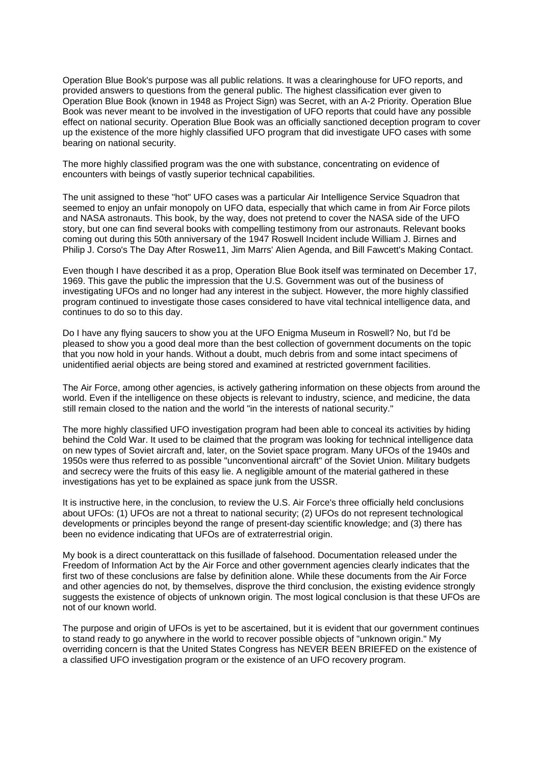Operation Blue Book's purpose was all public relations. It was a clearinghouse for UFO reports, and provided answers to questions from the general public. The highest classification ever given to Operation Blue Book (known in 1948 as Project Sign) was Secret, with an A-2 Priority. Operation Blue Book was never meant to be involved in the investigation of UFO reports that could have any possible effect on national security. Operation Blue Book was an officially sanctioned deception program to cover up the existence of the more highly classified UFO program that did investigate UFO cases with some bearing on national security.

The more highly classified program was the one with substance, concentrating on evidence of encounters with beings of vastly superior technical capabilities.

The unit assigned to these "hot" UFO cases was a particular Air Intelligence Service Squadron that seemed to enjoy an unfair monopoly on UFO data, especially that which came in from Air Force pilots and NASA astronauts. This book, by the way, does not pretend to cover the NASA side of the UFO story, but one can find several books with compelling testimony from our astronauts. Relevant books coming out during this 50th anniversary of the 1947 Roswell Incident include William J. Birnes and Philip J. Corso's The Day After Roswe11, Jim Marrs' Alien Agenda, and Bill Fawcett's Making Contact.

Even though I have described it as a prop, Operation Blue Book itself was terminated on December 17, 1969. This gave the public the impression that the U.S. Government was out of the business of investigating UFOs and no longer had any interest in the subject. However, the more highly classified program continued to investigate those cases considered to have vital technical intelligence data, and continues to do so to this day.

Do I have any flying saucers to show you at the UFO Enigma Museum in Roswell? No, but I'd be pleased to show you a good deal more than the best collection of government documents on the topic that you now hold in your hands. Without a doubt, much debris from and some intact specimens of unidentified aerial objects are being stored and examined at restricted government facilities.

The Air Force, among other agencies, is actively gathering information on these objects from around the world. Even if the intelligence on these objects is relevant to industry, science, and medicine, the data still remain closed to the nation and the world "in the interests of national security."

The more highly classified UFO investigation program had been able to conceal its activities by hiding behind the Cold War. It used to be claimed that the program was looking for technical intelligence data on new types of Soviet aircraft and, later, on the Soviet space program. Many UFOs of the 1940s and 1950s were thus referred to as possible "unconventional aircraft" of the Soviet Union. Military budgets and secrecy were the fruits of this easy lie. A negligible amount of the material gathered in these investigations has yet to be explained as space junk from the USSR.

It is instructive here, in the conclusion, to review the U.S. Air Force's three officially held conclusions about UFOs: (1) UFOs are not a threat to national security; (2) UFOs do not represent technological developments or principles beyond the range of present-day scientific knowledge; and (3) there has been no evidence indicating that UFOs are of extraterrestrial origin.

My book is a direct counterattack on this fusillade of falsehood. Documentation released under the Freedom of Information Act by the Air Force and other government agencies clearly indicates that the first two of these conclusions are false by definition alone. While these documents from the Air Force and other agencies do not, by themselves, disprove the third conclusion, the existing evidence strongly suggests the existence of objects of unknown origin. The most logical conclusion is that these UFOs are not of our known world.

The purpose and origin of UFOs is yet to be ascertained, but it is evident that our government continues to stand ready to go anywhere in the world to recover possible objects of "unknown origin." My overriding concern is that the United States Congress has NEVER BEEN BRIEFED on the existence of a classified UFO investigation program or the existence of an UFO recovery program.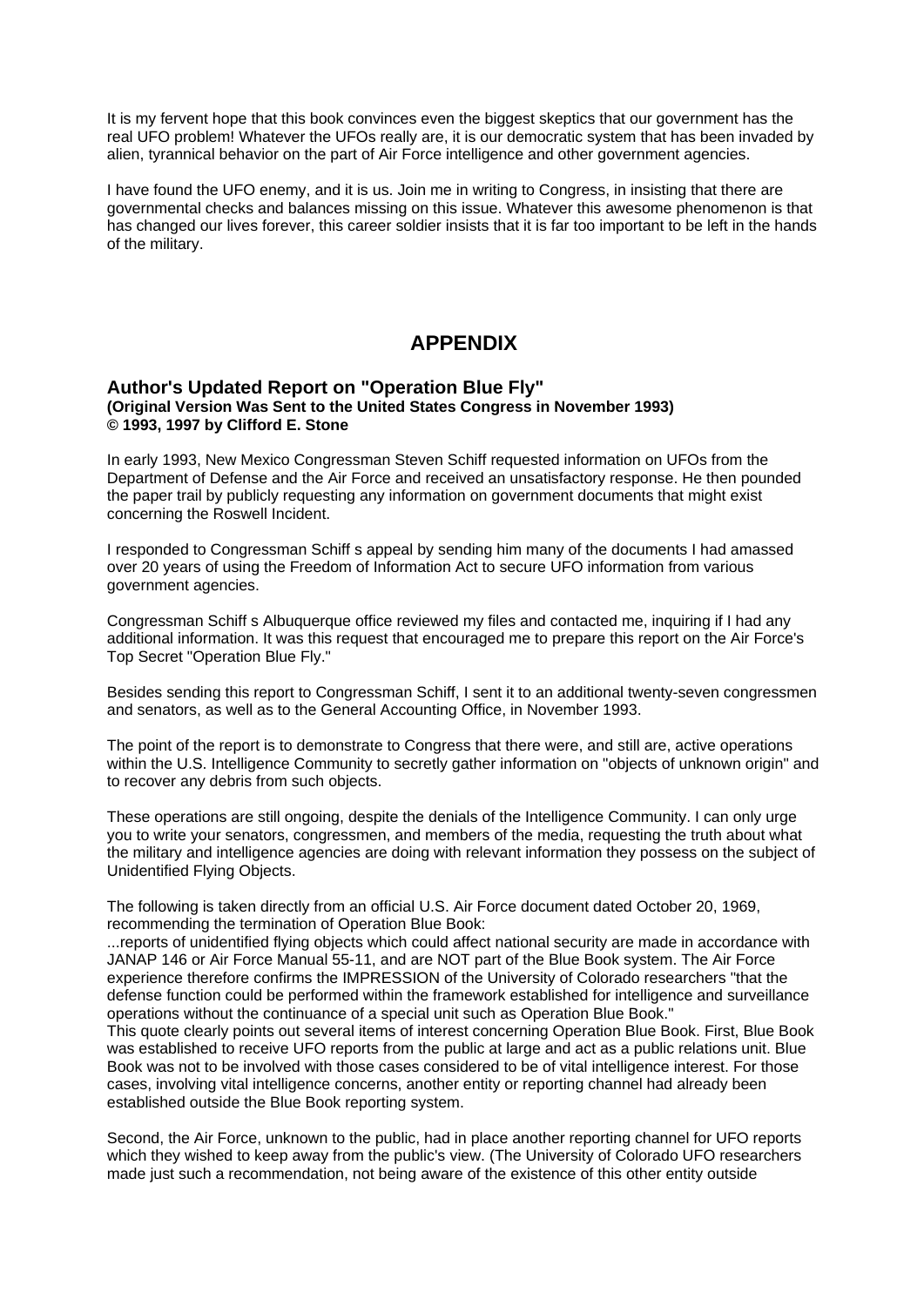It is my fervent hope that this book convinces even the biggest skeptics that our government has the real UFO problem! Whatever the UFOs really are, it is our democratic system that has been invaded by alien, tyrannical behavior on the part of Air Force intelligence and other government agencies.

I have found the UFO enemy, and it is us. Join me in writing to Congress, in insisting that there are governmental checks and balances missing on this issue. Whatever this awesome phenomenon is that has changed our lives forever, this career soldier insists that it is far too important to be left in the hands of the military.

# APPENDIX

## Author's Updated Report on "Operation Blue Fly"

**(Original Version Was Sent to the United States Congress in November 1993)**
**© 1993, 1997 by Clifford E. Stone**

In early 1993, New Mexico Congressman Steven Schiff requested information on UFOs from the Department of Defense and the Air Force and received an unsatisfactory response. He then pounded the paper trail by publicly requesting any information on government documents that might exist concerning the Roswell Incident.

I responded to Congressman Schiff s appeal by sending him many of the documents I had amassed over 20 years of using the Freedom of Information Act to secure UFO information from various government agencies.

Congressman Schiff s Albuquerque office reviewed my files and contacted me, inquiring if I had any additional information. It was this request that encouraged me to prepare this report on the Air Force's Top Secret "Operation Blue Fly."

Besides sending this report to Congressman Schiff, I sent it to an additional twenty-seven congressmen and senators, as well as to the General Accounting Office, in November 1993.

The point of the report is to demonstrate to Congress that there were, and still are, active operations within the U.S. Intelligence Community to secretly gather information on "objects of unknown origin" and to recover any debris from such objects.

These operations are still ongoing, despite the denials of the Intelligence Community. I can only urge you to write your senators, congressmen, and members of the media, requesting the truth about what the military and intelligence agencies are doing with relevant information they possess on the subject of Unidentified Flying Objects.

The following is taken directly from an official U.S. Air Force document dated October 20, 1969, recommending the termination of Operation Blue Book:
...reports of unidentified flying objects which could affect national security are made in accordance with JANAP 146 or Air Force Manual 55-11, and are NOT part of the Blue Book system. The Air Force experience therefore confirms the IMPRESSION of the University of Colorado researchers "that the defense function could be performed within the framework established for intelligence and surveillance operations without the continuance of a special unit such as Operation Blue Book."
This quote clearly points out several items of interest concerning Operation Blue Book. First, Blue Book was established to receive UFO reports from the public at large and act as a public relations unit. Blue Book was not to be involved with those cases considered to be of vital intelligence interest. For those cases, involving vital intelligence concerns, another entity or reporting channel had already been established outside the Blue Book reporting system.

Second, the Air Force, unknown to the public, had in place another reporting channel for UFO reports which they wished to keep away from the public's view. (The University of Colorado UFO researchers made just such a recommendation, not being aware of the existence of this other entity outside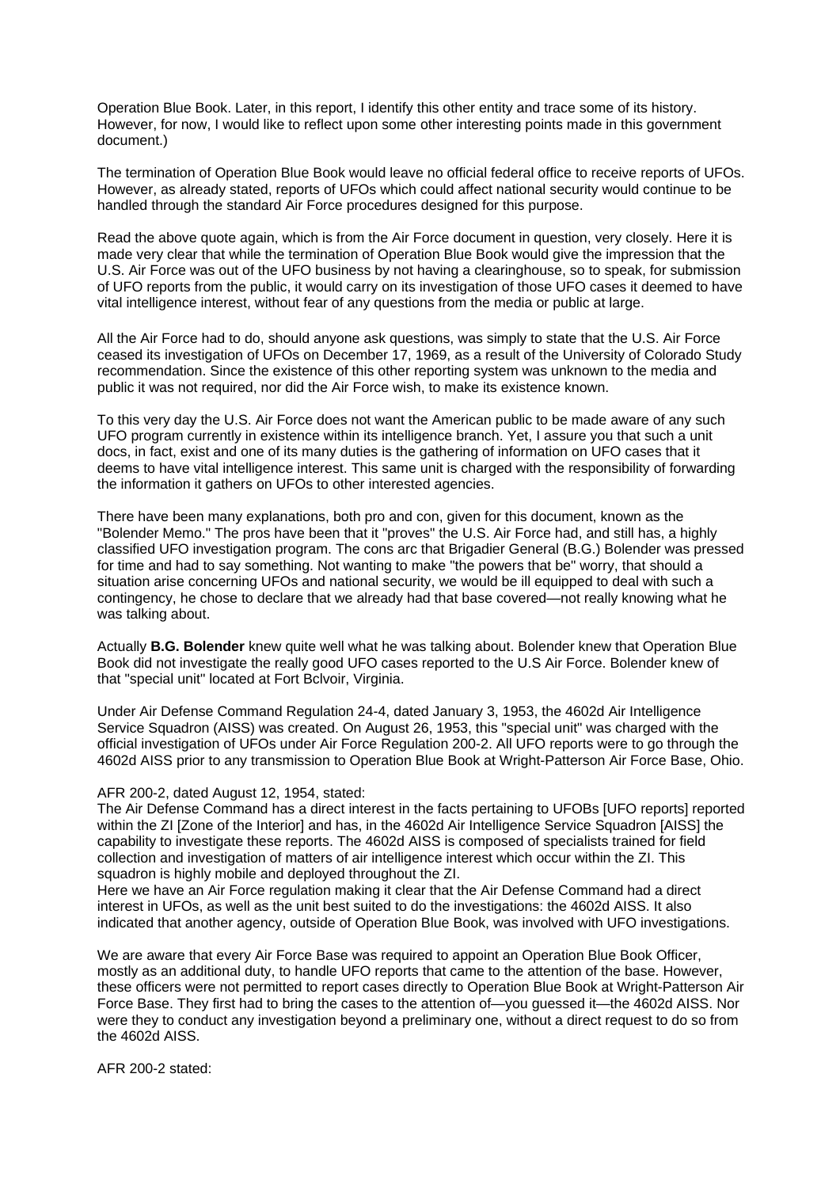Operation Blue Book. Later, in this report, I identify this other entity and trace some of its history. However, for now, I would like to reflect upon some other interesting points made in this government document.)

The termination of Operation Blue Book would leave no official federal office to receive reports of UFOs. However, as already stated, reports of UFOs which could affect national security would continue to be handled through the standard Air Force procedures designed for this purpose.

Read the above quote again, which is from the Air Force document in question, very closely. Here it is made very clear that while the termination of Operation Blue Book would give the impression that the U.S. Air Force was out of the UFO business by not having a clearinghouse, so to speak, for submission of UFO reports from the public, it would carry on its investigation of those UFO cases it deemed to have vital intelligence interest, without fear of any questions from the media or public at large.

All the Air Force had to do, should anyone ask questions, was simply to state that the U.S. Air Force ceased its investigation of UFOs on December 17, 1969, as a result of the University of Colorado Study recommendation. Since the existence of this other reporting system was unknown to the media and public it was not required, nor did the Air Force wish, to make its existence known.

To this very day the U.S. Air Force does not want the American public to be made aware of any such UFO program currently in existence within its intelligence branch. Yet, I assure you that such a unit docs, in fact, exist and one of its many duties is the gathering of information on UFO cases that it deems to have vital intelligence interest. This same unit is charged with the responsibility of forwarding the information it gathers on UFOs to other interested agencies.

There have been many explanations, both pro and con, given for this document, known as the "Bolender Memo." The pros have been that it "proves" the U.S. Air Force had, and still has, a highly classified UFO investigation program. The cons arc that Brigadier General (B.G.) Bolender was pressed for time and had to say something. Not wanting to make "the powers that be" worry, that should a situation arise concerning UFOs and national security, we would be ill equipped to deal with such a contingency, he chose to declare that we already had that base covered—not really knowing what he was talking about.

Actually **B.G. Bolender** knew quite well what he was talking about. Bolender knew that Operation Blue Book did not investigate the really good UFO cases reported to the U.S Air Force. Bolender knew of that "special unit" located at Fort Bclvoir, Virginia.

Under Air Defense Command Regulation 24-4, dated January 3, 1953, the 4602d Air Intelligence Service Squadron (AISS) was created. On August 26, 1953, this "special unit" was charged with the official investigation of UFOs under Air Force Regulation 200-2. All UFO reports were to go through the 4602d AISS prior to any transmission to Operation Blue Book at Wright-Patterson Air Force Base, Ohio.

AFR 200-2, dated August 12, 1954, stated:
The Air Defense Command has a direct interest in the facts pertaining to UFOBs [UFO reports] reported within the ZI [Zone of the Interior] and has, in the 4602d Air Intelligence Service Squadron [AISS] the capability to investigate these reports. The 4602d AISS is composed of specialists trained for field collection and investigation of matters of air intelligence interest which occur within the ZI. This squadron is highly mobile and deployed throughout the ZI.
Here we have an Air Force regulation making it clear that the Air Defense Command had a direct interest in UFOs, as well as the unit best suited to do the investigations: the 4602d AISS. It also indicated that another agency, outside of Operation Blue Book, was involved with UFO investigations.

We are aware that every Air Force Base was required to appoint an Operation Blue Book Officer, mostly as an additional duty, to handle UFO reports that came to the attention of the base. However, these officers were not permitted to report cases directly to Operation Blue Book at Wright-Patterson Air Force Base. They first had to bring the cases to the attention of—you guessed it—the 4602d AISS. Nor were they to conduct any investigation beyond a preliminary one, without a direct request to do so from the 4602d AISS.

AFR 200-2 stated: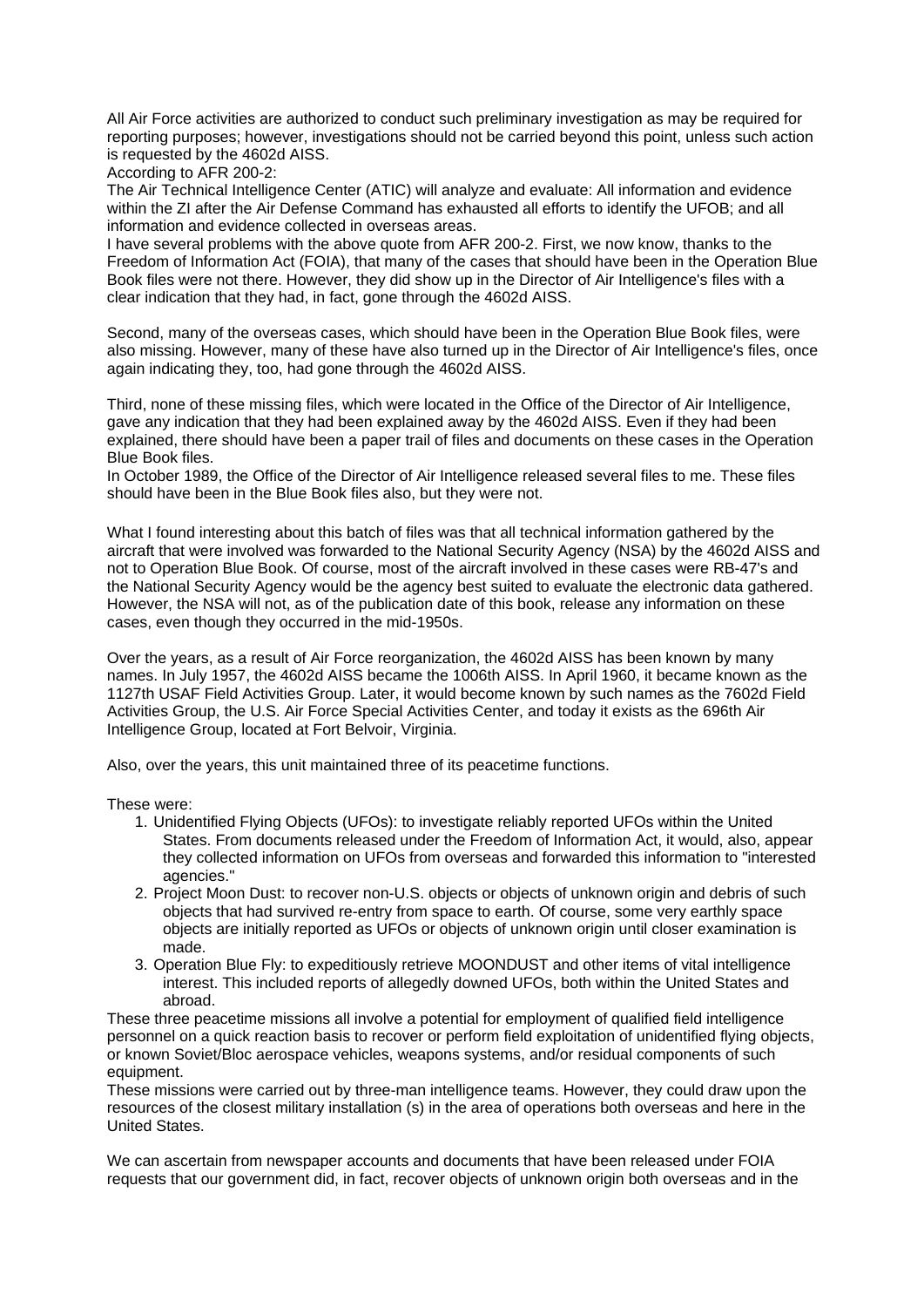All Air Force activities are authorized to conduct such preliminary investigation as may be required for reporting purposes; however, investigations should not be carried beyond this point, unless such action is requested by the 4602d AISS.

According to AFR 200-2:

The Air Technical Intelligence Center (ATIC) will analyze and evaluate: All information and evidence within the ZI after the Air Defense Command has exhausted all efforts to identify the UFOB; and all information and evidence collected in overseas areas.

I have several problems with the above quote from AFR 200-2. First, we now know, thanks to the Freedom of Information Act (FOIA), that many of the cases that should have been in the Operation Blue Book files were not there. However, they did show up in the Director of Air Intelligence's files with a clear indication that they had, in fact, gone through the 4602d AISS.

Second, many of the overseas cases, which should have been in the Operation Blue Book files, were also missing. However, many of these have also turned up in the Director of Air Intelligence's files, once again indicating they, too, had gone through the 4602d AISS.

Third, none of these missing files, which were located in the Office of the Director of Air Intelligence, gave any indication that they had been explained away by the 4602d AISS. Even if they had been explained, there should have been a paper trail of files and documents on these cases in the Operation Blue Book files.

In October 1989, the Office of the Director of Air Intelligence released several files to me. These files should have been in the Blue Book files also, but they were not.

What I found interesting about this batch of files was that all technical information gathered by the aircraft that were involved was forwarded to the National Security Agency (NSA) by the 4602d AISS and not to Operation Blue Book. Of course, most of the aircraft involved in these cases were RB-47's and the National Security Agency would be the agency best suited to evaluate the electronic data gathered. However, the NSA will not, as of the publication date of this book, release any information on these cases, even though they occurred in the mid-1950s.

Over the years, as a result of Air Force reorganization, the 4602d AISS has been known by many names. In July 1957, the 4602d AISS became the 1006th AISS. In April 1960, it became known as the 1127th USAF Field Activities Group. Later, it would become known by such names as the 7602d Field Activities Group, the U.S. Air Force Special Activities Center, and today it exists as the 696th Air Intelligence Group, located at Fort Belvoir, Virginia.

Also, over the years, this unit maintained three of its peacetime functions.

These were:

1. Unidentified Flying Objects (UFOs): to investigate reliably reported UFOs within the United States. From documents released under the Freedom of Information Act, it would, also, appear they collected information on UFOs from overseas and forwarded this information to "interested agencies."
2. Project Moon Dust: to recover non-U.S. objects or objects of unknown origin and debris of such objects that had survived re-entry from space to earth. Of course, some very earthly space objects are initially reported as UFOs or objects of unknown origin until closer examination is made.
3. Operation Blue Fly: to expeditiously retrieve MOONDUST and other items of vital intelligence interest. This included reports of allegedly downed UFOs, both within the United States and abroad.

These three peacetime missions all involve a potential for employment of qualified field intelligence personnel on a quick reaction basis to recover or perform field exploitation of unidentified flying objects, or known Soviet/Bloc aerospace vehicles, weapons systems, and/or residual components of such equipment.

These missions were carried out by three-man intelligence teams. However, they could draw upon the resources of the closest military installation (s) in the area of operations both overseas and here in the United States.

We can ascertain from newspaper accounts and documents that have been released under FOIA requests that our government did, in fact, recover objects of unknown origin both overseas and in the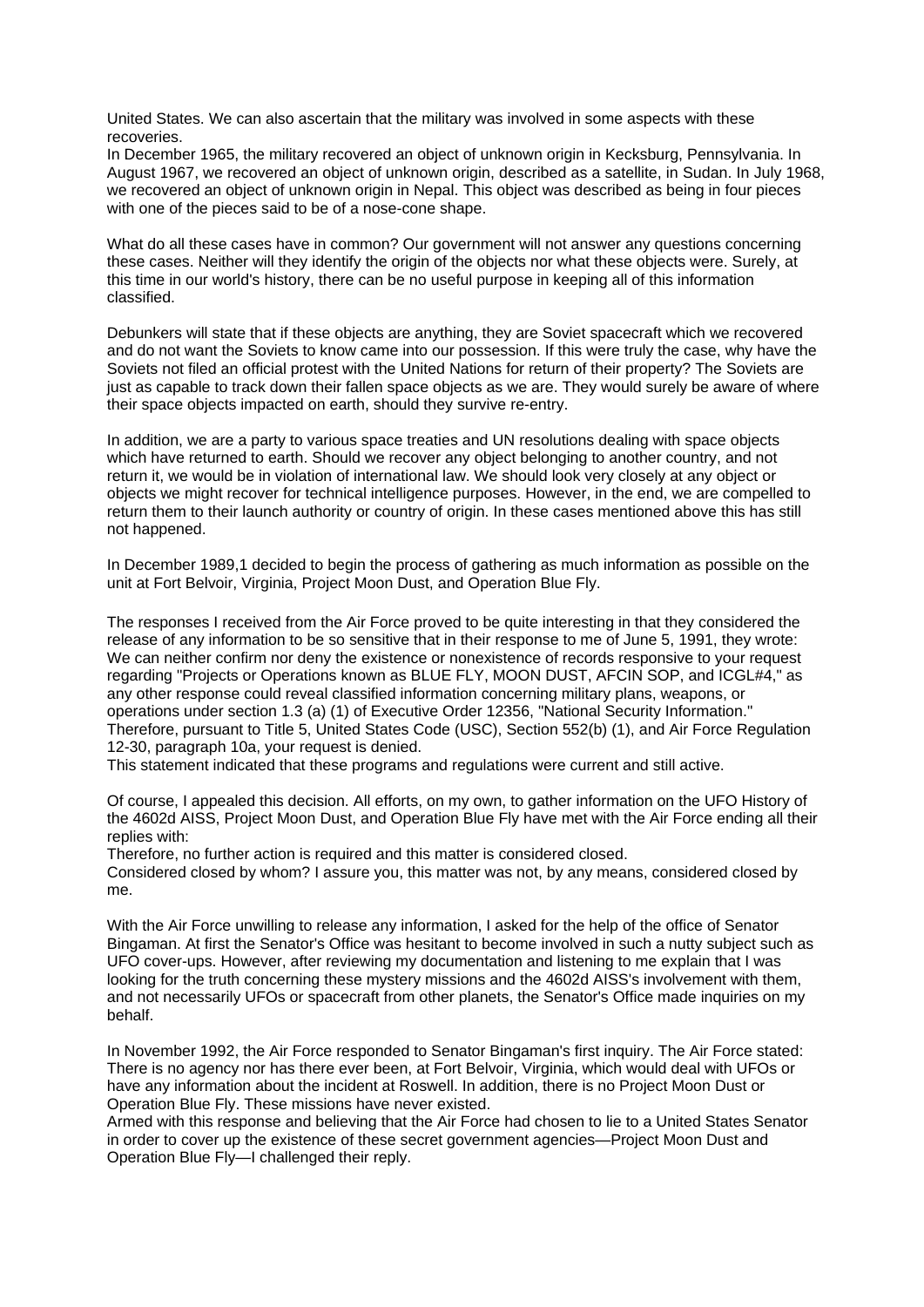United States. We can also ascertain that the military was involved in some aspects with these recoveries.

In December 1965, the military recovered an object of unknown origin in Kecksburg, Pennsylvania. In August 1967, we recovered an object of unknown origin, described as a satellite, in Sudan. In July 1968, we recovered an object of unknown origin in Nepal. This object was described as being in four pieces with one of the pieces said to be of a nose-cone shape.

What do all these cases have in common? Our government will not answer any questions concerning these cases. Neither will they identify the origin of the objects nor what these objects were. Surely, at this time in our world's history, there can be no useful purpose in keeping all of this information classified.

Debunkers will state that if these objects are anything, they are Soviet spacecraft which we recovered and do not want the Soviets to know came into our possession. If this were truly the case, why have the Soviets not filed an official protest with the United Nations for return of their property? The Soviets are just as capable to track down their fallen space objects as we are. They would surely be aware of where their space objects impacted on earth, should they survive re-entry.

In addition, we are a party to various space treaties and UN resolutions dealing with space objects which have returned to earth. Should we recover any object belonging to another country, and not return it, we would be in violation of international law. We should look very closely at any object or objects we might recover for technical intelligence purposes. However, in the end, we are compelled to return them to their launch authority or country of origin. In these cases mentioned above this has still not happened.

In December 1989,1 decided to begin the process of gathering as much information as possible on the unit at Fort Belvoir, Virginia, Project Moon Dust, and Operation Blue Fly.

The responses I received from the Air Force proved to be quite interesting in that they considered the release of any information to be so sensitive that in their response to me of June 5, 1991, they wrote:
We can neither confirm nor deny the existence or nonexistence of records responsive to your request regarding "Projects or Operations known as BLUE FLY, MOON DUST, AFCIN SOP, and ICGL#4," as any other response could reveal classified information concerning military plans, weapons, or operations under section 1.3 (a) (1) of Executive Order 12356, "National Security Information." Therefore, pursuant to Title 5, United States Code (USC), Section 552(b) (1), and Air Force Regulation 12-30, paragraph 10a, your request is denied.
This statement indicated that these programs and regulations were current and still active.

Of course, I appealed this decision. All efforts, on my own, to gather information on the UFO History of the 4602d AISS, Project Moon Dust, and Operation Blue Fly have met with the Air Force ending all their replies with:
Therefore, no further action is required and this matter is considered closed.
Considered closed by whom? I assure you, this matter was not, by any means, considered closed by me.

With the Air Force unwilling to release any information, I asked for the help of the office of Senator Bingaman. At first the Senator's Office was hesitant to become involved in such a nutty subject such as UFO cover-ups. However, after reviewing my documentation and listening to me explain that I was looking for the truth concerning these mystery missions and the 4602d AISS's involvement with them, and not necessarily UFOs or spacecraft from other planets, the Senator's Office made inquiries on my behalf.

In November 1992, the Air Force responded to Senator Bingaman's first inquiry. The Air Force stated:
There is no agency nor has there ever been, at Fort Belvoir, Virginia, which would deal with UFOs or have any information about the incident at Roswell. In addition, there is no Project Moon Dust or Operation Blue Fly. These missions have never existed.
Armed with this response and believing that the Air Force had chosen to lie to a United States Senator in order to cover up the existence of these secret government agencies—Project Moon Dust and Operation Blue Fly—I challenged their reply.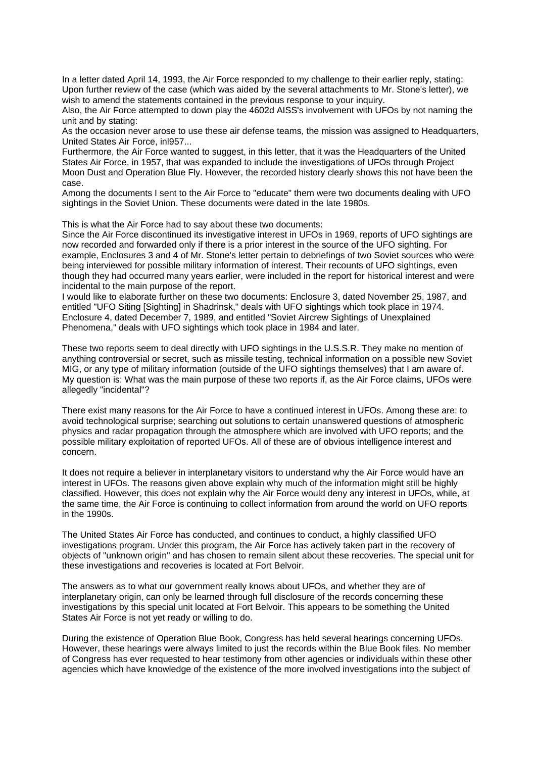In a letter dated April 14, 1993, the Air Force responded to my challenge to their earlier reply, stating:
Upon further review of the case (which was aided by the several attachments to Mr. Stone's letter), we wish to amend the statements contained in the previous response to your inquiry.
Also, the Air Force attempted to down play the 4602d AISS's involvement with UFOs by not naming the unit and by stating:
As the occasion never arose to use these air defense teams, the mission was assigned to Headquarters, United States Air Force, inl957...
Furthermore, the Air Force wanted to suggest, in this letter, that it was the Headquarters of the United States Air Force, in 1957, that was expanded to include the investigations of UFOs through Project Moon Dust and Operation Blue Fly. However, the recorded history clearly shows this not have been the case.
Among the documents I sent to the Air Force to "educate" them were two documents dealing with UFO sightings in the Soviet Union. These documents were dated in the late 1980s.

This is what the Air Force had to say about these two documents:
Since the Air Force discontinued its investigative interest in UFOs in 1969, reports of UFO sightings are now recorded and forwarded only if there is a prior interest in the source of the UFO sighting. For example, Enclosures 3 and 4 of Mr. Stone's letter pertain to debriefings of two Soviet sources who were being interviewed for possible military information of interest. Their recounts of UFO sightings, even though they had occurred many years earlier, were included in the report for historical interest and were incidental to the main purpose of the report.
I would like to elaborate further on these two documents: Enclosure 3, dated November 25, 1987, and entitled "UFO Siting [Sighting] in Shadrinsk," deals with UFO sightings which took place in 1974. Enclosure 4, dated December 7, 1989, and entitled "Soviet Aircrew Sightings of Unexplained Phenomena," deals with UFO sightings which took place in 1984 and later.

These two reports seem to deal directly with UFO sightings in the U.S.S.R. They make no mention of anything controversial or secret, such as missile testing, technical information on a possible new Soviet MIG, or any type of military information (outside of the UFO sightings themselves) that I am aware of. My question is: What was the main purpose of these two reports if, as the Air Force claims, UFOs were allegedly "incidental"?

There exist many reasons for the Air Force to have a continued interest in UFOs. Among these are: to avoid technological surprise; searching out solutions to certain unanswered questions of atmospheric physics and radar propagation through the atmosphere which are involved with UFO reports; and the possible military exploitation of reported UFOs. All of these are of obvious intelligence interest and concern.

It does not require a believer in interplanetary visitors to understand why the Air Force would have an interest in UFOs. The reasons given above explain why much of the information might still be highly classified. However, this does not explain why the Air Force would deny any interest in UFOs, while, at the same time, the Air Force is continuing to collect information from around the world on UFO reports in the 1990s.

The United States Air Force has conducted, and continues to conduct, a highly classified UFO investigations program. Under this program, the Air Force has actively taken part in the recovery of objects of "unknown origin" and has chosen to remain silent about these recoveries. The special unit for these investigations and recoveries is located at Fort Belvoir.

The answers as to what our government really knows about UFOs, and whether they are of interplanetary origin, can only be learned through full disclosure of the records concerning these investigations by this special unit located at Fort Belvoir. This appears to be something the United States Air Force is not yet ready or willing to do.

During the existence of Operation Blue Book, Congress has held several hearings concerning UFOs. However, these hearings were always limited to just the records within the Blue Book files. No member of Congress has ever requested to hear testimony from other agencies or individuals within these other agencies which have knowledge of the existence of the more involved investigations into the subject of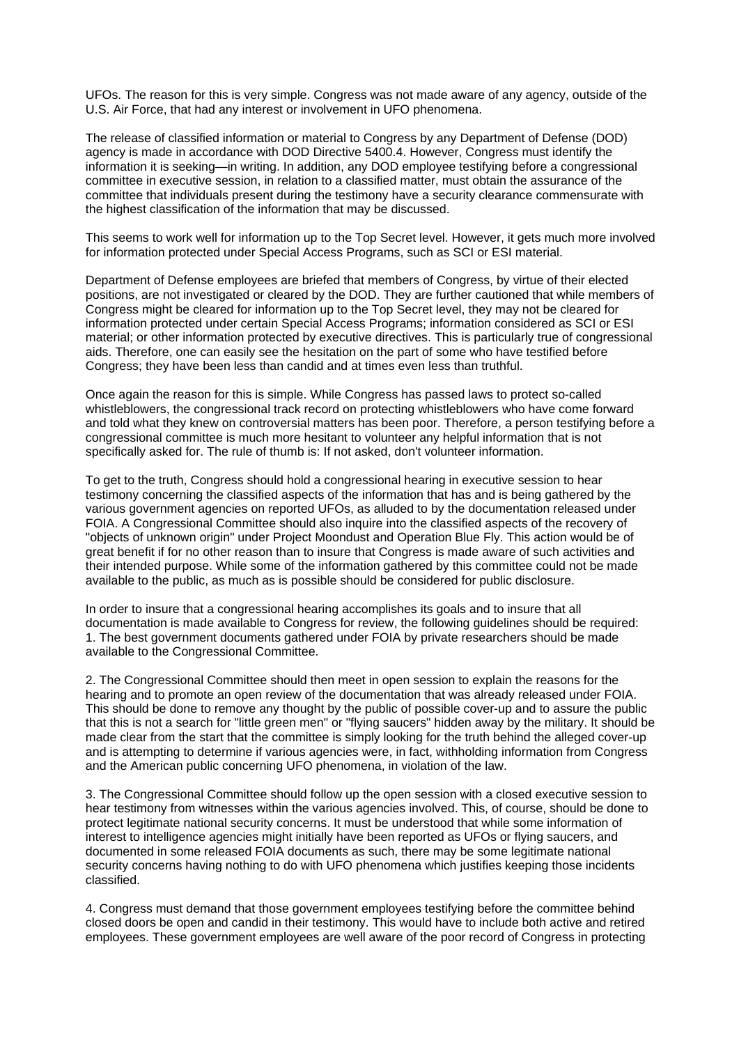UFOs. The reason for this is very simple. Congress was not made aware of any agency, outside of the U.S. Air Force, that had any interest or involvement in UFO phenomena.

The release of classified information or material to Congress by any Department of Defense (DOD) agency is made in accordance with DOD Directive 5400.4. However, Congress must identify the information it is seeking—in writing. In addition, any DOD employee testifying before a congressional committee in executive session, in relation to a classified matter, must obtain the assurance of the committee that individuals present during the testimony have a security clearance commensurate with the highest classification of the information that may be discussed.

This seems to work well for information up to the Top Secret level. However, it gets much more involved for information protected under Special Access Programs, such as SCI or ESI material.

Department of Defense employees are briefed that members of Congress, by virtue of their elected positions, are not investigated or cleared by the DOD. They are further cautioned that while members of Congress might be cleared for information up to the Top Secret level, they may not be cleared for information protected under certain Special Access Programs; information considered as SCI or ESI material; or other information protected by executive directives. This is particularly true of congressional aids. Therefore, one can easily see the hesitation on the part of some who have testified before Congress; they have been less than candid and at times even less than truthful.

Once again the reason for this is simple. While Congress has passed laws to protect so-called whistleblowers, the congressional track record on protecting whistleblowers who have come forward and told what they knew on controversial matters has been poor. Therefore, a person testifying before a congressional committee is much more hesitant to volunteer any helpful information that is not specifically asked for. The rule of thumb is: If not asked, don't volunteer information.

To get to the truth, Congress should hold a congressional hearing in executive session to hear testimony concerning the classified aspects of the information that has and is being gathered by the various government agencies on reported UFOs, as alluded to by the documentation released under FOIA. A Congressional Committee should also inquire into the classified aspects of the recovery of "objects of unknown origin" under Project Moondust and Operation Blue Fly. This action would be of great benefit if for no other reason than to insure that Congress is made aware of such activities and their intended purpose. While some of the information gathered by this committee could not be made available to the public, as much as is possible should be considered for public disclosure.

In order to insure that a congressional hearing accomplishes its goals and to insure that all documentation is made available to Congress for review, the following guidelines should be required:

1. The best government documents gathered under FOIA by private researchers should be made available to the Congressional Committee.

2. The Congressional Committee should then meet in open session to explain the reasons for the hearing and to promote an open review of the documentation that was already released under FOIA. This should be done to remove any thought by the public of possible cover-up and to assure the public that this is not a search for "little green men" or "flying saucers" hidden away by the military. It should be made clear from the start that the committee is simply looking for the truth behind the alleged cover-up and is attempting to determine if various agencies were, in fact, withholding information from Congress and the American public concerning UFO phenomena, in violation of the law.

3. The Congressional Committee should follow up the open session with a closed executive session to hear testimony from witnesses within the various agencies involved. This, of course, should be done to protect legitimate national security concerns. It must be understood that while some information of interest to intelligence agencies might initially have been reported as UFOs or flying saucers, and documented in some released FOIA documents as such, there may be some legitimate national security concerns having nothing to do with UFO phenomena which justifies keeping those incidents classified.

4. Congress must demand that those government employees testifying before the committee behind closed doors be open and candid in their testimony. This would have to include both active and retired employees. These government employees are well aware of the poor record of Congress in protecting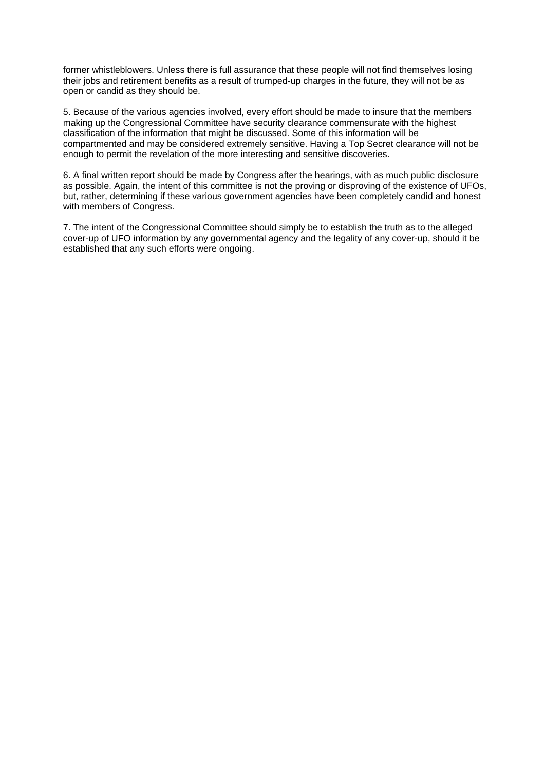former whistleblowers. Unless there is full assurance that these people will not find themselves losing their jobs and retirement benefits as a result of trumped-up charges in the future, they will not be as open or candid as they should be.

5. Because of the various agencies involved, every effort should be made to insure that the members making up the Congressional Committee have security clearance commensurate with the highest classification of the information that might be discussed. Some of this information will be compartmented and may be considered extremely sensitive. Having a Top Secret clearance will not be enough to permit the revelation of the more interesting and sensitive discoveries.

6. A final written report should be made by Congress after the hearings, with as much public disclosure as possible. Again, the intent of this committee is not the proving or disproving of the existence of UFOs, but, rather, determining if these various government agencies have been completely candid and honest with members of Congress.

7. The intent of the Congressional Committee should simply be to establish the truth as to the alleged cover-up of UFO information by any governmental agency and the legality of any cover-up, should it be established that any such efforts were ongoing.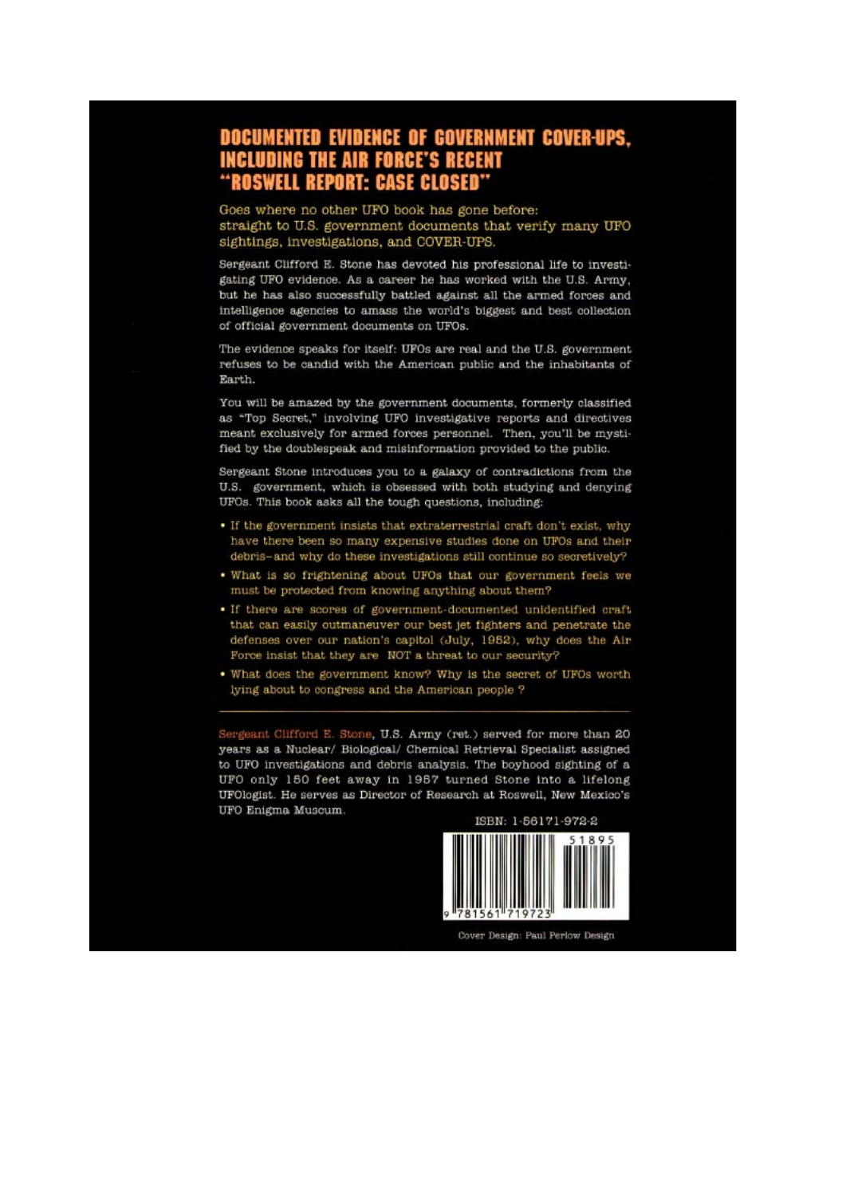# DOCUMENTED EVIDENCE OF GOVERNMENT COVER-UPS, INCLUDING THE AIR FORCE'S RECENT "ROSWELL REPORT: CASE CLOSED"

Goes where no other UFO book has gone before: straight to U.S. government documents that verify many UFO sightings, investigations, and COVER-UPS.

Sergeant Clifford E. Stone has devoted his professional life to investigating UFO evidence. As a career he has worked with the U.S. Army, but he has also successfully battled against all the armed forces and intelligence agencies to amass the world's biggest and best collection of official government documents on UFOs.

The evidence speaks for itself: UFOs are real and the U.S. government refuses to be candid with the American public and the inhabitants of Earth.

You will be amazed by the government documents, formerly classified as "Top Secret," involving UFO investigative reports and directives meant exclusively for armed forces personnel. Then, you'll be mystified by the doublespeak and misinformation provided to the public.

Sergeant Stone introduces you to a galaxy of contradictions from the U.S. government, which is obsessed with both studying and denying UFOs. This book asks all the tough questions, including:

- If the government insists that extraterrestrial craft don't exist, why have there been so many expensive studies done on UFOs and their debris–and why do these investigations still continue so secretively?
- What is so frightening about UFOs that our government feels we must be protected from knowing anything about them?
- If there are scores of government-documented unidentified craft that can easily outmaneuver our best jet fighters and penetrate the defenses over our nation's capitol (July, 1952), why does the Air Force insist that they are NOT a threat to our security?
- What does the government know? Why is the secret of UFOs worth lying about to congress and the American people ?

---

Sergeant Clifford E. Stone, U.S. Army (ret.) served for more than 20 years as a Nuclear/ Biological/ Chemical Retrieval Specialist assigned to UFO investigations and debris analysis. The boyhood sighting of a UFO only 150 feet away in 1957 turned Stone into a lifelong UFOlogist. He serves as Director of Research at Roswell, New Mexico's UFO Enigma Museum.

ISBN: 1-56171-972-2

51895

9 781561 719723

Cover Design: Paul Perlow Design